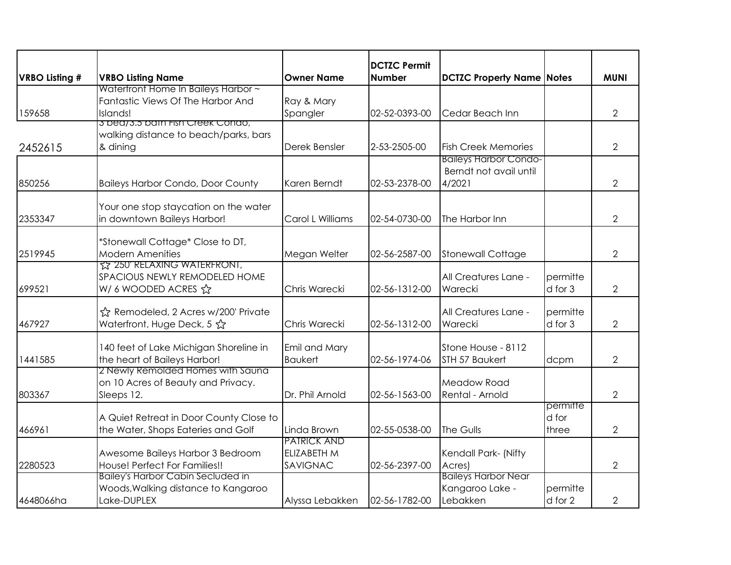| VRBO Listing # | VRBO Listing Name | Owner Name | DCTZC Permit Number | DCTZC Property Name | Notes | MUNI |
|---|---|---|---|---|---|---|
| 159658 | Waterfront Home In Baileys Harbor ~ Fantastic Views Of The Harbor And Islands! | Ray & Mary Spangler | 02-52-0393-00 | Cedar Beach Inn | | 2 |
| 2452615 | 3 bed/3.5 bath Fish Creek Condo, walking distance to beach/parks, bars & dining | Derek Bensler | 2-53-2505-00 | Fish Creek Memories | | 2 |
| 850256 | Baileys Harbor Condo, Door County | Karen Berndt | 02-53-2378-00 | Baileys Harbor Condo- Berndt not avail until 4/2021 | | 2 |
| 2353347 | Your one stop staycation on the water in downtown Baileys Harbor! | Carol L Williams | 02-54-0730-00 | The Harbor Inn | | 2 |
| 2519945 | *Stonewall Cottage* Close to DT, Modern Amenities | Megan Welter | 02-56-2587-00 | Stonewall Cottage | | 2 |
| 699521 | ☆ 250' RELAXING WATERFRONT, SPACIOUS NEWLY REMODELED HOME W/ 6 WOODED ACRES ☆ | Chris Warecki | 02-56-1312-00 | All Creatures Lane - Warecki | permitted for 3 | 2 |
| 467927 | ☆ Remodeled, 2 Acres w/200' Private Waterfront, Huge Deck, 5 ☆ | Chris Warecki | 02-56-1312-00 | All Creatures Lane - Warecki | permitted for 3 | 2 |
| 1441585 | 140 feet of Lake Michigan Shoreline in the heart of Baileys Harbor! | Emil and Mary Baukert | 02-56-1974-06 | Stone House - 8112 STH 57 Baukert | dcpm | 2 |
| 803367 | 2 Newly Remolded Homes with Sauna on 10 Acres of Beauty and Privacy. Sleeps 12. | Dr. Phil Arnold | 02-56-1563-00 | Meadow Road Rental - Arnold | | 2 |
| 466961 | A Quiet Retreat in Door County Close to the Water, Shops Eateries and Golf | Linda Brown | 02-55-0538-00 | The Gulls | permitted for three | 2 |
| 2280523 | Awesome Baileys Harbor 3 Bedroom House! Perfect For Families!! | PATRICK AND ELIZABETH M SAVIGNAC | 02-56-2397-00 | Kendall Park- (Nifty Acres) | | 2 |
| 4648066ha | Bailey's Harbor Cabin Secluded in Woods,Walking distance to Kangaroo Lake-DUPLEX | Alyssa Lebakken | 02-56-1782-00 | Baileys Harbor Near Kangaroo Lake - Lebakken | permitted for 2 | 2 |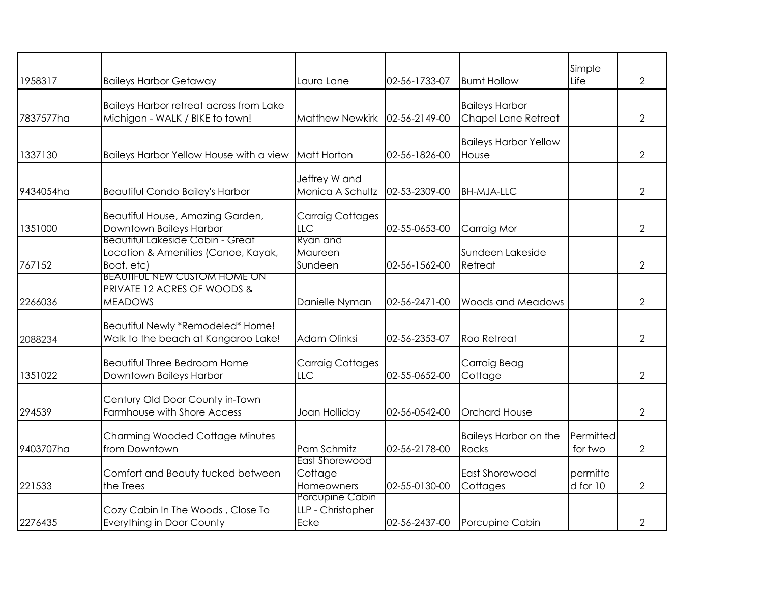| | | | | | | |
|---|---|---|---|---|---|---|
| 1958317 | Baileys Harbor Getaway | Laura Lane | 02-56-1733-07 | Burnt Hollow | Simple Life | 2 |
| 7837577ha | Baileys Harbor retreat across from Lake Michigan - WALK / BIKE to town! | Matthew Newkirk | 02-56-2149-00 | Baileys Harbor Chapel Lane Retreat | | 2 |
| 1337130 | Baileys Harbor Yellow House with a view | Matt Horton | 02-56-1826-00 | Baileys Harbor Yellow House | | 2 |
| 9434054ha | Beautiful Condo Bailey's Harbor | Jeffrey W and Monica A Schultz | 02-53-2309-00 | BH-MJA-LLC | | 2 |
| 1351000 | Beautiful House, Amazing Garden, Downtown Baileys Harbor | Carraig Cottages LLC | 02-55-0653-00 | Carraig Mor | | 2 |
| 767152 | Beautiful Lakeside Cabin - Great Location & Amenities (Canoe, Kayak, Boat, etc) | Ryan and Maureen Sundeen | 02-56-1562-00 | Sundeen Lakeside Retreat | | 2 |
| 2266036 | BEAUTIFUL NEW CUSTOM HOME ON PRIVATE 12 ACRES OF WOODS & MEADOWS | Danielle Nyman | 02-56-2471-00 | Woods and Meadows | | 2 |
| 2088234 | Beautiful Newly *Remodeled* Home! Walk to the beach at Kangaroo Lake! | Adam Olinksi | 02-56-2353-07 | Roo Retreat | | 2 |
| 1351022 | Beautiful Three Bedroom Home Downtown Baileys Harbor | Carraig Cottages LLC | 02-55-0652-00 | Carraig Beag Cottage | | 2 |
| 294539 | Century Old Door County in-Town Farmhouse with Shore Access | Joan Holliday | 02-56-0542-00 | Orchard House | | 2 |
| 9403707ha | Charming Wooded Cottage Minutes from Downtown | Pam Schmitz | 02-56-2178-00 | Baileys Harbor on the Rocks | Permitted for two | 2 |
| 221533 | Comfort and Beauty tucked between the Trees | East Shorewood Cottage Homeowners | 02-55-0130-00 | East Shorewood Cottages | permitted for 10 | 2 |
| 2276435 | Cozy Cabin In The Woods , Close To Everything in Door County | Porcupine Cabin LLP - Christopher Ecke | 02-56-2437-00 | Porcupine Cabin | | 2 |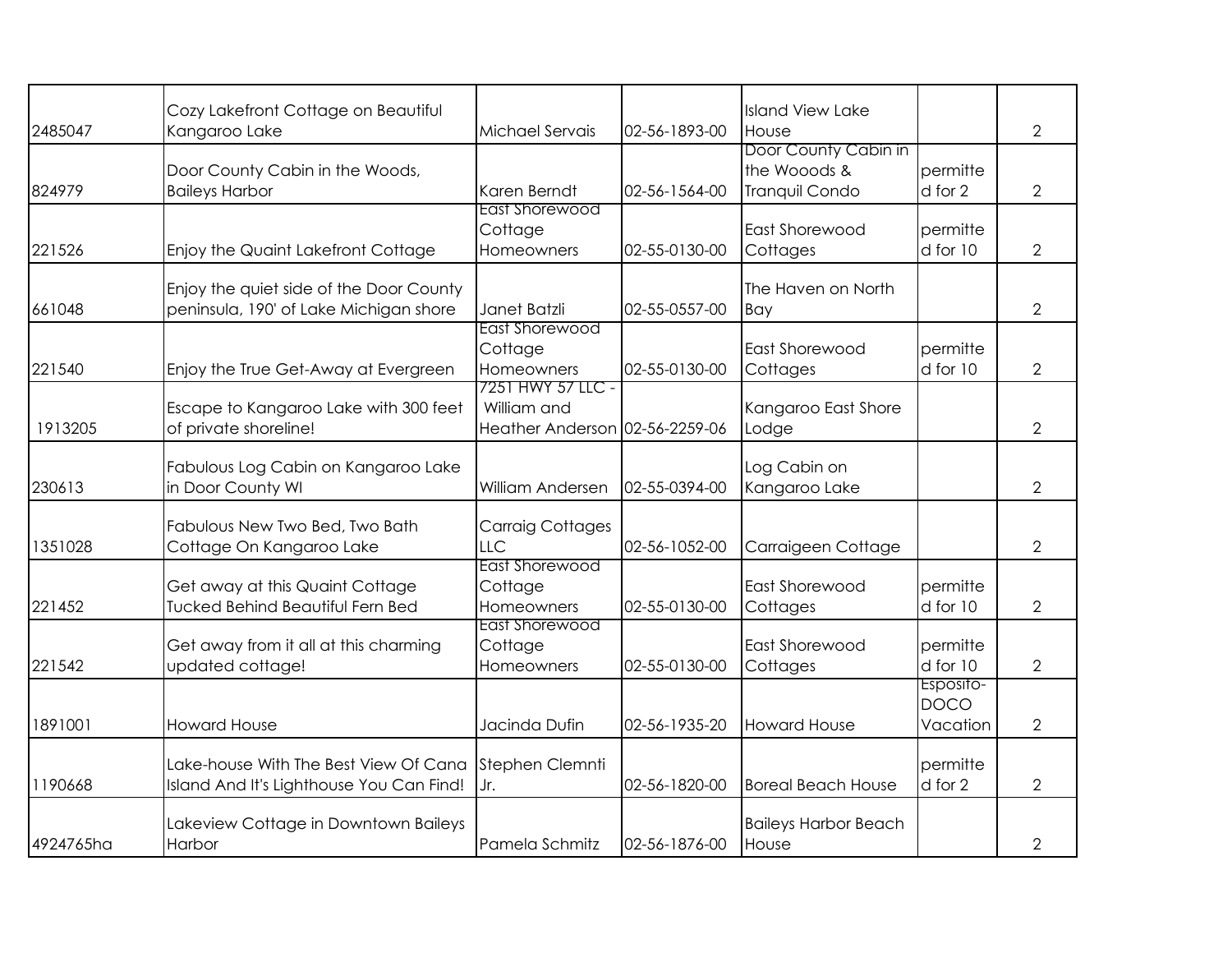| | | | | | | |
|---|---|---|---|---|---|---|
| 2485047 | Cozy Lakefront Cottage on Beautiful Kangaroo Lake | Michael Servais | 02-56-1893-00 | Island View Lake House | | 2 |
| 824979 | Door County Cabin in the Woods, Baileys Harbor | Karen Berndt | 02-56-1564-00 | Door County Cabin in the Wooods & Tranquil Condo | permitted for 2 | 2 |
| 221526 | Enjoy the Quaint Lakefront Cottage | East Shorewood Cottage Homeowners | 02-55-0130-00 | East Shorewood Cottages | permitted for 10 | 2 |
| 661048 | Enjoy the quiet side of the Door County peninsula, 190' of Lake Michigan shore | Janet Batzli | 02-55-0557-00 | The Haven on North Bay | | 2 |
| 221540 | Enjoy the True Get-Away at Evergreen | East Shorewood Cottage Homeowners | 02-55-0130-00 | East Shorewood Cottages | permitted for 10 | 2 |
| 1913205 | Escape to Kangaroo Lake with 300 feet of private shoreline! | 7251 HWY 57 LLC - William and Heather Anderson | 02-56-2259-06 | Kangaroo East Shore Lodge | | 2 |
| 230613 | Fabulous Log Cabin on Kangaroo Lake in Door County WI | William Andersen | 02-55-0394-00 | Log Cabin on Kangaroo Lake | | 2 |
| 1351028 | Fabulous New Two Bed, Two Bath Cottage On Kangaroo Lake | Carraig Cottages LLC | 02-56-1052-00 | Carraigeen Cottage | | 2 |
| 221452 | Get away at this Quaint Cottage Tucked Behind Beautiful Fern Bed | East Shorewood Cottage Homeowners | 02-55-0130-00 | East Shorewood Cottages | permitted for 10 | 2 |
| 221542 | Get away from it all at this charming updated cottage! | East Shorewood Cottage Homeowners | 02-55-0130-00 | East Shorewood Cottages | permitted for 10 | 2 |
| 1891001 | Howard House | Jacinda Dufin | 02-56-1935-20 | Howard House | Esposito-DOCO Vacation | 2 |
| 1190668 | Lake-house With The Best View Of Cana Island And It's Lighthouse You Can Find! | Stephen Clemnti Jr. | 02-56-1820-00 | Boreal Beach House | permitted for 2 | 2 |
| 4924765ha | Lakeview Cottage in Downtown Baileys Harbor | Pamela Schmitz | 02-56-1876-00 | Baileys Harbor Beach House | | 2 |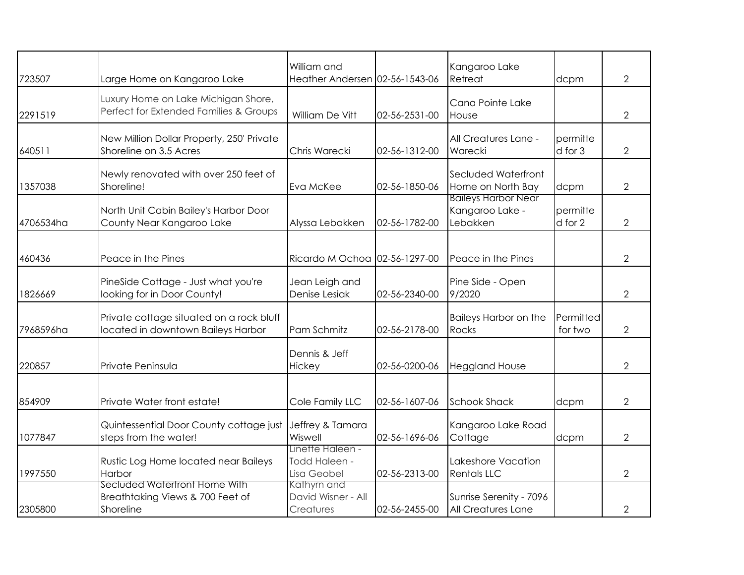| | | | | | | |
|---|---|---|---|---|---|---|
| 723507 | Large Home on Kangaroo Lake | William and Heather Andersen | 02-56-1543-06 | Kangaroo Lake Retreat | dcpm | 2 |
| 2291519 | Luxury Home on Lake Michigan Shore, Perfect for Extended Families & Groups | William De Vitt | 02-56-2531-00 | Cana Pointe Lake House | | 2 |
| 640511 | New Million Dollar Property, 250' Private Shoreline on 3.5 Acres | Chris Warecki | 02-56-1312-00 | All Creatures Lane - Warecki | permitted for 3 | 2 |
| 1357038 | Newly renovated with over 250 feet of Shoreline! | Eva McKee | 02-56-1850-06 | Secluded Waterfront Home on North Bay | dcpm | 2 |
| 4706534ha | North Unit Cabin Bailey's Harbor Door County Near Kangaroo Lake | Alyssa Lebakken | 02-56-1782-00 | Baileys Harbor Near Kangaroo Lake - Lebakken | permitted for 2 | 2 |
| 460436 | Peace in the Pines | Ricardo M Ochoa | 02-56-1297-00 | Peace in the Pines | | 2 |
| 1826669 | PineSide Cottage - Just what you're looking for in Door County! | Jean Leigh and Denise Lesiak | 02-56-2340-00 | Pine Side - Open 9/2020 | | 2 |
| 7968596ha | Private cottage situated on a rock bluff located in downtown Baileys Harbor | Pam Schmitz | 02-56-2178-00 | Baileys Harbor on the Rocks | Permitted for two | 2 |
| 220857 | Private Peninsula | Dennis & Jeff Hickey | 02-56-0200-06 | Heggland House | | 2 |
| 854909 | Private Water front estate! | Cole Family LLC | 02-56-1607-06 | Schook Shack | dcpm | 2 |
| 1077847 | Quintessential Door County cottage just steps from the water! | Jeffrey & Tamara Wiswell | 02-56-1696-06 | Kangaroo Lake Road Cottage | dcpm | 2 |
| 1997550 | Rustic Log Home located near Baileys Harbor | Linette Haleen - Todd Haleen - Lisa Geobel | 02-56-2313-00 | Lakeshore Vacation Rentals LLC | | 2 |
| 2305800 | Secluded Waterfront Home With Breathtaking Views & 700 Feet of Shoreline | Kathyrn and David Wisner - All Creatures | 02-56-2455-00 | Sunrise Serenity - 7096 All Creatures Lane | | 2 |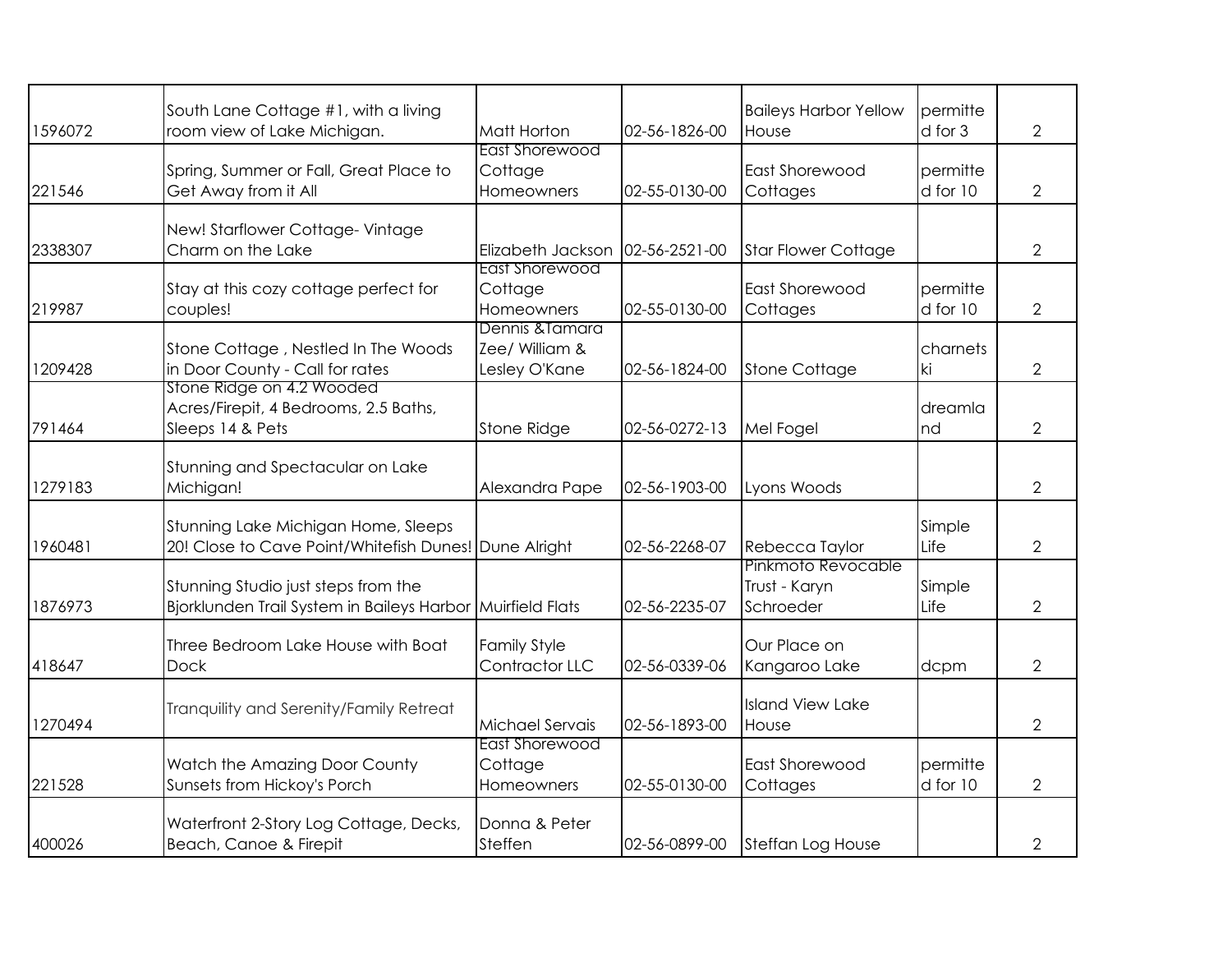| | | | | | | |
|---|---|---|---|---|---|---|
| 1596072 | South Lane Cottage #1, with a living room view of Lake Michigan. | Matt Horton | 02-56-1826-00 | Baileys Harbor Yellow House | permitted for 3 | 2 |
| 221546 | Spring, Summer or Fall, Great Place to Get Away from it All | East Shorewood Cottage Homeowners | 02-55-0130-00 | East Shorewood Cottages | permitted for 10 | 2 |
| 2338307 | New! Starflower Cottage- Vintage Charm on the Lake | Elizabeth Jackson | 02-56-2521-00 | Star Flower Cottage | | 2 |
| 219987 | Stay at this cozy cottage perfect for couples! | East Shorewood Cottage Homeowners | 02-55-0130-00 | East Shorewood Cottages | permitted for 10 | 2 |
| 1209428 | Stone Cottage , Nestled In The Woods in Door County - Call for rates | Dennis &Tamara Zee/ William & Lesley O'Kane | 02-56-1824-00 | Stone Cottage | charnetski | 2 |
| 791464 | Stone Ridge on 4.2 Wooded Acres/Firepit, 4 Bedrooms, 2.5 Baths, Sleeps 14 & Pets | Stone Ridge | 02-56-0272-13 | Mel Fogel | dreamland | 2 |
| 1279183 | Stunning and Spectacular on Lake Michigan! | Alexandra Pape | 02-56-1903-00 | Lyons Woods | | 2 |
| 1960481 | Stunning Lake Michigan Home, Sleeps 20! Close to Cave Point/Whitefish Dunes! | Dune Alright | 02-56-2268-07 | Rebecca Taylor | Simple Life | 2 |
| 1876973 | Stunning Studio just steps from the Bjorklunden Trail System in Baileys Harbor | Muirfield Flats | 02-56-2235-07 | Pinkmoto Revocable Trust - Karyn Schroeder | Simple Life | 2 |
| 418647 | Three Bedroom Lake House with Boat Dock | Family Style Contractor LLC | 02-56-0339-06 | Our Place on Kangaroo Lake | dcpm | 2 |
| 1270494 | Tranquility and Serenity/Family Retreat | Michael Servais | 02-56-1893-00 | Island View Lake House | | 2 |
| 221528 | Watch the Amazing Door County Sunsets from Hickoy's Porch | East Shorewood Cottage Homeowners | 02-55-0130-00 | East Shorewood Cottages | permitted for 10 | 2 |
| 400026 | Waterfront 2-Story Log Cottage, Decks, Beach, Canoe & Firepit | Donna & Peter Steffen | 02-56-0899-00 | Steffan Log House | | 2 |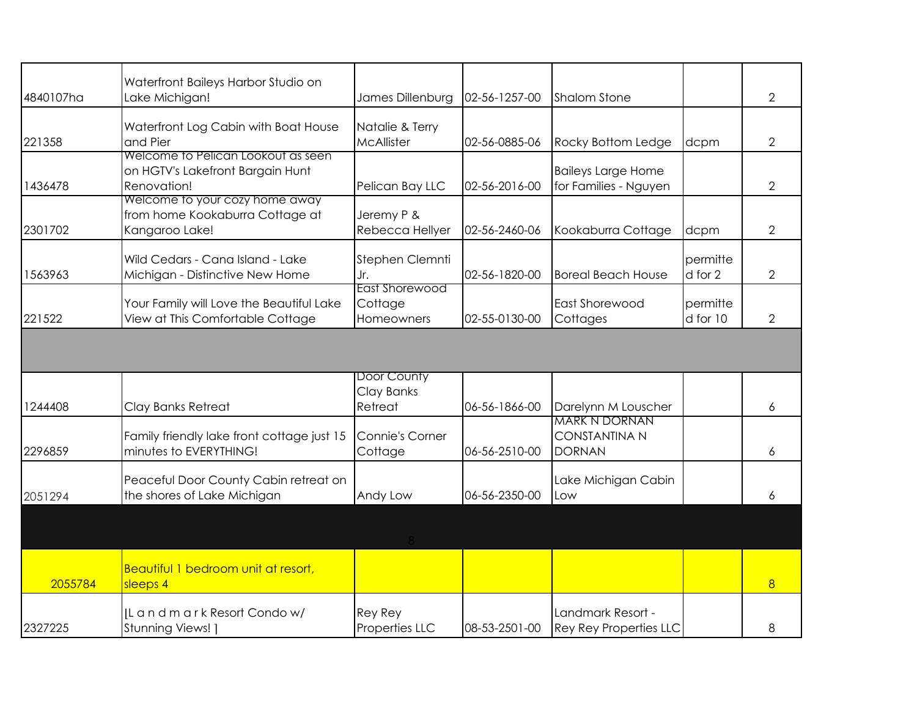| | | | | | | |
|---|---|---|---|---|---|---|
| 4840107ha | Waterfront Baileys Harbor Studio on Lake Michigan! | James Dillenburg | 02-56-1257-00 | Shalom Stone | | 2 |
| 221358 | Waterfront Log Cabin with Boat House and Pier | Natalie & Terry McAllister | 02-56-0885-06 | Rocky Bottom Ledge | dcpm | 2 |
| 1436478 | Welcome to Pelican Lookout as seen on HGTV's Lakefront Bargain Hunt Renovation! | Pelican Bay LLC | 02-56-2016-00 | Baileys Large Home for Families - Nguyen | | 2 |
| 2301702 | Welcome to your cozy home away from home Kookaburra Cottage at Kangaroo Lake! | Jeremy P & Rebecca Hellyer | 02-56-2460-06 | Kookaburra Cottage | dcpm | 2 |
| 1563963 | Wild Cedars - Cana Island - Lake Michigan - Distinctive New Home | Stephen Clemnti Jr. | 02-56-1820-00 | Boreal Beach House | permitted for 2 | 2 |
| 221522 | Your Family will Love the Beautiful Lake View at This Comfortable Cottage | East Shorewood Cottage Homeowners | 02-55-0130-00 | East Shorewood Cottages | permitted for 10 | 2 |
| | | | | | | |
| 1244408 | Clay Banks Retreat | Door County Clay Banks Retreat | 06-56-1866-00 | Darelynn M Louscher | | 6 |
| 2296859 | Family friendly lake front cottage just 15 minutes to EVERYTHING! | Connie's Corner Cottage | 06-56-2510-00 | MARK N DORNAN CONSTANTINA N DORNAN | | 6 |
| 2051294 | Peaceful Door County Cabin retreat on the shores of Lake Michigan | Andy Low | 06-56-2350-00 | Lake Michigan Cabin Low | | 6 |
| | | 8 | | | | |
| 2055784 | Beautiful 1 bedroom unit at resort, sleeps 4 | | | | | 8 |
| 2327225 | [L a n d m a r k Resort Condo w/ Stunning Views! ] | Rey Rey Properties LLC | 08-53-2501-00 | Landmark Resort - Rey Rey Properties LLC | | 8 |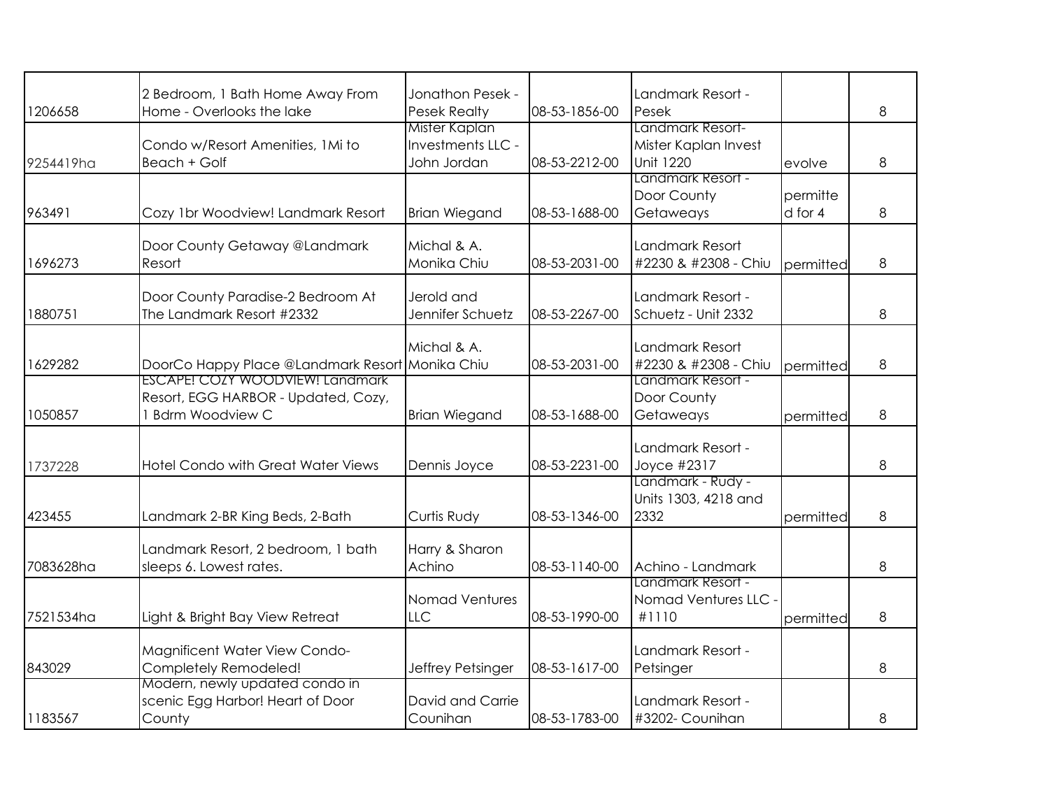| | | | | | | |
|---|---|---|---|---|---|---|
| 1206658 | 2 Bedroom, 1 Bath Home Away From Home - Overlooks the lake | Jonathon Pesek - Pesek Realty | 08-53-1856-00 | Landmark Resort - Pesek | | 8 |
| 9254419ha | Condo w/Resort Amenities, 1Mi to Beach + Golf | Mister Kaplan Investments LLC - John Jordan | 08-53-2212-00 | Landmark Resort- Mister Kaplan Invest Unit 1220 | evolve | 8 |
| 963491 | Cozy 1br Woodview! Landmark Resort | Brian Wiegand | 08-53-1688-00 | Landmark Resort - Door County Getaways | permitted for 4 | 8 |
| 1696273 | Door County Getaway @Landmark Resort | Michal & A. Monika Chiu | 08-53-2031-00 | Landmark Resort #2230 & #2308 - Chiu | permitted | 8 |
| 1880751 | Door County Paradise-2 Bedroom At The Landmark Resort #2332 | Jerold and Jennifer Schuetz | 08-53-2267-00 | Landmark Resort - Schuetz - Unit 2332 | | 8 |
| 1629282 | DoorCo Happy Place @Landmark Resort | Michal & A. Monika Chiu | 08-53-2031-00 | Landmark Resort #2230 & #2308 - Chiu | permitted | 8 |
| 1050857 | ESCAPE! COZY WOODVIEW! Landmark Resort, EGG HARBOR - Updated, Cozy, 1 Bdrm Woodview C | Brian Wiegand | 08-53-1688-00 | Landmark Resort - Door County Getaways | permitted | 8 |
| 1737228 | Hotel Condo with Great Water Views | Dennis Joyce | 08-53-2231-00 | Landmark Resort - Joyce #2317 | | 8 |
| 423455 | Landmark 2-BR King Beds, 2-Bath | Curtis Rudy | 08-53-1346-00 | Landmark - Rudy - Units 1303, 4218 and 2332 | permitted | 8 |
| 7083628ha | Landmark Resort, 2 bedroom, 1 bath sleeps 6. Lowest rates. | Harry & Sharon Achino | 08-53-1140-00 | Achino - Landmark | | 8 |
| 7521534ha | Light & Bright Bay View Retreat | Nomad Ventures LLC | 08-53-1990-00 | Landmark Resort - Nomad Ventures LLC - #1110 | permitted | 8 |
| 843029 | Magnificent Water View Condo- Completely Remodeled! | Jeffrey Petsinger | 08-53-1617-00 | Landmark Resort - Petsinger | | 8 |
| 1183567 | Modern, newly updated condo in scenic Egg Harbor! Heart of Door County | David and Carrie Counihan | 08-53-1783-00 | Landmark Resort - #3202- Counihan | | 8 |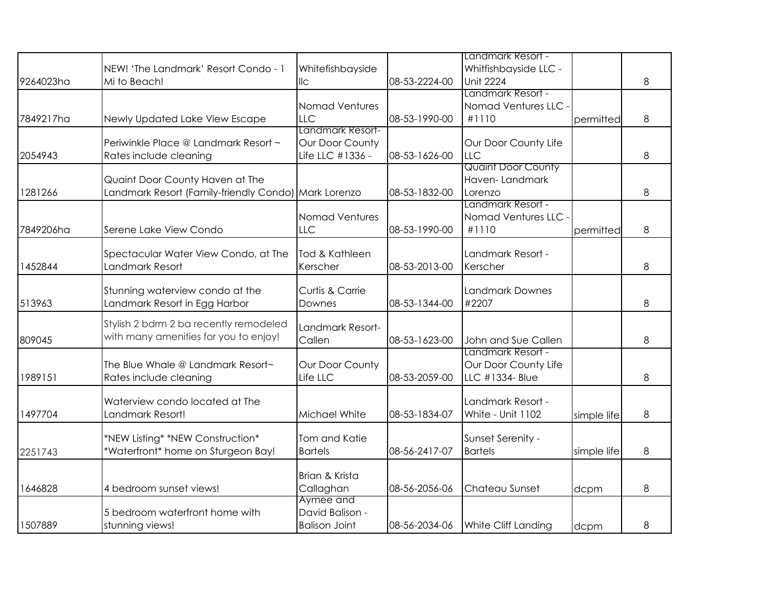| | | | | | | |
|---|---|---|---|---|---|---|
| 9264023ha | NEW! 'The Landmark' Resort Condo - 1 Mi to Beach! | Whitefishbayside llc | 08-53-2224-00 | Landmark Resort - Whitfishbayside LLC - Unit 2224 | | 8 |
| 7849217ha | Newly Updated Lake View Escape | Nomad Ventures LLC | 08-53-1990-00 | Landmark Resort - Nomad Ventures LLC - #1110 | permitted | 8 |
| 2054943 | Periwinkle Place @ Landmark Resort ~ Rates include cleaning | Landmark Resort- Our Door County Life LLC #1336 - | 08-53-1626-00 | Our Door County Life LLC | | 8 |
| 1281266 | Quaint Door County Haven at The Landmark Resort (Family-friendly Condo) | Mark Lorenzo | 08-53-1832-00 | Quaint Door County Haven- Landmark Lorenzo | | 8 |
| 7849206ha | Serene Lake View Condo | Nomad Ventures LLC | 08-53-1990-00 | Landmark Resort - Nomad Ventures LLC - #1110 | permitted | 8 |
| 1452844 | Spectacular Water View Condo, at The Landmark Resort | Tod & Kathleen Kerscher | 08-53-2013-00 | Landmark Resort - Kerscher | | 8 |
| 513963 | Stunning waterview condo at the Landmark Resort in Egg Harbor | Curtis & Carrie Downes | 08-53-1344-00 | Landmark Downes #2207 | | 8 |
| 809045 | Stylish 2 bdrm 2 ba recently remodeled with many amenities for you to enjoy! | Landmark Resort- Callen | 08-53-1623-00 | John and Sue Callen | | 8 |
| 1989151 | The Blue Whale @ Landmark Resort~ Rates include cleaning | Our Door County Life LLC | 08-53-2059-00 | Landmark Resort - Our Door County Life LLC #1334- Blue | | 8 |
| 1497704 | Waterview condo located at The Landmark Resort! | Michael White | 08-53-1834-07 | Landmark Resort - White - Unit 1102 | simple life | 8 |
| 2251743 | *NEW Listing* *NEW Construction* *Waterfront* home on Sturgeon Bay! | Tom and Katie Bartels | 08-56-2417-07 | Sunset Serenity - Bartels | simple life | 8 |
| 1646828 | 4 bedroom sunset views! | Brian & Krista Callaghan | 08-56-2056-06 | Chateau Sunset | dcpm | 8 |
| 1507889 | 5 bedroom waterfront home with stunning views! | Aymee and David Balison - Balison Joint | 08-56-2034-06 | White Cliff Landing | dcpm | 8 |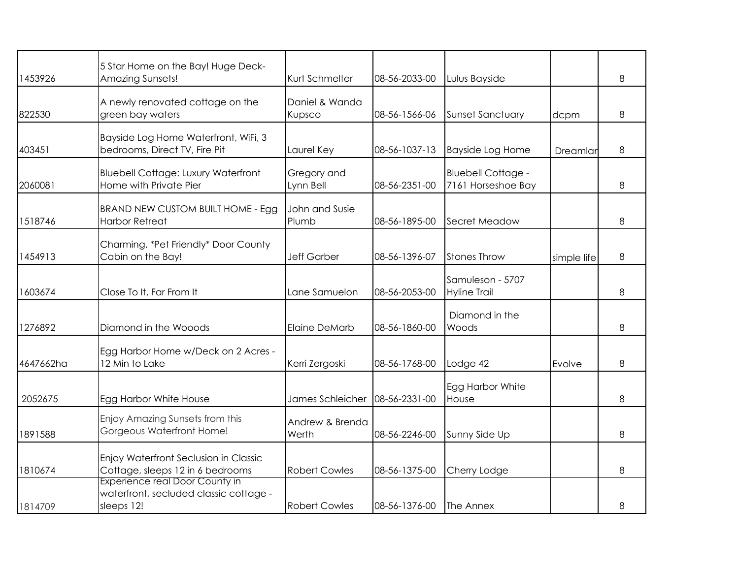| | | | | | | |
|---|---|---|---|---|---|---|
| 1453926 | 5 Star Home on the Bay! Huge Deck-Amazing Sunsets! | Kurt Schmelter | 08-56-2033-00 | Lulus Bayside | | 8 |
| 822530 | A newly renovated cottage on the green bay waters | Daniel & Wanda Kupsco | 08-56-1566-06 | Sunset Sanctuary | dcpm | 8 |
| 403451 | Bayside Log Home Waterfront, WiFi, 3 bedrooms, Direct TV, Fire Pit | Laurel Key | 08-56-1037-13 | Bayside Log Home | Dreamlar | 8 |
| 2060081 | Bluebell Cottage: Luxury Waterfront Home with Private Pier | Gregory and Lynn Bell | 08-56-2351-00 | Bluebell Cottage - 7161 Horseshoe Bay | | 8 |
| 1518746 | BRAND NEW CUSTOM BUILT HOME - Egg Harbor Retreat | John and Susie Plumb | 08-56-1895-00 | Secret Meadow | | 8 |
| 1454913 | Charming, *Pet Friendly* Door County Cabin on the Bay! | Jeff Garber | 08-56-1396-07 | Stones Throw | simple life | 8 |
| 1603674 | Close To It, Far From It | Lane Samuelon | 08-56-2053-00 | Samuleson - 5707 Hyline Trail | | 8 |
| 1276892 | Diamond in the Wooods | Elaine DeMarb | 08-56-1860-00 | Diamond in the Woods | | 8 |
| 4647662ha | Egg Harbor Home w/Deck on 2 Acres - 12 Min to Lake | Kerri Zergoski | 08-56-1768-00 | Lodge 42 | Evolve | 8 |
| 2052675 | Egg Harbor White House | James Schleicher | 08-56-2331-00 | Egg Harbor White House | | 8 |
| 1891588 | Enjoy Amazing Sunsets from this Gorgeous Waterfront Home! | Andrew & Brenda Werth | 08-56-2246-00 | Sunny Side Up | | 8 |
| 1810674 | Enjoy Waterfront Seclusion in Classic Cottage, sleeps 12 in 6 bedrooms | Robert Cowles | 08-56-1375-00 | Cherry Lodge | | 8 |
| 1814709 | Experience real Door County in waterfront, secluded classic cottage - sleeps 12! | Robert Cowles | 08-56-1376-00 | The Annex | | 8 |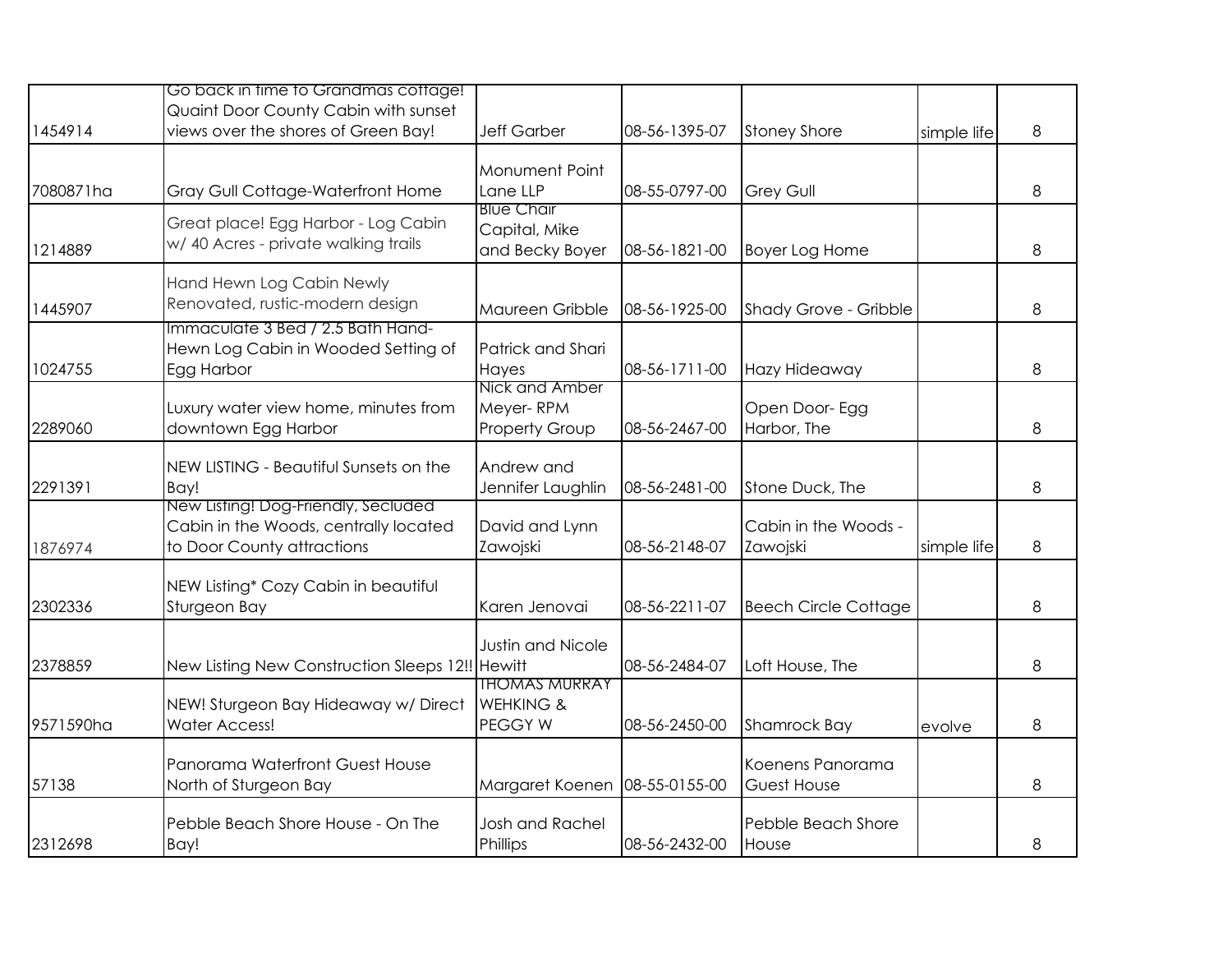| | | | | | | |
|---|---|---|---|---|---|---|
| 1454914 | Go back in time to Grandmas cottage! Quaint Door County Cabin with sunset views over the shores of Green Bay! | Jeff Garber | 08-56-1395-07 | Stoney Shore | simple life | 8 |
| 7080871ha | Gray Gull Cottage-Waterfront Home | Monument Point Lane LLP | 08-55-0797-00 | Grey Gull | | 8 |
| 1214889 | Great place! Egg Harbor - Log Cabin w/ 40 Acres - private walking trails | Blue Chair Capital, Mike and Becky Boyer | 08-56-1821-00 | Boyer Log Home | | 8 |
| 1445907 | Hand Hewn Log Cabin Newly Renovated, rustic-modern design | Maureen Gribble | 08-56-1925-00 | Shady Grove - Gribble | | 8 |
| 1024755 | Immaculate 3 Bed / 2.5 Bath Hand-Hewn Log Cabin in Wooded Setting of Egg Harbor | Patrick and Shari Hayes | 08-56-1711-00 | Hazy Hideaway | | 8 |
| 2289060 | Luxury water view home, minutes from downtown Egg Harbor | Nick and Amber Meyer- RPM Property Group | 08-56-2467-00 | Open Door- Egg Harbor, The | | 8 |
| 2291391 | NEW LISTING - Beautiful Sunsets on the Bay! | Andrew and Jennifer Laughlin | 08-56-2481-00 | Stone Duck, The | | 8 |
| 1876974 | New Listing! Dog-Friendly, Secluded Cabin in the Woods, centrally located to Door County attractions | David and Lynn Zawojski | 08-56-2148-07 | Cabin in the Woods - Zawojski | simple life | 8 |
| 2302336 | NEW Listing* Cozy Cabin in beautiful Sturgeon Bay | Karen Jenovai | 08-56-2211-07 | Beech Circle Cottage | | 8 |
| 2378859 | New Listing New Construction Sleeps 12!! | Justin and Nicole Hewitt | 08-56-2484-07 | Loft House, The | | 8 |
| 9571590ha | NEW! Sturgeon Bay Hideaway w/ Direct Water Access! | THOMAS MURRAY WEHKING & PEGGY W | 08-56-2450-00 | Shamrock Bay | evolve | 8 |
| 57138 | Panorama Waterfront Guest House North of Sturgeon Bay | Margaret Koenen | 08-55-0155-00 | Koenens Panorama Guest House | | 8 |
| 2312698 | Pebble Beach Shore House - On The Bay! | Josh and Rachel Phillips | 08-56-2432-00 | Pebble Beach Shore House | | 8 |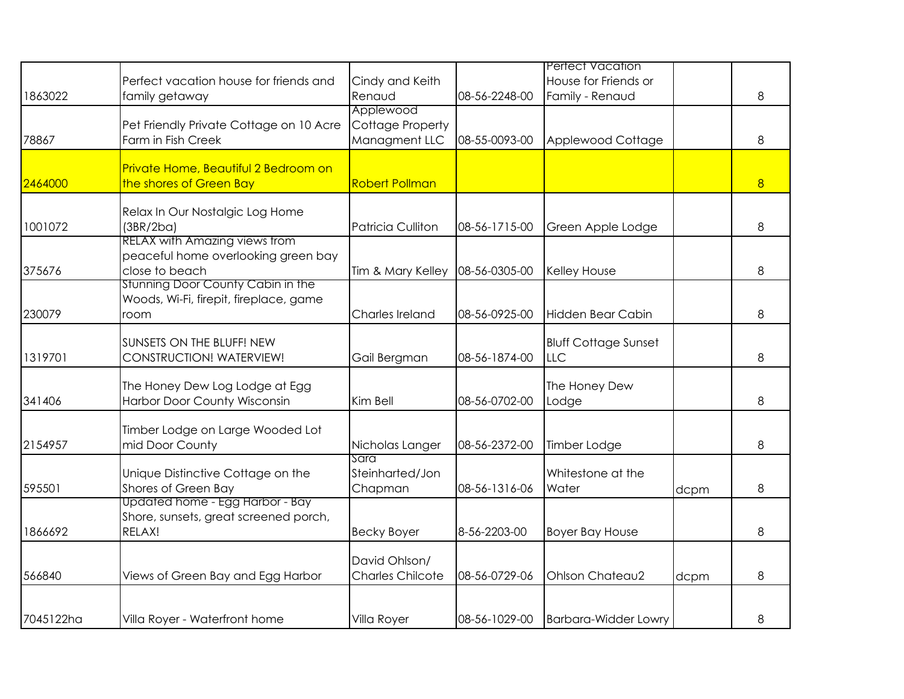| | | | | | | |
|---|---|---|---|---|---|---|
| 1863022 | Perfect vacation house for friends and family getaway | Cindy and Keith Renaud | 08-56-2248-00 | Perfect Vacation House for Friends or Family - Renaud | | 8 |
| 78867 | Pet Friendly Private Cottage on 10 Acre Farm in Fish Creek | Applewood Cottage Property Managment LLC | 08-55-0093-00 | Applewood Cottage | | 8 |
| 2464000 | Private Home, Beautiful 2 Bedroom on the shores of Green Bay | Robert Pollman | | | | 8 |
| 1001072 | Relax In Our Nostalgic Log Home (3BR/2ba) | Patricia Culliton | 08-56-1715-00 | Green Apple Lodge | | 8 |
| 375676 | RELAX with Amazing views from peaceful home overlooking green bay close to beach | Tim & Mary Kelley | 08-56-0305-00 | Kelley House | | 8 |
| 230079 | Stunning Door County Cabin in the Woods, Wi-Fi, firepit, fireplace, game room | Charles Ireland | 08-56-0925-00 | Hidden Bear Cabin | | 8 |
| 1319701 | SUNSETS ON THE BLUFF! NEW CONSTRUCTION! WATERVIEW! | Gail Bergman | 08-56-1874-00 | Bluff Cottage Sunset LLC | | 8 |
| 341406 | The Honey Dew Log Lodge at Egg Harbor Door County Wisconsin | Kim Bell | 08-56-0702-00 | The Honey Dew Lodge | | 8 |
| 2154957 | Timber Lodge on Large Wooded Lot mid Door County | Nicholas Langer | 08-56-2372-00 | Timber Lodge | | 8 |
| 595501 | Unique Distinctive Cottage on the Shores of Green Bay | Sara Steinharted/Jon Chapman | 08-56-1316-06 | Whitestone at the Water | dcpm | 8 |
| 1866692 | Updated home - Egg Harbor - Bay Shore, sunsets, great screened porch, RELAX! | Becky Boyer | 8-56-2203-00 | Boyer Bay House | | 8 |
| 566840 | Views of Green Bay and Egg Harbor | David Ohlson/ Charles Chilcote | 08-56-0729-06 | Ohlson Chateau2 | dcpm | 8 |
| 7045122ha | Villa Royer - Waterfront home | Villa Royer | 08-56-1029-00 | Barbara-Widder Lowry | | 8 |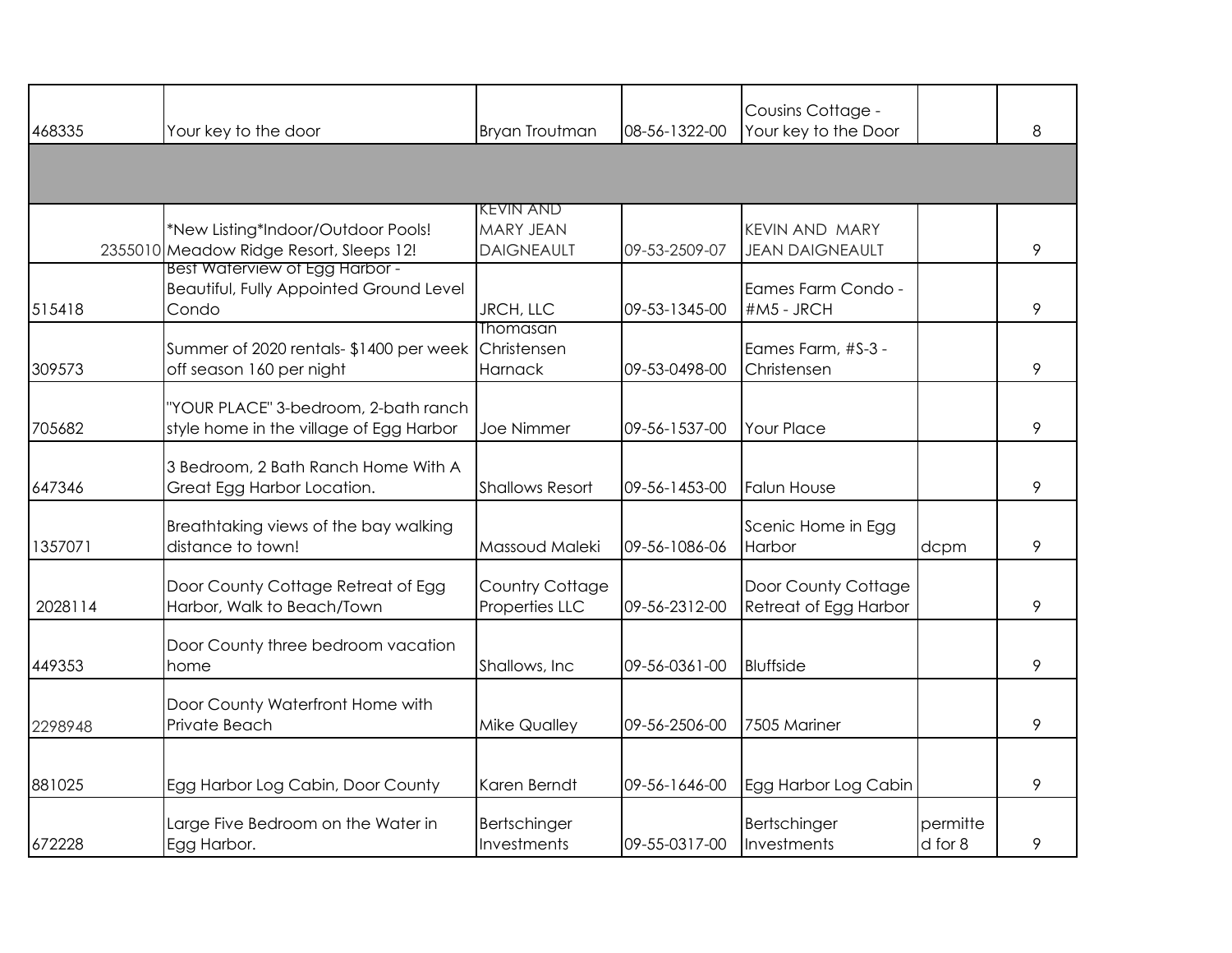| | | | | | | |
|---|---|---|---|---|---|---|
| 468335 | Your key to the door | Bryan Troutman | 08-56-1322-00 | Cousins Cottage - Your key to the Door | | 8 |
| | | | | | | |
| 2355010 | *New Listing*Indoor/Outdoor Pools! Meadow Ridge Resort, Sleeps 12! | KEVIN AND MARY JEAN DAIGNEAULT | 09-53-2509-07 | KEVIN AND MARY JEAN DAIGNEAULT | | 9 |
| 515418 | Best Waterview of Egg Harbor - Beautiful, Fully Appointed Ground Level Condo | JRCH, LLC | 09-53-1345-00 | Eames Farm Condo - #M5 - JRCH | | 9 |
| 309573 | Summer of 2020 rentals- $1400 per week off season 160 per night | Thomasan Christensen Harnack | 09-53-0498-00 | Eames Farm, #S-3 - Christensen | | 9 |
| 705682 | "YOUR PLACE" 3-bedroom, 2-bath ranch style home in the village of Egg Harbor | Joe Nimmer | 09-56-1537-00 | Your Place | | 9 |
| 647346 | 3 Bedroom, 2 Bath Ranch Home With A Great Egg Harbor Location. | Shallows Resort | 09-56-1453-00 | Falun House | | 9 |
| 1357071 | Breathtaking views of the bay walking distance to town! | Massoud Maleki | 09-56-1086-06 | Scenic Home in Egg Harbor | dcpm | 9 |
| 2028114 | Door County Cottage Retreat of Egg Harbor, Walk to Beach/Town | Country Cottage Properties LLC | 09-56-2312-00 | Door County Cottage Retreat of Egg Harbor | | 9 |
| 449353 | Door County three bedroom vacation home | Shallows, Inc | 09-56-0361-00 | Bluffside | | 9 |
| 2298948 | Door County Waterfront Home with Private Beach | Mike Qualley | 09-56-2506-00 | 7505 Mariner | | 9 |
| 881025 | Egg Harbor Log Cabin, Door County | Karen Berndt | 09-56-1646-00 | Egg Harbor Log Cabin | | 9 |
| 672228 | Large Five Bedroom on the Water in Egg Harbor. | Bertschinger Investments | 09-55-0317-00 | Bertschinger Investments | permitted for 8 | 9 |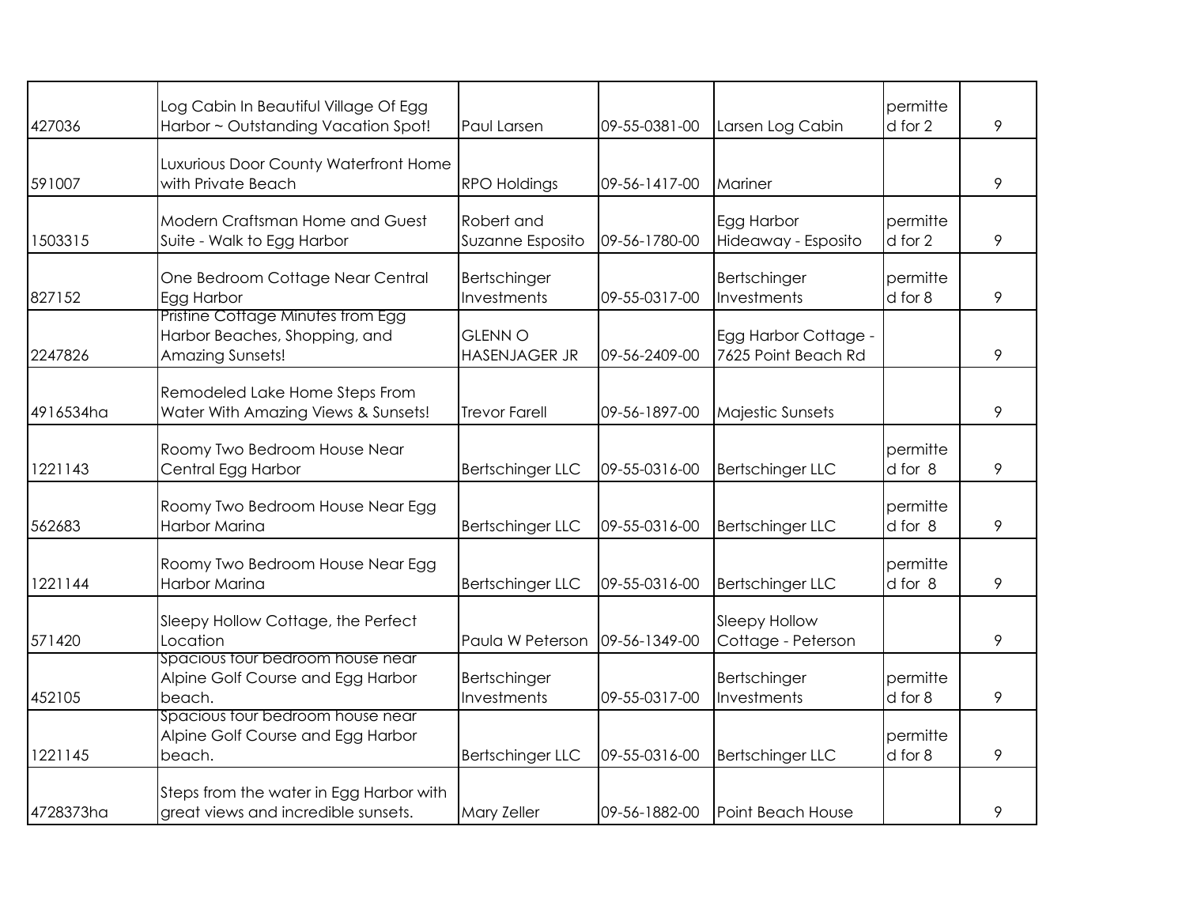| | | | | | | |
|---|---|---|---|---|---|---|
| 427036 | Log Cabin In Beautiful Village Of Egg Harbor ~ Outstanding Vacation Spot! | Paul Larsen | 09-55-0381-00 | Larsen Log Cabin | permitted for 2 | 9 |
| 591007 | Luxurious Door County Waterfront Home with Private Beach | RPO Holdings | 09-56-1417-00 | Mariner | | 9 |
| 1503315 | Modern Craftsman Home and Guest Suite - Walk to Egg Harbor | Robert and Suzanne Esposito | 09-56-1780-00 | Egg Harbor Hideaway - Esposito | permitted for 2 | 9 |
| 827152 | One Bedroom Cottage Near Central Egg Harbor | Bertschinger Investments | 09-55-0317-00 | Bertschinger Investments | permitted for 8 | 9 |
| 2247826 | Pristine Cottage Minutes from Egg Harbor Beaches, Shopping, and Amazing Sunsets! | GLENN O HASENJAGER JR | 09-56-2409-00 | Egg Harbor Cottage - 7625 Point Beach Rd | | 9 |
| 4916534ha | Remodeled Lake Home Steps From Water With Amazing Views & Sunsets! | Trevor Farell | 09-56-1897-00 | Majestic Sunsets | | 9 |
| 1221143 | Roomy Two Bedroom House Near Central Egg Harbor | Bertschinger LLC | 09-55-0316-00 | Bertschinger LLC | permitted for 8 | 9 |
| 562683 | Roomy Two Bedroom House Near Egg Harbor Marina | Bertschinger LLC | 09-55-0316-00 | Bertschinger LLC | permitted for 8 | 9 |
| 1221144 | Roomy Two Bedroom House Near Egg Harbor Marina | Bertschinger LLC | 09-55-0316-00 | Bertschinger LLC | permitted for 8 | 9 |
| 571420 | Sleepy Hollow Cottage, the Perfect Location | Paula W Peterson | 09-56-1349-00 | Sleepy Hollow Cottage - Peterson | | 9 |
| 452105 | Spacious four bedroom house near Alpine Golf Course and Egg Harbor beach. | Bertschinger Investments | 09-55-0317-00 | Bertschinger Investments | permitted for 8 | 9 |
| 1221145 | Spacious four bedroom house near Alpine Golf Course and Egg Harbor beach. | Bertschinger LLC | 09-55-0316-00 | Bertschinger LLC | permitted for 8 | 9 |
| 4728373ha | Steps from the water in Egg Harbor with great views and incredible sunsets. | Mary Zeller | 09-56-1882-00 | Point Beach House | | 9 |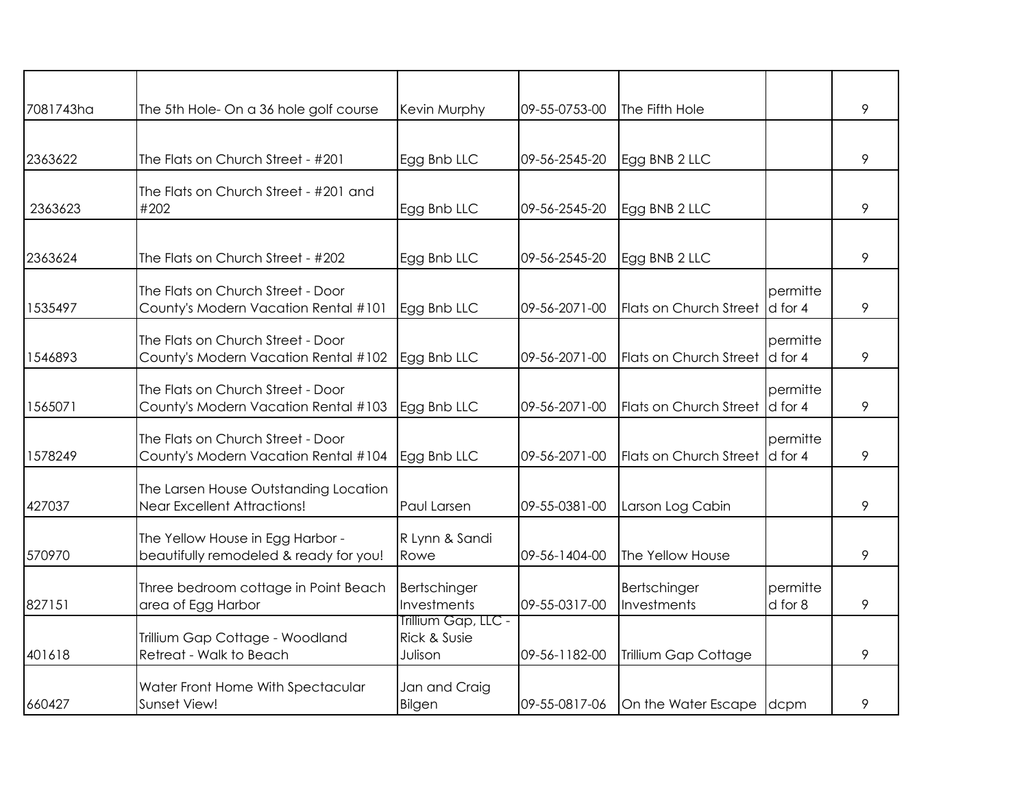| | | | | | | |
|---|---|---|---|---|---|---|
| 7081743ha | The 5th Hole- On a 36 hole golf course | Kevin Murphy | 09-55-0753-00 | The Fifth Hole | | 9 |
| 2363622 | The Flats on Church Street - #201 | Egg Bnb LLC | 09-56-2545-20 | Egg BNB 2 LLC | | 9 |
| 2363623 | The Flats on Church Street - #201 and #202 | Egg Bnb LLC | 09-56-2545-20 | Egg BNB 2 LLC | | 9 |
| 2363624 | The Flats on Church Street - #202 | Egg Bnb LLC | 09-56-2545-20 | Egg BNB 2 LLC | | 9 |
| 1535497 | The Flats on Church Street - Door County's Modern Vacation Rental #101 | Egg Bnb LLC | 09-56-2071-00 | Flats on Church Street | permitted for 4 | 9 |
| 1546893 | The Flats on Church Street - Door County's Modern Vacation Rental #102 | Egg Bnb LLC | 09-56-2071-00 | Flats on Church Street | permitted for 4 | 9 |
| 1565071 | The Flats on Church Street - Door County's Modern Vacation Rental #103 | Egg Bnb LLC | 09-56-2071-00 | Flats on Church Street | permitted for 4 | 9 |
| 1578249 | The Flats on Church Street - Door County's Modern Vacation Rental #104 | Egg Bnb LLC | 09-56-2071-00 | Flats on Church Street | permitted for 4 | 9 |
| 427037 | The Larsen House Outstanding Location Near Excellent Attractions! | Paul Larsen | 09-55-0381-00 | Larson Log Cabin | | 9 |
| 570970 | The Yellow House in Egg Harbor - beautifully remodeled & ready for you! | R Lynn & Sandi Rowe | 09-56-1404-00 | The Yellow House | | 9 |
| 827151 | Three bedroom cottage in Point Beach area of Egg Harbor | Bertschinger Investments | 09-55-0317-00 | Bertschinger Investments | permitted for 8 | 9 |
| 401618 | Trillium Gap Cottage - Woodland Retreat - Walk to Beach | Trillium Gap, LLC - Rick & Susie Julison | 09-56-1182-00 | Trillium Gap Cottage | | 9 |
| 660427 | Water Front Home With Spectacular Sunset View! | Jan and Craig Bilgen | 09-55-0817-06 | On the Water Escape | dcpm | 9 |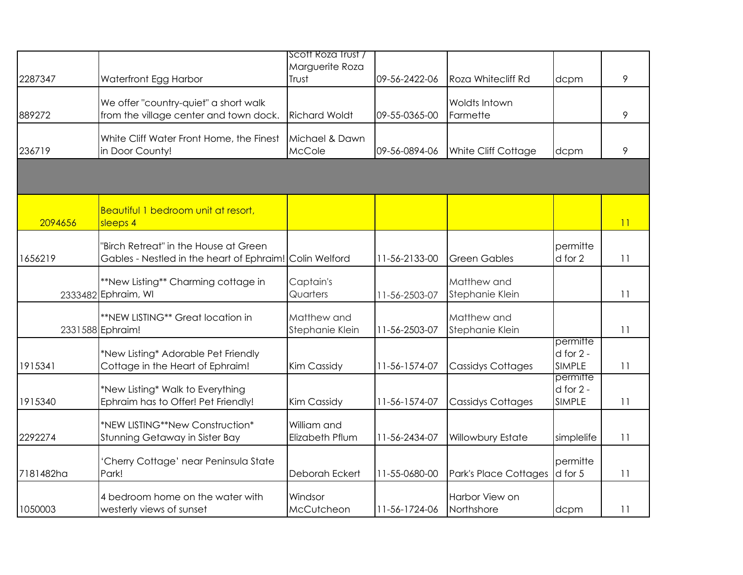| | | | | | | |
|---|---|---|---|---|---|---|
| 2287347 | Waterfront Egg Harbor | Scott Roza Trust / Marguerite Roza Trust | 09-56-2422-06 | Roza Whitecliff Rd | dcpm | 9 |
| 889272 | We offer "country-quiet" a short walk from the village center and town dock. | Richard Woldt | 09-55-0365-00 | Woldts Intown Farmette | | 9 |
| 236719 | White Cliff Water Front Home, the Finest in Door County! | Michael & Dawn McCole | 09-56-0894-06 | White Cliff Cottage | dcpm | 9 |
| | | | | | | |
| 2094656 | Beautiful 1 bedroom unit at resort, sleeps 4 | | | | | 11 |
| 1656219 | "Birch Retreat" in the House at Green Gables - Nestled in the heart of Ephraim! | Colin Welford | 11-56-2133-00 | Green Gables | permitted for 2 | 11 |
| 2333482 | **New Listing** Charming cottage in Ephraim, WI | Captain's Quarters | 11-56-2503-07 | Matthew and Stephanie Klein | | 11 |
| 2331588 | **NEW LISTING** Great location in Ephraim! | Matthew and Stephanie Klein | 11-56-2503-07 | Matthew and Stephanie Klein | | 11 |
| 1915341 | *New Listing* Adorable Pet Friendly Cottage in the Heart of Ephraim! | Kim Cassidy | 11-56-1574-07 | Cassidys Cottages | permitted for 2 - SIMPLE | 11 |
| 1915340 | *New Listing* Walk to Everything Ephraim has to Offer! Pet Friendly! | Kim Cassidy | 11-56-1574-07 | Cassidys Cottages | permitted for 2 - SIMPLE | 11 |
| 2292274 | *NEW LISTING**New Construction* Stunning Getaway in Sister Bay | William and Elizabeth Pflum | 11-56-2434-07 | Willowbury Estate | simplelife | 11 |
| 7181482ha | 'Cherry Cottage' near Peninsula State Park! | Deborah Eckert | 11-55-0680-00 | Park's Place Cottages | permitted for 5 | 11 |
| 1050003 | 4 bedroom home on the water with westerly views of sunset | Windsor McCutcheon | 11-56-1724-06 | Harbor View on Northshore | dcpm | 11 |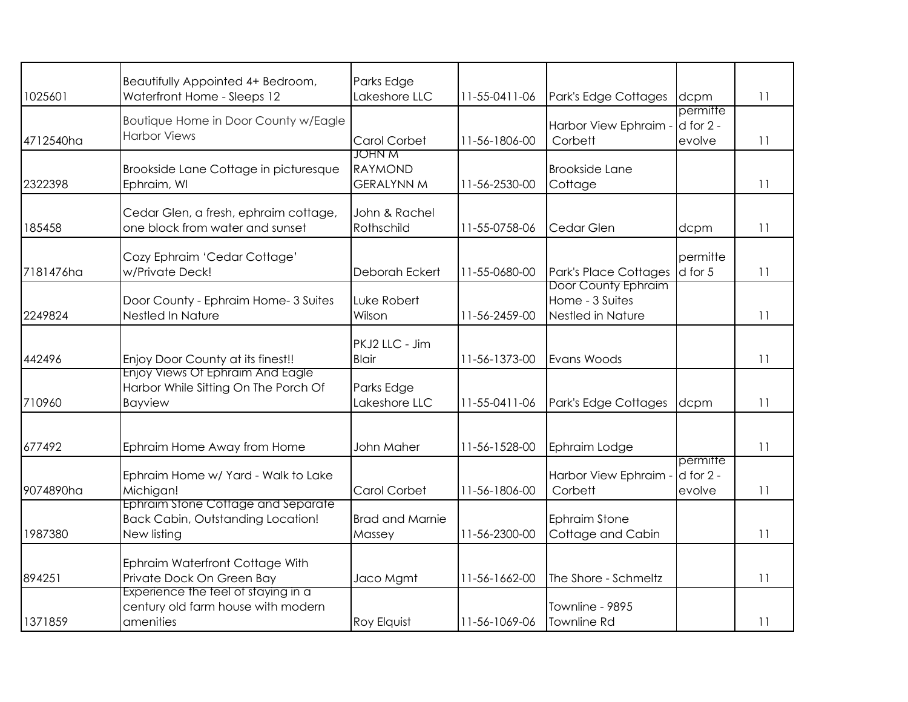| | | | | | | |
|---|---|---|---|---|---|---|
| 1025601 | Beautifully Appointed 4+ Bedroom, Waterfront Home - Sleeps 12 | Parks Edge Lakeshore LLC | 11-55-0411-06 | Park's Edge Cottages | dcpm | 11 |
| 4712540ha | Boutique Home in Door County w/Eagle Harbor Views | Carol Corbet | 11-56-1806-00 | Harbor View Ephraim - Corbett | permitted for 2 - evolve | 11 |
| 2322398 | Brookside Lane Cottage in picturesque Ephraim, WI | JOHN M RAYMOND GERALYNN M | 11-56-2530-00 | Brookside Lane Cottage | | 11 |
| 185458 | Cedar Glen, a fresh, ephraim cottage, one block from water and sunset | John & Rachel Rothschild | 11-55-0758-06 | Cedar Glen | dcpm | 11 |
| 7181476ha | Cozy Ephraim 'Cedar Cottage' w/Private Deck! | Deborah Eckert | 11-55-0680-00 | Park's Place Cottages | permitted for 5 | 11 |
| 2249824 | Door County - Ephraim Home- 3 Suites Nestled In Nature | Luke Robert Wilson | 11-56-2459-00 | Door County Ephraim Home - 3 Suites Nestled in Nature | | 11 |
| 442496 | Enjoy Door County at its finest!! | PKJ2 LLC - Jim Blair | 11-56-1373-00 | Evans Woods | | 11 |
| 710960 | Enjoy Views Of Ephraim And Eagle Harbor While Sitting On The Porch Of Bayview | Parks Edge Lakeshore LLC | 11-55-0411-06 | Park's Edge Cottages | dcpm | 11 |
| 677492 | Ephraim Home Away from Home | John Maher | 11-56-1528-00 | Ephraim Lodge | | 11 |
| 9074890ha | Ephraim Home w/ Yard - Walk to Lake Michigan! | Carol Corbet | 11-56-1806-00 | Harbor View Ephraim - Corbett | permitted for 2 - evolve | 11 |
| 1987380 | Ephraim Stone Cottage and Separate Back Cabin, Outstanding Location! New listing | Brad and Marnie Massey | 11-56-2300-00 | Ephraim Stone Cottage and Cabin | | 11 |
| 894251 | Ephraim Waterfront Cottage With Private Dock On Green Bay | Jaco Mgmt | 11-56-1662-00 | The Shore - Schmeltz | | 11 |
| 1371859 | Experience the feel of staying in a century old farm house with modern amenities | Roy Elquist | 11-56-1069-06 | Townline - 9895 Townline Rd | | 11 |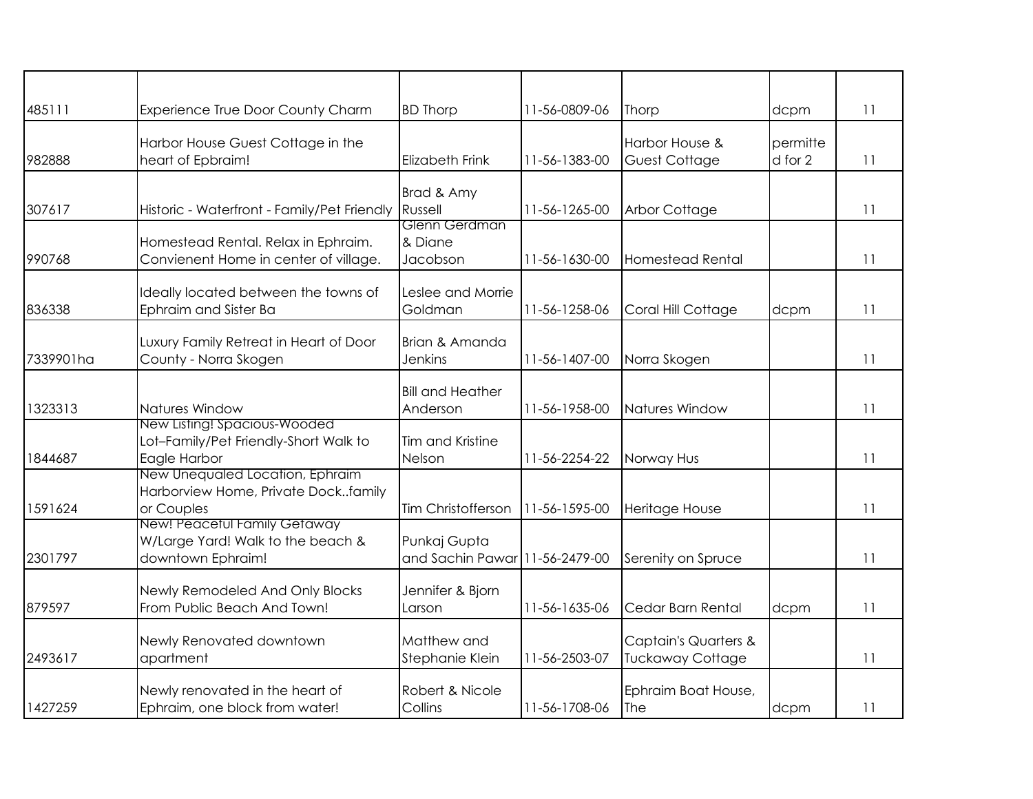| | | | | | | |
|---|---|---|---|---|---|---|
| 485111 | Experience True Door County Charm | BD Thorp | 11-56-0809-06 | Thorp | dcpm | 11 |
| 982888 | Harbor House Guest Cottage in the heart of Epbraim! | Elizabeth Frink | 11-56-1383-00 | Harbor House & Guest Cottage | permitted for 2 | 11 |
| 307617 | Historic - Waterfront - Family/Pet Friendly | Brad & Amy Russell | 11-56-1265-00 | Arbor Cottage | | 11 |
| 990768 | Homestead Rental. Relax in Ephraim. Convienent Home in center of village. | Glenn Gerdman & Diane Jacobson | 11-56-1630-00 | Homestead Rental | | 11 |
| 836338 | Ideally located between the towns of Ephraim and Sister Ba | Leslee and Morrie Goldman | 11-56-1258-06 | Coral Hill Cottage | dcpm | 11 |
| 7339901ha | Luxury Family Retreat in Heart of Door County - Norra Skogen | Brian & Amanda Jenkins | 11-56-1407-00 | Norra Skogen | | 11 |
| 1323313 | Natures Window | Bill and Heather Anderson | 11-56-1958-00 | Natures Window | | 11 |
| 1844687 | New Listing! Spacious-Wooded Lot–Family/Pet Friendly-Short Walk to Eagle Harbor | Tim and Kristine Nelson | 11-56-2254-22 | Norway Hus | | 11 |
| 1591624 | New Unequaled Location, Ephraim Harborview Home, Private Dock..family or Couples | Tim Christofferson | 11-56-1595-00 | Heritage House | | 11 |
| 2301797 | New! Peaceful Family Getaway W/Large Yard! Walk to the beach & downtown Ephraim! | Punkaj Gupta and Sachin Pawar | 11-56-2479-00 | Serenity on Spruce | | 11 |
| 879597 | Newly Remodeled And Only Blocks From Public Beach And Town! | Jennifer & Bjorn Larson | 11-56-1635-06 | Cedar Barn Rental | dcpm | 11 |
| 2493617 | Newly Renovated downtown apartment | Matthew and Stephanie Klein | 11-56-2503-07 | Captain's Quarters & Tuckaway Cottage | | 11 |
| 1427259 | Newly renovated in the heart of Ephraim, one block from water! | Robert & Nicole Collins | 11-56-1708-06 | Ephraim Boat House, The | dcpm | 11 |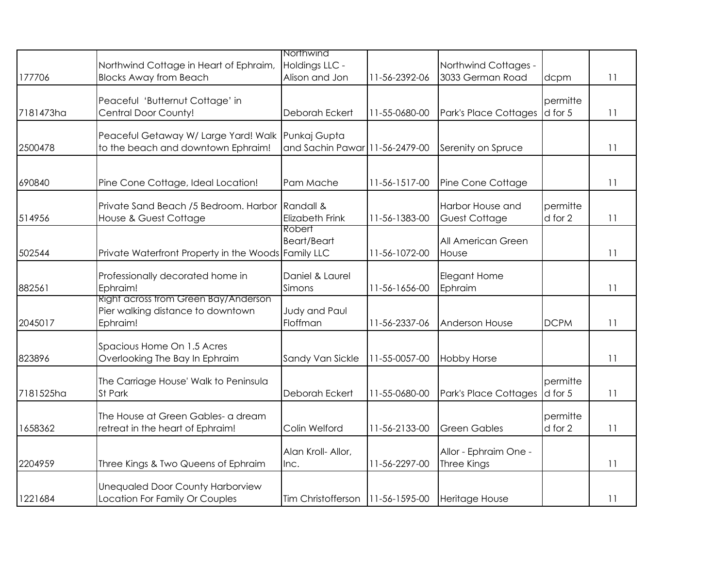| | | | | | | |
|---|---|---|---|---|---|---|
| 177706 | Northwind Cottage in Heart of Ephraim, Blocks Away from Beach | Northwind Holdings LLC - Alison and Jon | 11-56-2392-06 | Northwind Cottages - 3033 German Road | dcpm | 11 |
| 7181473ha | Peaceful 'Butternut Cottage' in Central Door County! | Deborah Eckert | 11-55-0680-00 | Park's Place Cottages | permitted for 5 | 11 |
| 2500478 | Peaceful Getaway W/ Large Yard! Walk to the beach and downtown Ephraim! | Punkaj Gupta and Sachin Pawar | 11-56-2479-00 | Serenity on Spruce | | 11 |
| 690840 | Pine Cone Cottage, Ideal Location! | Pam Mache | 11-56-1517-00 | Pine Cone Cottage | | 11 |
| 514956 | Private Sand Beach /5 Bedroom. Harbor House & Guest Cottage | Randall & Elizabeth Frink | 11-56-1383-00 | Harbor House and Guest Cottage | permitted for 2 | 11 |
| 502544 | Private Waterfront Property in the Woods | Robert Beart/Beart Family LLC | 11-56-1072-00 | All American Green House | | 11 |
| 882561 | Professionally decorated home in Ephraim! | Daniel & Laurel Simons | 11-56-1656-00 | Elegant Home Ephraim | | 11 |
| 2045017 | Right across from Green Bay/Anderson Pier walking distance to downtown Ephraim! | Judy and Paul Floffman | 11-56-2337-06 | Anderson House | DCPM | 11 |
| 823896 | Spacious Home On 1.5 Acres Overlooking The Bay In Ephraim | Sandy Van Sickle | 11-55-0057-00 | Hobby Horse | | 11 |
| 7181525ha | The Carriage House' Walk to Peninsula St Park | Deborah Eckert | 11-55-0680-00 | Park's Place Cottages | permitted for 5 | 11 |
| 1658362 | The House at Green Gables- a dream retreat in the heart of Ephraim! | Colin Welford | 11-56-2133-00 | Green Gables | permitted for 2 | 11 |
| 2204959 | Three Kings & Two Queens of Ephraim | Alan Kroll- Allor, Inc. | 11-56-2297-00 | Allor - Ephraim One - Three Kings | | 11 |
| 1221684 | Unequaled Door County Harborview Location For Family Or Couples | Tim Christofferson | 11-56-1595-00 | Heritage House | | 11 |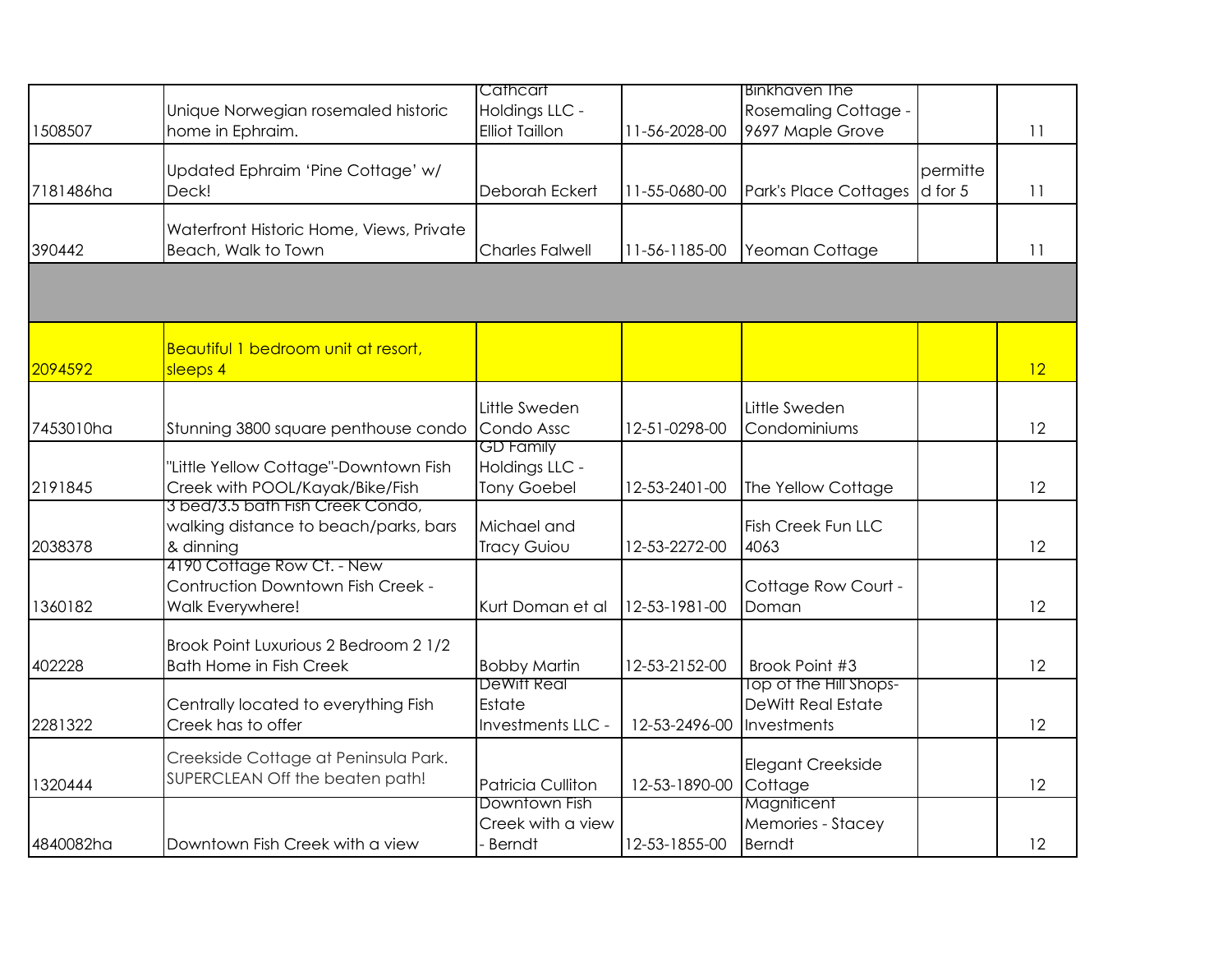| | | | | | | |
|---|---|---|---|---|---|---|
| 1508507 | Unique Norwegian rosemaled historic home in Ephraim. | Cathcart Holdings LLC - Elliot Taillon | 11-56-2028-00 | Binkhaven The Rosemaling Cottage - 9697 Maple Grove | | 11 |
| 7181486ha | Updated Ephraim 'Pine Cottage' w/ Deck! | Deborah Eckert | 11-55-0680-00 | Park's Place Cottages | permitted for 5 | 11 |
| 390442 | Waterfront Historic Home, Views, Private Beach, Walk to Town | Charles Falwell | 11-56-1185-00 | Yeoman Cottage | | 11 |
| | | | | | | |
| 2094592 | Beautiful 1 bedroom unit at resort, sleeps 4 | | | | | 12 |
| 7453010ha | Stunning 3800 square penthouse condo | Little Sweden Condo Assc | 12-51-0298-00 | Little Sweden Condominiums | | 12 |
| 2191845 | "Little Yellow Cottage"-Downtown Fish Creek with POOL/Kayak/Bike/Fish | GD Family Holdings LLC - Tony Goebel | 12-53-2401-00 | The Yellow Cottage | | 12 |
| 2038378 | 3 bed/3.5 bath Fish Creek Condo, walking distance to beach/parks, bars & dinning | Michael and Tracy Guiou | 12-53-2272-00 | Fish Creek Fun LLC 4063 | | 12 |
| 1360182 | 4190 Cottage Row Ct. - New Contruction Downtown Fish Creek - Walk Everywhere! | Kurt Doman et al | 12-53-1981-00 | Cottage Row Court - Doman | | 12 |
| 402228 | Brook Point Luxurious 2 Bedroom 2 1/2 Bath Home in Fish Creek | Bobby Martin | 12-53-2152-00 | Brook Point #3 | | 12 |
| 2281322 | Centrally located to everything Fish Creek has to offer | DeWitt Real Estate Investments LLC - | 12-53-2496-00 | Top of the Hill Shops- DeWitt Real Estate Investments | | 12 |
| 1320444 | Creekside Cottage at Peninsula Park. SUPERCLEAN Off the beaten path! | Patricia Culliton | 12-53-1890-00 | Elegant Creekside Cottage | | 12 |
| 4840082ha | Downtown Fish Creek with a view | Downtown Fish Creek with a view - Berndt | 12-53-1855-00 | Magnificent Memories - Stacey Berndt | | 12 |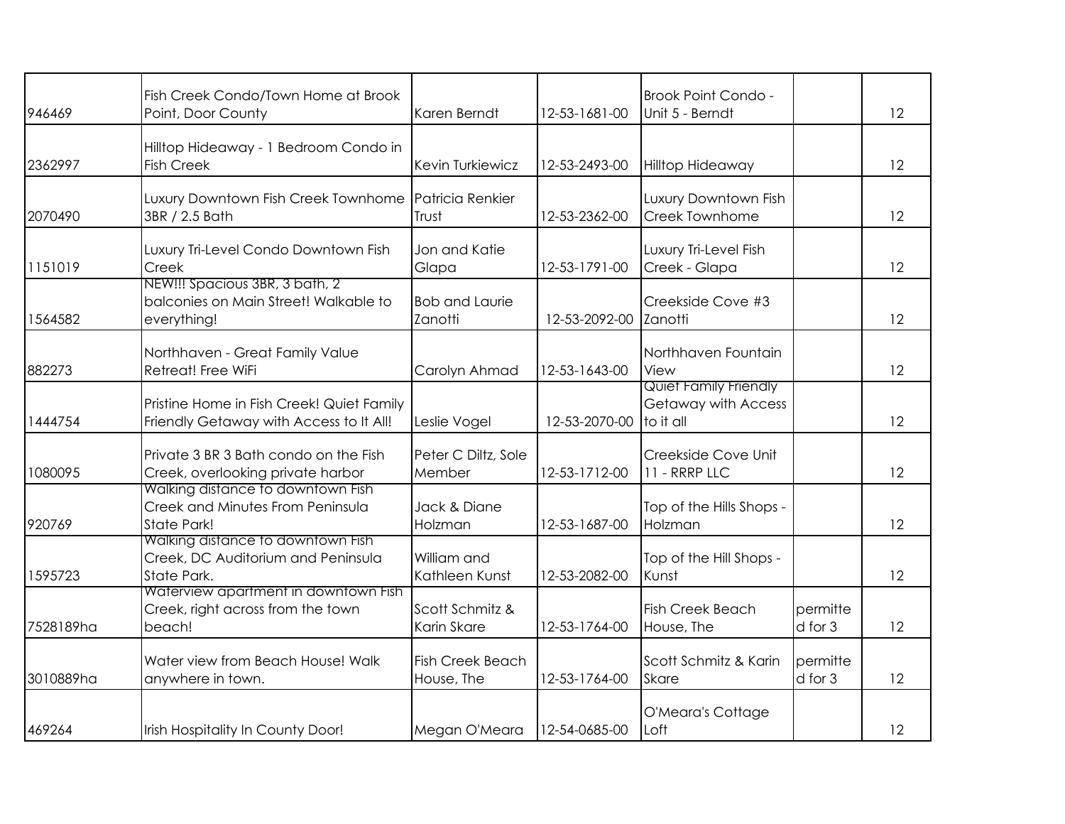|  |  |  |  |  |  |  |
|---|---|---|---|---|---|---|
| 946469 | Fish Creek Condo/Town Home at Brook Point, Door County | Karen Berndt | 12-53-1681-00 | Brook Point Condo - Unit 5 - Berndt |  | 12 |
| 2362997 | Hilltop Hideaway - 1 Bedroom Condo in Fish Creek | Kevin Turkiewicz | 12-53-2493-00 | Hilltop Hideaway |  | 12 |
| 2070490 | Luxury Downtown Fish Creek Townhome 3BR / 2.5 Bath | Patricia Renkier Trust | 12-53-2362-00 | Luxury Downtown Fish Creek Townhome |  | 12 |
| 1151019 | Luxury Tri-Level Condo Downtown Fish Creek | Jon and Katie Glapa | 12-53-1791-00 | Luxury Tri-Level Fish Creek - Glapa |  | 12 |
| 1564582 | NEW!!! Spacious 3BR, 3 bath, 2 balconies on Main Street! Walkable to everything! | Bob and Laurie Zanotti | 12-53-2092-00 | Creekside Cove #3 Zanotti |  | 12 |
| 882273 | Northhaven - Great Family Value Retreat! Free WiFi | Carolyn Ahmad | 12-53-1643-00 | Northhaven Fountain View |  | 12 |
| 1444754 | Pristine Home in Fish Creek! Quiet Family Friendly Getaway with Access to It All! | Leslie Vogel | 12-53-2070-00 | Quiet Family Friendly Getaway with Access to it all |  | 12 |
| 1080095 | Private 3 BR 3 Bath condo on the Fish Creek, overlooking private harbor | Peter C Diltz, Sole Member | 12-53-1712-00 | Creekside Cove Unit 11 - RRRP LLC |  | 12 |
| 920769 | Walking distance to downtown Fish Creek and Minutes From Peninsula State Park! | Jack & Diane Holzman | 12-53-1687-00 | Top of the Hills Shops - Holzman |  | 12 |
| 1595723 | Walking distance to downtown Fish Creek, DC Auditorium and Peninsula State Park. | William and Kathleen Kunst | 12-53-2082-00 | Top of the Hill Shops - Kunst |  | 12 |
| 7528189ha | Waterview apartment in downtown Fish Creek, right across from the town beach! | Scott Schmitz & Karin Skare | 12-53-1764-00 | Fish Creek Beach House, The | permitted for 3 | 12 |
| 3010889ha | Water view from Beach House! Walk anywhere in town. | Fish Creek Beach House, The | 12-53-1764-00 | Scott Schmitz & Karin Skare | permitted for 3 | 12 |
| 469264 | Irish Hospitality In County Door! | Megan O'Meara | 12-54-0685-00 | O'Meara's Cottage Loft |  | 12 |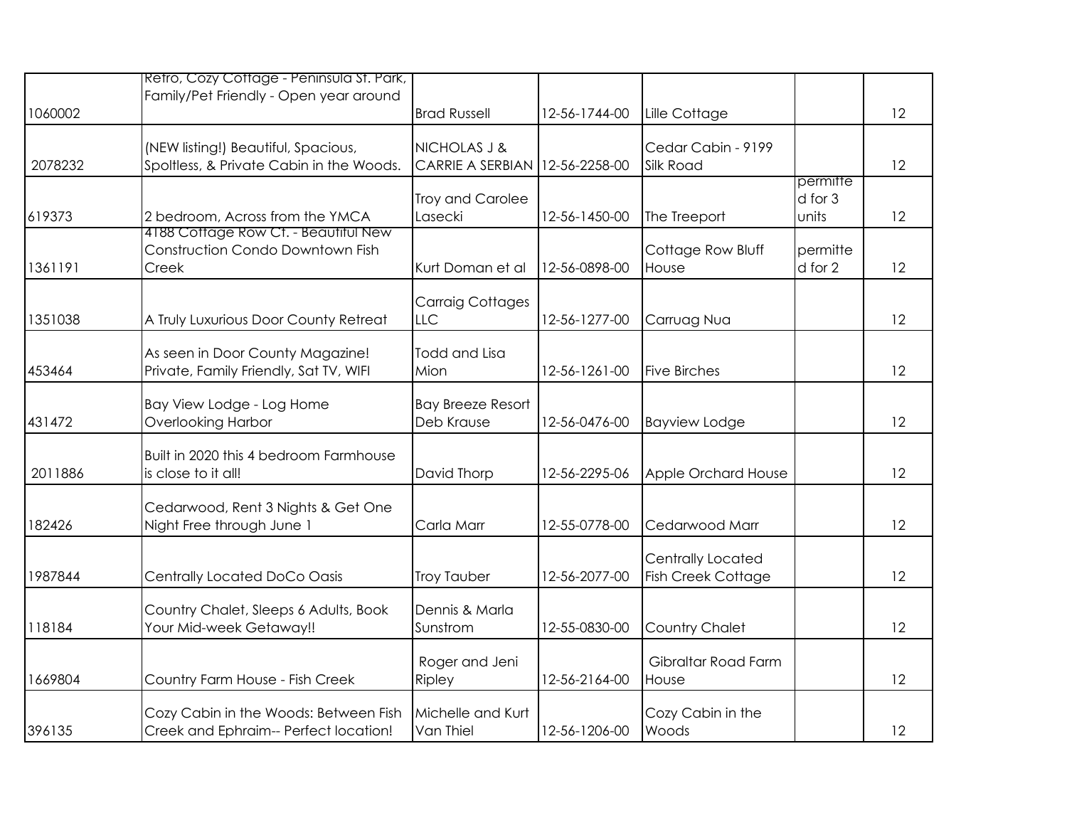| | | | | | | |
|---|---|---|---|---|---|---|
| 1060002 | Retro, Cozy Cottage - Peninsula St. Park, Family/Pet Friendly - Open year around | Brad Russell | 12-56-1744-00 | Lille Cottage | | 12 |
| 2078232 | (NEW listing!) Beautiful, Spacious, Spoltless, & Private Cabin in the Woods. | NICHOLAS J & CARRIE A SERBIAN | 12-56-2258-00 | Cedar Cabin - 9199 Silk Road | | 12 |
| 619373 | 2 bedroom, Across from the YMCA | Troy and Carolee Lasecki | 12-56-1450-00 | The Treeport | permitted for 3 units | 12 |
| 1361191 | 4188 Cottage Row Ct. - Beautiful New Construction Condo Downtown Fish Creek | Kurt Doman et al | 12-56-0898-00 | Cottage Row Bluff House | permitted for 2 | 12 |
| 1351038 | A Truly Luxurious Door County Retreat | Carraig Cottages LLC | 12-56-1277-00 | Carruag Nua | | 12 |
| 453464 | As seen in Door County Magazine! Private, Family Friendly, Sat TV, WIFI | Todd and Lisa Mion | 12-56-1261-00 | Five Birches | | 12 |
| 431472 | Bay View Lodge - Log Home Overlooking Harbor | Bay Breeze Resort Deb Krause | 12-56-0476-00 | Bayview Lodge | | 12 |
| 2011886 | Built in 2020 this 4 bedroom Farmhouse is close to it all! | David Thorp | 12-56-2295-06 | Apple Orchard House | | 12 |
| 182426 | Cedarwood, Rent 3 Nights & Get One Night Free through June 1 | Carla Marr | 12-55-0778-00 | Cedarwood Marr | | 12 |
| 1987844 | Centrally Located DoCo Oasis | Troy Tauber | 12-56-2077-00 | Centrally Located Fish Creek Cottage | | 12 |
| 118184 | Country Chalet, Sleeps 6 Adults, Book Your Mid-week Getaway!! | Dennis & Marla Sunstrom | 12-55-0830-00 | Country Chalet | | 12 |
| 1669804 | Country Farm House - Fish Creek | Roger and Jeni Ripley | 12-56-2164-00 | Gibraltar Road Farm House | | 12 |
| 396135 | Cozy Cabin in the Woods: Between Fish Creek and Ephraim-- Perfect location! | Michelle and Kurt Van Thiel | 12-56-1206-00 | Cozy Cabin in the Woods | | 12 |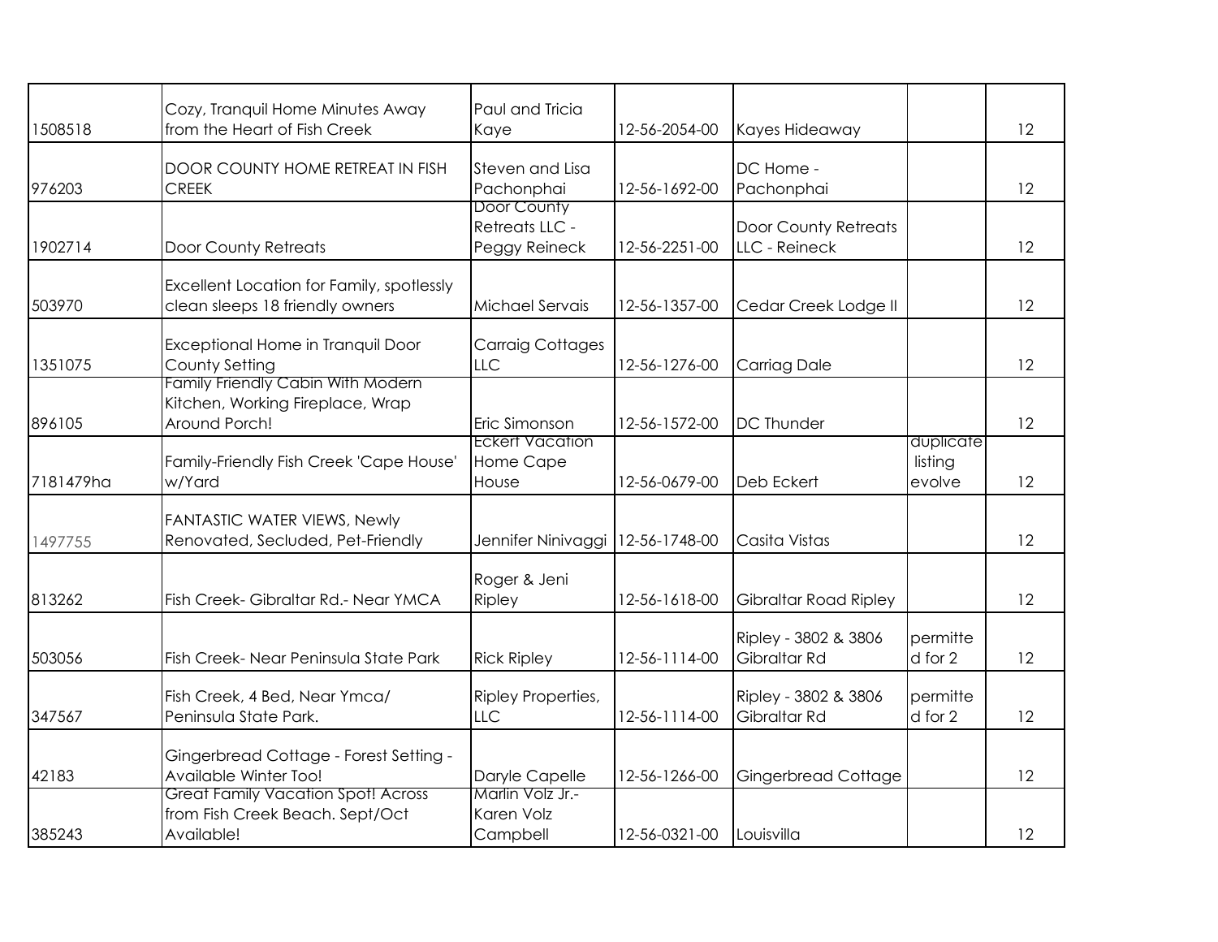| | | | | | | |
|---|---|---|---|---|---|---|
| 1508518 | Cozy, Tranquil Home Minutes Away from the Heart of Fish Creek | Paul and Tricia Kaye | 12-56-2054-00 | Kayes Hideaway | | 12 |
| 976203 | DOOR COUNTY HOME RETREAT IN FISH CREEK | Steven and Lisa Pachonphai | 12-56-1692-00 | DC Home - Pachonphai | | 12 |
| 1902714 | Door County Retreats | Door County Retreats LLC - Peggy Reineck | 12-56-2251-00 | Door County Retreats LLC - Reineck | | 12 |
| 503970 | Excellent Location for Family, spotlessly clean sleeps 18 friendly owners | Michael Servais | 12-56-1357-00 | Cedar Creek Lodge II | | 12 |
| 1351075 | Exceptional Home in Tranquil Door County Setting | Carraig Cottages LLC | 12-56-1276-00 | Carriag Dale | | 12 |
| 896105 | Family Friendly Cabin With Modern Kitchen, Working Fireplace, Wrap Around Porch! | Eric Simonson | 12-56-1572-00 | DC Thunder | | 12 |
| 7181479ha | Family-Friendly Fish Creek 'Cape House' w/Yard | Eckert Vacation Home Cape House | 12-56-0679-00 | Deb Eckert | duplicate listing evolve | 12 |
| 1497755 | FANTASTIC WATER VIEWS, Newly Renovated, Secluded, Pet-Friendly | Jennifer Ninivaggi | 12-56-1748-00 | Casita Vistas | | 12 |
| 813262 | Fish Creek- Gibraltar Rd.- Near YMCA | Roger & Jeni Ripley | 12-56-1618-00 | Gibraltar Road Ripley | | 12 |
| 503056 | Fish Creek- Near Peninsula State Park | Rick Ripley | 12-56-1114-00 | Ripley - 3802 & 3806 Gibraltar Rd | permitted for 2 | 12 |
| 347567 | Fish Creek, 4 Bed, Near Ymca/ Peninsula State Park. | Ripley Properties, LLC | 12-56-1114-00 | Ripley - 3802 & 3806 Gibraltar Rd | permitted for 2 | 12 |
| 42183 | Gingerbread Cottage - Forest Setting - Available Winter Too! | Daryle Capelle | 12-56-1266-00 | Gingerbread Cottage | | 12 |
| 385243 | Great Family Vacation Spot! Across from Fish Creek Beach. Sept/Oct Available! | Marlin Volz Jr.- Karen Volz Campbell | 12-56-0321-00 | Louisvilla | | 12 |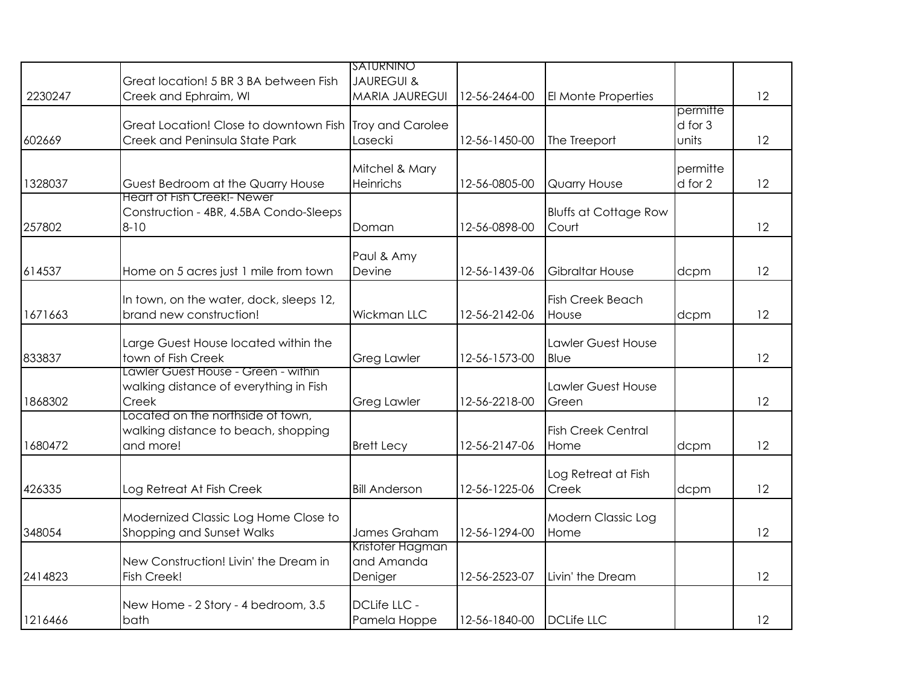| | | | | | | |
|---|---|---|---|---|---|---|
| 2230247 | Great location! 5 BR 3 BA between Fish Creek and Ephraim, WI | SATURNINO JAUREGUI & MARIA JAUREGUI | 12-56-2464-00 | El Monte Properties | | 12 |
| 602669 | Great Location! Close to downtown Fish Creek and Peninsula State Park | Troy and Carolee Lasecki | 12-56-1450-00 | The Treeport | permitted for 3 units | 12 |
| 1328037 | Guest Bedroom at the Quarry House | Mitchel & Mary Heinrichs | 12-56-0805-00 | Quarry House | permitted for 2 | 12 |
| 257802 | Heart of Fish Creek!- Newer Construction - 4BR, 4.5BA Condo-Sleeps 8-10 | Doman | 12-56-0898-00 | Bluffs at Cottage Row Court | | 12 |
| 614537 | Home on 5 acres just 1 mile from town | Paul & Amy Devine | 12-56-1439-06 | Gibraltar House | dcpm | 12 |
| 1671663 | In town, on the water, dock, sleeps 12, brand new construction! | Wickman LLC | 12-56-2142-06 | Fish Creek Beach House | dcpm | 12 |
| 833837 | Large Guest House located within the town of Fish Creek | Greg Lawler | 12-56-1573-00 | Lawler Guest House Blue | | 12 |
| 1868302 | Lawler Guest House - Green - within walking distance of everything in Fish Creek | Greg Lawler | 12-56-2218-00 | Lawler Guest House Green | | 12 |
| 1680472 | Located on the northside of town, walking distance to beach, shopping and more! | Brett Lecy | 12-56-2147-06 | Fish Creek Central Home | dcpm | 12 |
| 426335 | Log Retreat At Fish Creek | Bill Anderson | 12-56-1225-06 | Log Retreat at Fish Creek | dcpm | 12 |
| 348054 | Modernized Classic Log Home Close to Shopping and Sunset Walks | James Graham | 12-56-1294-00 | Modern Classic Log Home | | 12 |
| 2414823 | New Construction! Livin' the Dream in Fish Creek! | Kristofer Hagman and Amanda Deniger | 12-56-2523-07 | Livin' the Dream | | 12 |
| 1216466 | New Home - 2 Story - 4 bedroom, 3.5 bath | DCLife LLC - Pamela Hoppe | 12-56-1840-00 | DCLife LLC | | 12 |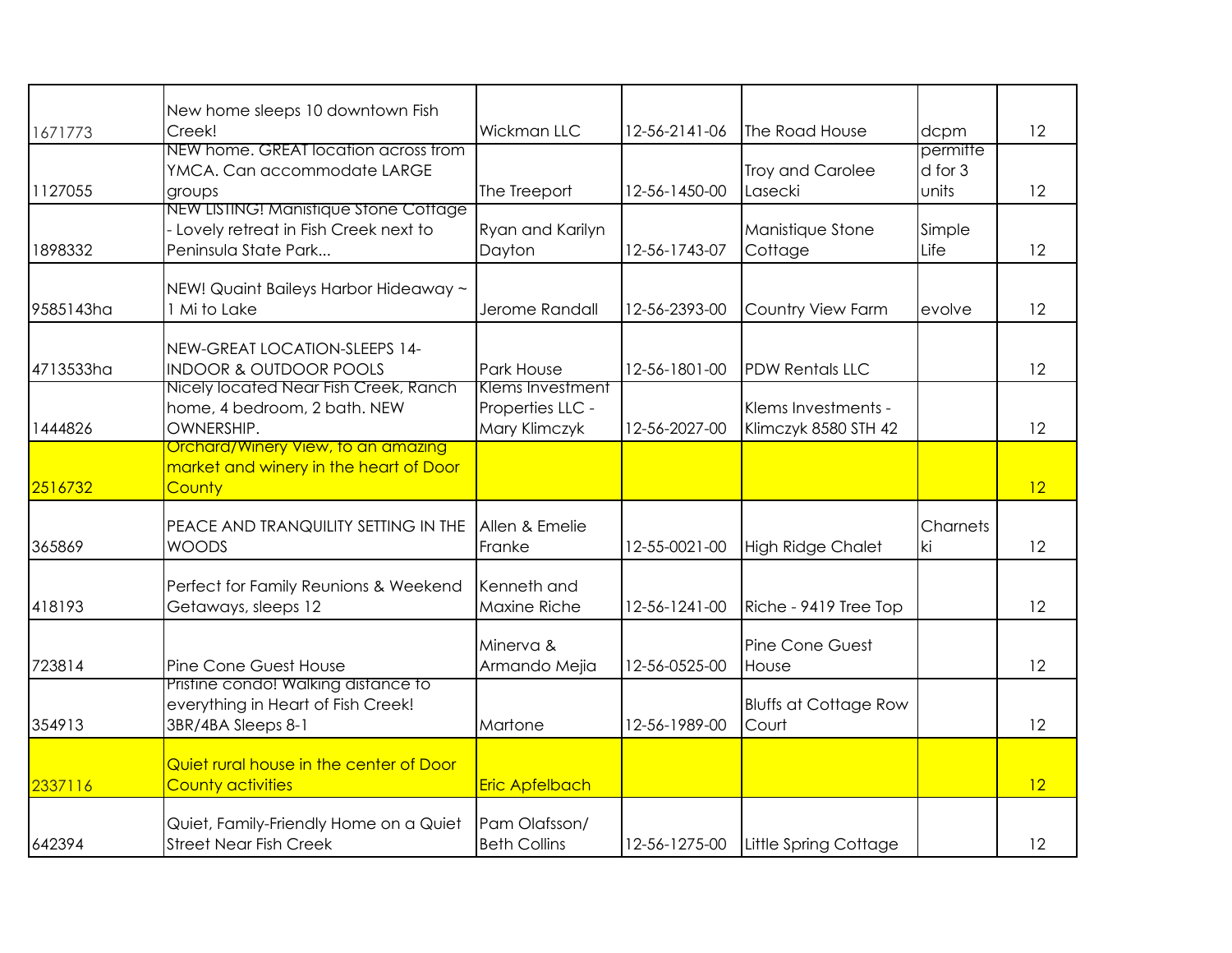| | | | | | | |
|---|---|---|---|---|---|---|
| 1671773 | New home sleeps 10 downtown Fish Creek! | Wickman LLC | 12-56-2141-06 | The Road House | dcpm | 12 |
| 1127055 | NEW home. GREAT location across from YMCA. Can accommodate LARGE groups | The Treeport | 12-56-1450-00 | Troy and Carolee Lasecki | permitted for 3 units | 12 |
| 1898332 | NEW LISTING! Manistique Stone Cottage - Lovely retreat in Fish Creek next to Peninsula State Park... | Ryan and Karilyn Dayton | 12-56-1743-07 | Manistique Stone Cottage | Simple Life | 12 |
| 9585143ha | NEW! Quaint Baileys Harbor Hideaway ~ 1 Mi to Lake | Jerome Randall | 12-56-2393-00 | Country View Farm | evolve | 12 |
| 4713533ha | NEW-GREAT LOCATION-SLEEPS 14-INDOOR & OUTDOOR POOLS | Park House | 12-56-1801-00 | PDW Rentals LLC | | 12 |
| 1444826 | Nicely located Near Fish Creek, Ranch home, 4 bedroom, 2 bath. NEW OWNERSHIP. | Klems Investment Properties LLC - Mary Klimczyk | 12-56-2027-00 | Klems Investments - Klimczyk 8580 STH 42 | | 12 |
| 2516732 | Orchard/Winery View, to an amazing market and winery in the heart of Door County | | | | | 12 |
| 365869 | PEACE AND TRANQUILITY SETTING IN THE WOODS | Allen & Emelie Franke | 12-55-0021-00 | High Ridge Chalet | Charnetski | 12 |
| 418193 | Perfect for Family Reunions & Weekend Getaways, sleeps 12 | Kenneth and Maxine Riche | 12-56-1241-00 | Riche - 9419 Tree Top | | 12 |
| 723814 | Pine Cone Guest House | Minerva & Armando Mejia | 12-56-0525-00 | Pine Cone Guest House | | 12 |
| 354913 | Pristine condo! Walking distance to everything in Heart of Fish Creek! 3BR/4BA Sleeps 8-1 | Martone | 12-56-1989-00 | Bluffs at Cottage Row Court | | 12 |
| 2337116 | Quiet rural house in the center of Door County activities | Eric Apfelbach | | | | 12 |
| 642394 | Quiet, Family-Friendly Home on a Quiet Street Near Fish Creek | Pam Olafsson/ Beth Collins | 12-56-1275-00 | Little Spring Cottage | | 12 |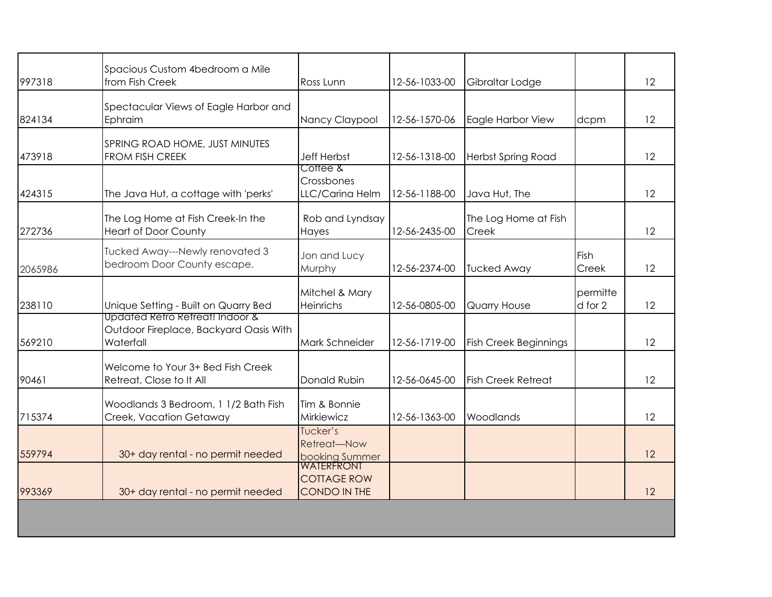| | | | | | | |
|---|---|---|---|---|---|---|
| 997318 | Spacious Custom 4bedroom a Mile from Fish Creek | Ross Lunn | 12-56-1033-00 | Gibraltar Lodge | | 12 |
| 824134 | Spectacular Views of Eagle Harbor and Ephraim | Nancy Claypool | 12-56-1570-06 | Eagle Harbor View | dcpm | 12 |
| 473918 | SPRING ROAD HOME, JUST MINUTES FROM FISH CREEK | Jeff Herbst | 12-56-1318-00 | Herbst Spring Road | | 12 |
| 424315 | The Java Hut, a cottage with 'perks' | Coffee & Crossbones LLC/Carina Helm | 12-56-1188-00 | Java Hut, The | | 12 |
| 272736 | The Log Home at Fish Creek-In the Heart of Door County | Rob and Lyndsay Hayes | 12-56-2435-00 | The Log Home at Fish Creek | | 12 |
| 2065986 | Tucked Away---Newly renovated 3 bedroom Door County escape. | Jon and Lucy Murphy | 12-56-2374-00 | Tucked Away | Fish Creek | 12 |
| 238110 | Unique Setting - Built on Quarry Bed | Mitchel & Mary Heinrichs | 12-56-0805-00 | Quarry House | permitted for 2 | 12 |
| 569210 | Updated Retro Retreat! Indoor & Outdoor Fireplace, Backyard Oasis With Waterfall | Mark Schneider | 12-56-1719-00 | Fish Creek Beginnings | | 12 |
| 90461 | Welcome to Your 3+ Bed Fish Creek Retreat, Close to It All | Donald Rubin | 12-56-0645-00 | Fish Creek Retreat | | 12 |
| 715374 | Woodlands 3 Bedroom, 1 1/2 Bath Fish Creek, Vacation Getaway | Tim & Bonnie Mirkiewicz | 12-56-1363-00 | Woodlands | | 12 |
| 559794 | 30+ day rental - no permit needed | Tucker's Retreat—Now booking Summer | | | | 12 |
| 993369 | 30+ day rental - no permit needed | WATERFRONT COTTAGE ROW CONDO IN THE | | | | 12 |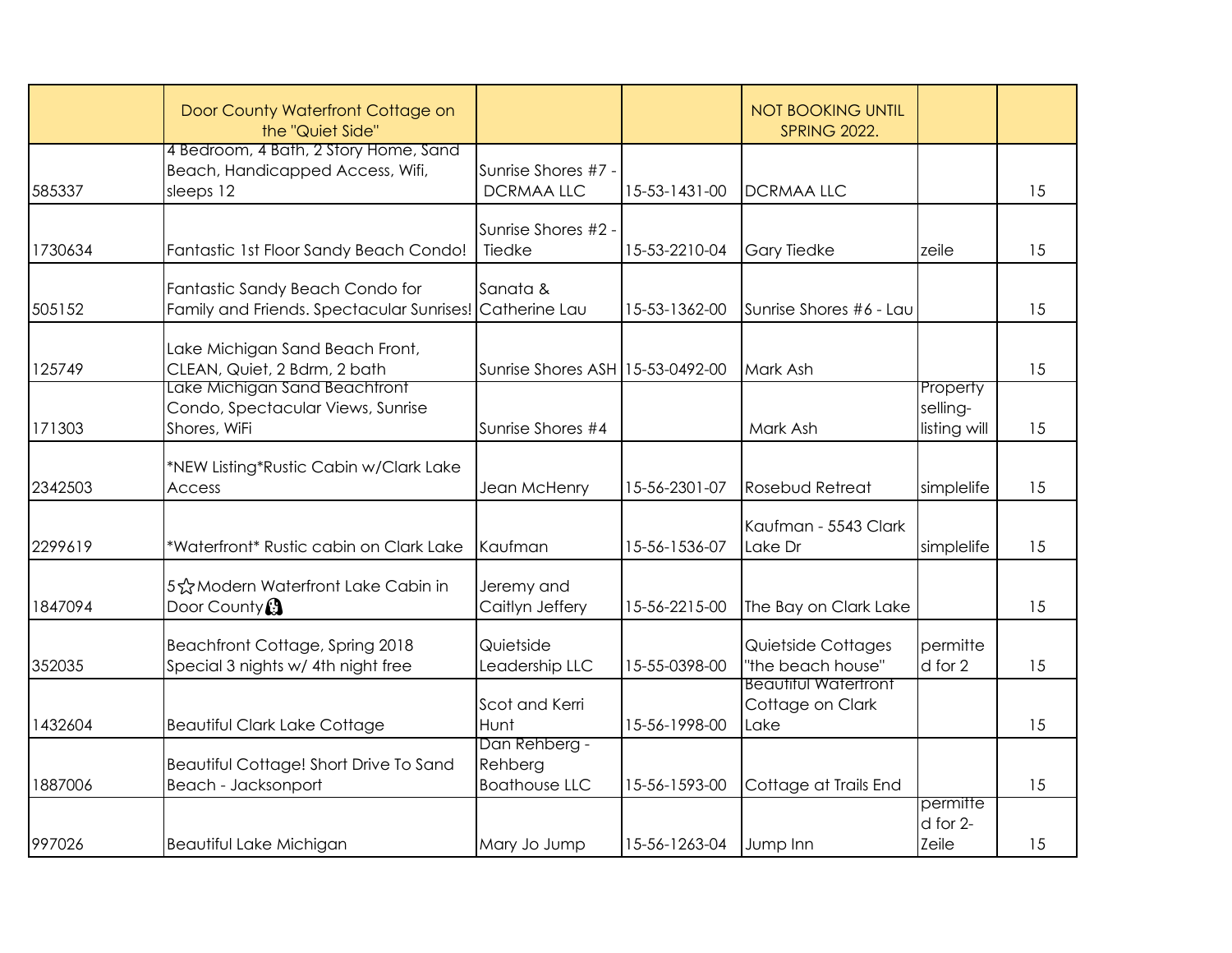| | Door County Waterfront Cottage on the "Quiet Side" | | | NOT BOOKING UNTIL SPRING 2022. | | |
|---|---|---|---|---|---|---|
| 585337 | 4 Bedroom, 4 Bath, 2 Story Home, Sand Beach, Handicapped Access, Wifi, sleeps 12 | Sunrise Shores #7 - DCRMAA LLC | 15-53-1431-00 | DCRMAA LLC | | 15 |
| 1730634 | Fantastic 1st Floor Sandy Beach Condo! | Sunrise Shores #2 - Tiedke | 15-53-2210-04 | Gary Tiedke | zeile | 15 |
| 505152 | Fantastic Sandy Beach Condo for Family and Friends. Spectacular Sunrises! | Sanata & Catherine Lau | 15-53-1362-00 | Sunrise Shores #6 - Lau | | 15 |
| 125749 | Lake Michigan Sand Beach Front, CLEAN, Quiet, 2 Bdrm, 2 bath | Sunrise Shores ASH | 15-53-0492-00 | Mark Ash | | 15 |
| 171303 | Lake Michigan Sand Beachfront Condo, Spectacular Views, Sunrise Shores, WiFi | Sunrise Shores #4 | | Mark Ash | Property selling-listing will | 15 |
| 2342503 | *NEW Listing*Rustic Cabin w/Clark Lake Access | Jean McHenry | 15-56-2301-07 | Rosebud Retreat | simplelife | 15 |
| 2299619 | *Waterfront* Rustic cabin on Clark Lake | Kaufman | 15-56-1536-07 | Kaufman - 5543 Clark Lake Dr | simplelife | 15 |
| 1847094 | 5☆Modern Waterfront Lake Cabin in Door County | Jeremy and Caitlyn Jeffery | 15-56-2215-00 | The Bay on Clark Lake | | 15 |
| 352035 | Beachfront Cottage, Spring 2018 Special 3 nights w/ 4th night free | Quietside Leadership LLC | 15-55-0398-00 | Quietside Cottages "the beach house" | permitted for 2 | 15 |
| 1432604 | Beautiful Clark Lake Cottage | Scot and Kerri Hunt | 15-56-1998-00 | Beautiful Waterfront Cottage on Clark Lake | | 15 |
| 1887006 | Beautiful Cottage! Short Drive To Sand Beach - Jacksonport | Dan Rehberg - Rehberg Boathouse LLC | 15-56-1593-00 | Cottage at Trails End | | 15 |
| 997026 | Beautiful Lake Michigan | Mary Jo Jump | 15-56-1263-04 | Jump Inn | permitted for 2-Zeile | 15 |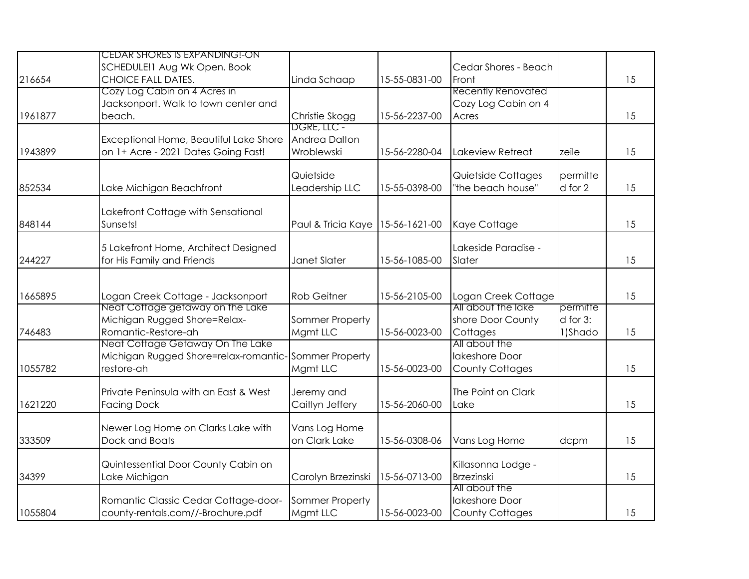| | | | | | | |
|---|---|---|---|---|---|---|
| 216654 | CEDAR SHORES IS EXPANDING!-ON SCHEDULE!1 Aug Wk Open. Book CHOICE FALL DATES. | Linda Schaap | 15-55-0831-00 | Cedar Shores - Beach Front | | 15 |
| 1961877 | Cozy Log Cabin on 4 Acres in Jacksonport. Walk to town center and beach. | Christie Skogg | 15-56-2237-00 | Recently Renovated Cozy Log Cabin on 4 Acres | | 15 |
| 1943899 | Exceptional Home, Beautiful Lake Shore on 1+ Acre - 2021 Dates Going Fast! | DGRE, LLC - Andrea Dalton Wroblewski | 15-56-2280-04 | Lakeview Retreat | zeile | 15 |
| 852534 | Lake Michigan Beachfront | Quietside Leadership LLC | 15-55-0398-00 | Quietside Cottages "the beach house" | permitted for 2 | 15 |
| 848144 | Lakefront Cottage with Sensational Sunsets! | Paul & Tricia Kaye | 15-56-1621-00 | Kaye Cottage | | 15 |
| 244227 | 5 Lakefront Home, Architect Designed for His Family and Friends | Janet Slater | 15-56-1085-00 | Lakeside Paradise - Slater | | 15 |
| 1665895 | Logan Creek Cottage - Jacksonport | Rob Geitner | 15-56-2105-00 | Logan Creek Cottage | | 15 |
| 746483 | Neat Cottage getaway on the Lake Michigan Rugged Shore=Relax-Romantic-Restore-ah | Sommer Property Mgmt LLC | 15-56-0023-00 | All about the lake shore Door County Cottages | permitted for 3: 1)Shado | 15 |
| 1055782 | Neat Cottage Getaway On The Lake Michigan Rugged Shore=relax-romantic-restore-ah | Sommer Property Mgmt LLC | 15-56-0023-00 | All about the lakeshore Door County Cottages | | 15 |
| 1621220 | Private Peninsula with an East & West Facing Dock | Jeremy and Caitlyn Jeffery | 15-56-2060-00 | The Point on Clark Lake | | 15 |
| 333509 | Newer Log Home on Clarks Lake with Dock and Boats | Vans Log Home on Clark Lake | 15-56-0308-06 | Vans Log Home | dcpm | 15 |
| 34399 | Quintessential Door County Cabin on Lake Michigan | Carolyn Brzezinski | 15-56-0713-00 | Killasonna Lodge - Brzezinski | | 15 |
| 1055804 | Romantic Classic Cedar Cottage-door-county-rentals.com//-Brochure.pdf | Sommer Property Mgmt LLC | 15-56-0023-00 | All about the lakeshore Door County Cottages | | 15 |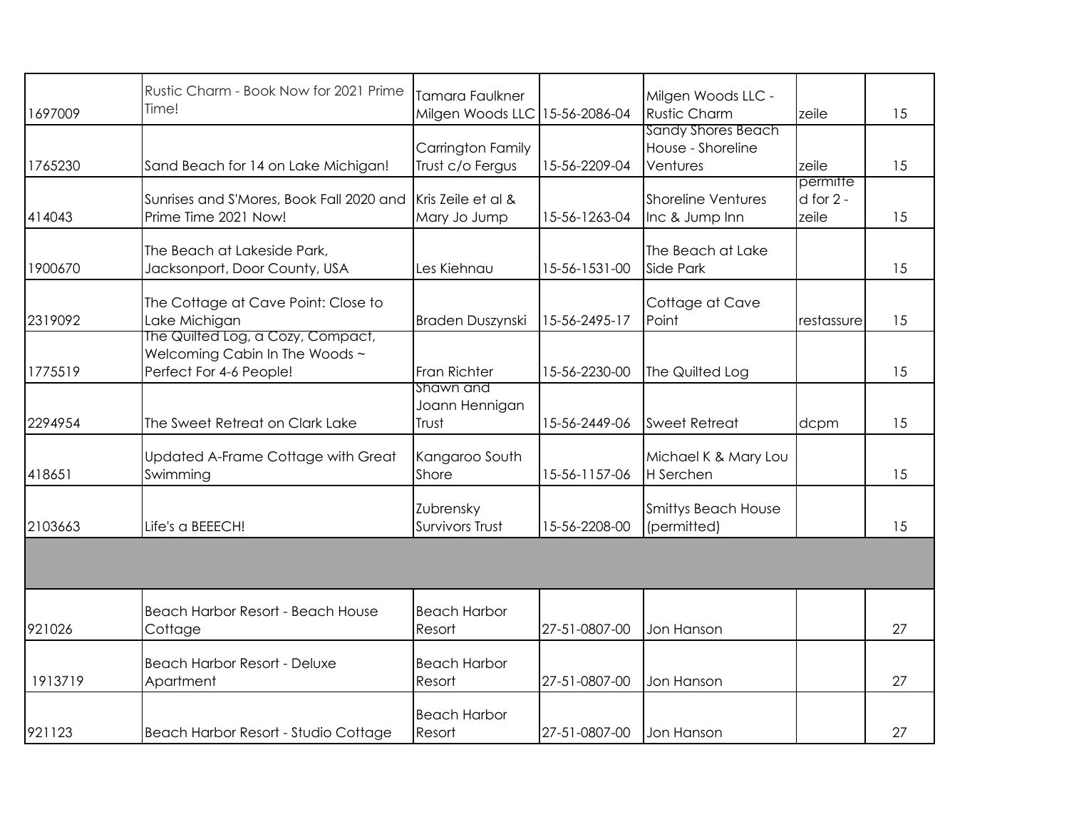| | | | | | | |
|---|---|---|---|---|---|---|
| 1697009 | Rustic Charm - Book Now for 2021 Prime Time! | Tamara Faulkner Milgen Woods LLC | 15-56-2086-04 | Milgen Woods LLC - Rustic Charm | zeile | 15 |
| 1765230 | Sand Beach for 14 on Lake Michigan! | Carrington Family Trust c/o Fergus | 15-56-2209-04 | Sandy Shores Beach House - Shoreline Ventures | zeile | 15 |
| 414043 | Sunrises and S'Mores, Book Fall 2020 and Prime Time 2021 Now! | Kris Zeile et al & Mary Jo Jump | 15-56-1263-04 | Shoreline Ventures Inc & Jump Inn | permitted for 2 - zeile | 15 |
| 1900670 | The Beach at Lakeside Park, Jacksonport, Door County, USA | Les Kiehnau | 15-56-1531-00 | The Beach at Lake Side Park | | 15 |
| 2319092 | The Cottage at Cave Point: Close to Lake Michigan | Braden Duszynski | 15-56-2495-17 | Cottage at Cave Point | restassure | 15 |
| 1775519 | The Quilted Log, a Cozy, Compact, Welcoming Cabin In The Woods ~ Perfect For 4-6 People! | Fran Richter | 15-56-2230-00 | The Quilted Log | | 15 |
| 2294954 | The Sweet Retreat on Clark Lake | Shawn and Joann Hennigan Trust | 15-56-2449-06 | Sweet Retreat | dcpm | 15 |
| 418651 | Updated A-Frame Cottage with Great Swimming | Kangaroo South Shore | 15-56-1157-06 | Michael K & Mary Lou H Serchen | | 15 |
| 2103663 | Life's a BEEECH! | Zubrensky Survivors Trust | 15-56-2208-00 | Smittys Beach House (permitted) | | 15 |
| | | | | | | |
| 921026 | Beach Harbor Resort - Beach House Cottage | Beach Harbor Resort | 27-51-0807-00 | Jon Hanson | | 27 |
| 1913719 | Beach Harbor Resort - Deluxe Apartment | Beach Harbor Resort | 27-51-0807-00 | Jon Hanson | | 27 |
| 921123 | Beach Harbor Resort - Studio Cottage | Beach Harbor Resort | 27-51-0807-00 | Jon Hanson | | 27 |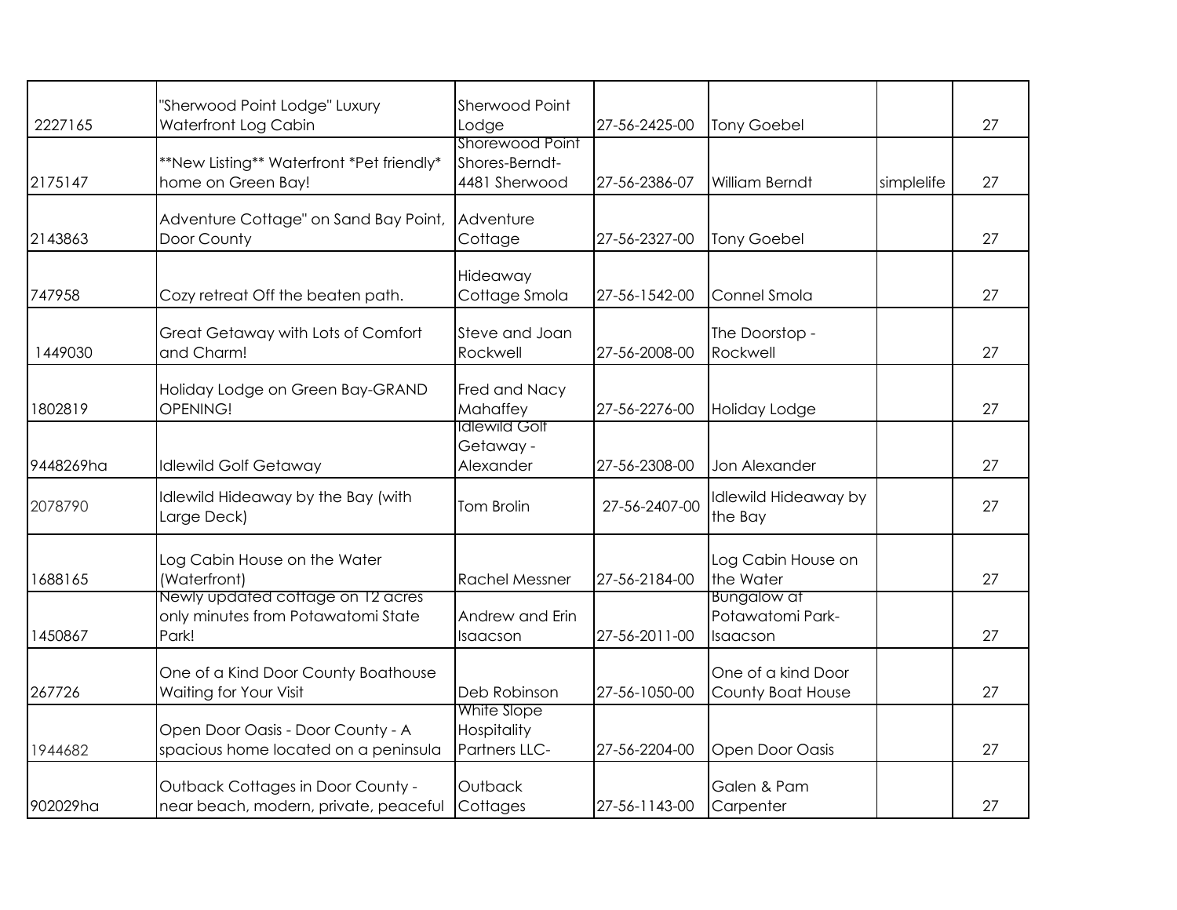| | | | | | | |
|---|---|---|---|---|---|---|
| 2227165 | "Sherwood Point Lodge" Luxury Waterfront Log Cabin | Sherwood Point Lodge | 27-56-2425-00 | Tony Goebel | | 27 |
| 2175147 | **New Listing** Waterfront *Pet friendly* home on Green Bay! | Shorewood Point Shores-Berndt-4481 Sherwood | 27-56-2386-07 | William Berndt | simplelife | 27 |
| 2143863 | Adventure Cottage" on Sand Bay Point, Door County | Adventure Cottage | 27-56-2327-00 | Tony Goebel | | 27 |
| 747958 | Cozy retreat Off the beaten path. | Hideaway Cottage Smola | 27-56-1542-00 | Connel Smola | | 27 |
| 1449030 | Great Getaway with Lots of Comfort and Charm! | Steve and Joan Rockwell | 27-56-2008-00 | The Doorstop - Rockwell | | 27 |
| 1802819 | Holiday Lodge on Green Bay-GRAND OPENING! | Fred and Nacy Mahaffey | 27-56-2276-00 | Holiday Lodge | | 27 |
| 9448269ha | Idlewild Golf Getaway | Idlewild Golf Getaway - Alexander | 27-56-2308-00 | Jon Alexander | | 27 |
| 2078790 | Idlewild Hideaway by the Bay (with Large Deck) | Tom Brolin | 27-56-2407-00 | Idlewild Hideaway by the Bay | | 27 |
| 1688165 | Log Cabin House on the Water (Waterfront) | Rachel Messner | 27-56-2184-00 | Log Cabin House on the Water | | 27 |
| 1450867 | Newly updated cottage on 12 acres only minutes from Potawatomi State Park! | Andrew and Erin Isaacson | 27-56-2011-00 | Bungalow at Potawatomi Park-Isaacson | | 27 |
| 267726 | One of a Kind Door County Boathouse Waiting for Your Visit | Deb Robinson | 27-56-1050-00 | One of a kind Door County Boat House | | 27 |
| 1944682 | Open Door Oasis - Door County - A spacious home located on a peninsula | White Slope Hospitality Partners LLC- | 27-56-2204-00 | Open Door Oasis | | 27 |
| 902029ha | Outback Cottages in Door County - near beach, modern, private, peaceful | Outback Cottages | 27-56-1143-00 | Galen & Pam Carpenter | | 27 |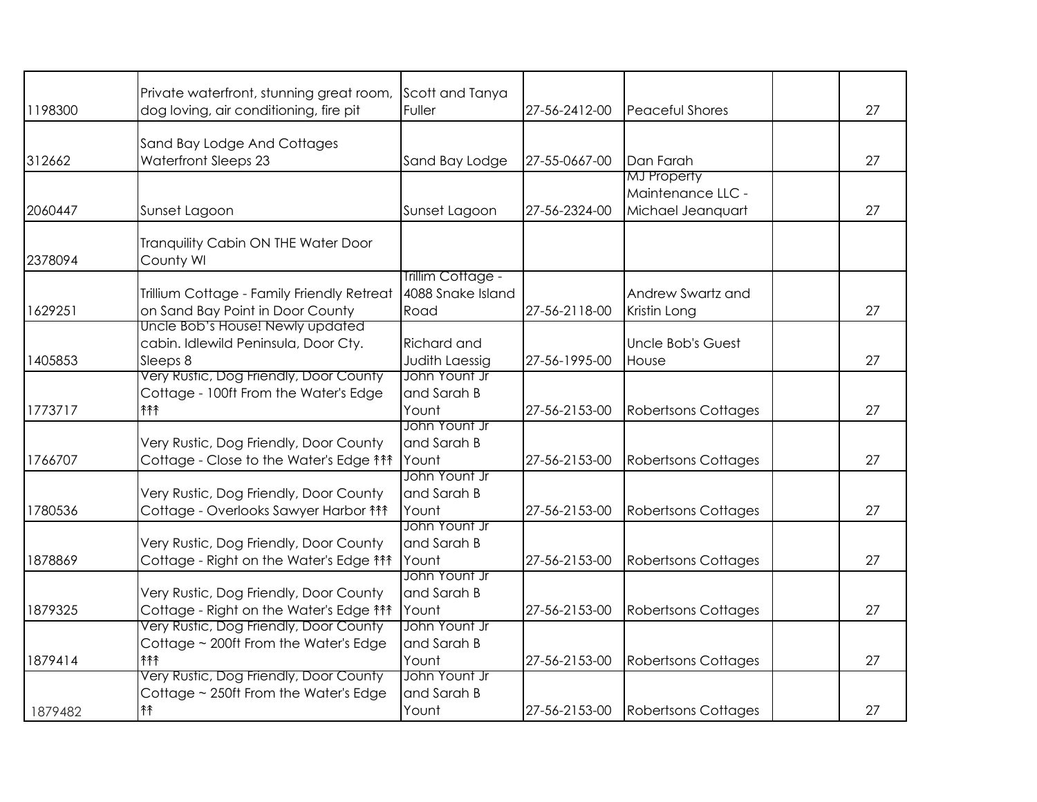| | | | | | | |
|---|---|---|---|---|---|---|
| 1198300 | Private waterfront, stunning great room, dog loving, air conditioning, fire pit | Scott and Tanya Fuller | 27-56-2412-00 | Peaceful Shores | | 27 |
| 312662 | Sand Bay Lodge And Cottages Waterfront Sleeps 23 | Sand Bay Lodge | 27-55-0667-00 | Dan Farah | | 27 |
| 2060447 | Sunset Lagoon | Sunset Lagoon | 27-56-2324-00 | MJ Property Maintenance LLC - Michael Jeanquart | | 27 |
| 2378094 | Tranquility Cabin ON THE Water Door County WI | | | | | |
| 1629251 | Trillium Cottage - Family Friendly Retreat on Sand Bay Point in Door County | Trillim Cottage - 4088 Snake Island Road | 27-56-2118-00 | Andrew Swartz and Kristin Long | | 27 |
| 1405853 | Uncle Bob's House! Newly updated cabin. Idlewild Peninsula, Door Cty. Sleeps 8 | Richard and Judith Laessig | 27-56-1995-00 | Uncle Bob's Guest House | | 27 |
| 1773717 | Very Rustic, Dog Friendly, Door County Cottage - 100ft From the Water's Edge ↟↟↟ | John Yount Jr and Sarah B Yount | 27-56-2153-00 | Robertsons Cottages | | 27 |
| 1766707 | Very Rustic, Dog Friendly, Door County Cottage - Close to the Water's Edge ↟↟↟ | John Yount Jr and Sarah B Yount | 27-56-2153-00 | Robertsons Cottages | | 27 |
| 1780536 | Very Rustic, Dog Friendly, Door County Cottage - Overlooks Sawyer Harbor ↟↟↟ | John Yount Jr and Sarah B Yount | 27-56-2153-00 | Robertsons Cottages | | 27 |
| 1878869 | Very Rustic, Dog Friendly, Door County Cottage - Right on the Water's Edge ↟↟↟ | John Yount Jr and Sarah B Yount | 27-56-2153-00 | Robertsons Cottages | | 27 |
| 1879325 | Very Rustic, Dog Friendly, Door County Cottage - Right on the Water's Edge ↟↟↟ | John Yount Jr and Sarah B Yount | 27-56-2153-00 | Robertsons Cottages | | 27 |
| 1879414 | Very Rustic, Dog Friendly, Door County Cottage ~ 200ft From the Water's Edge ↟↟↟ | John Yount Jr and Sarah B Yount | 27-56-2153-00 | Robertsons Cottages | | 27 |
| 1879482 | Very Rustic, Dog Friendly, Door County Cottage ~ 250ft From the Water's Edge ↟↟ | John Yount Jr and Sarah B Yount | 27-56-2153-00 | Robertsons Cottages | | 27 |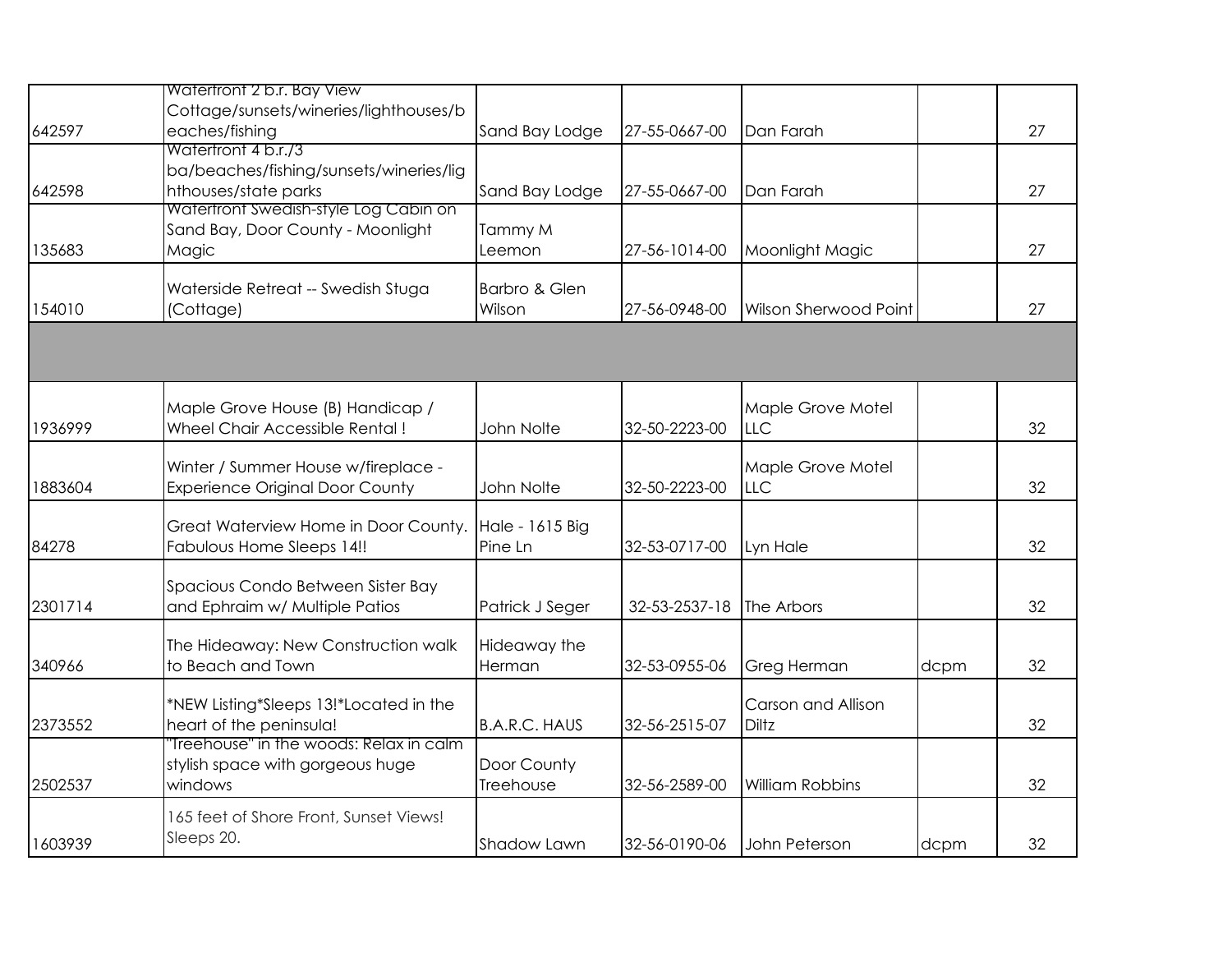| | | | | | | |
|---|---|---|---|---|---|---|
| 642597 | Waterfront 2 b.r. Bay View Cottage/sunsets/wineries/lighthouses/beaches/fishing | Sand Bay Lodge | 27-55-0667-00 | Dan Farah | | 27 |
| 642598 | Waterfront 4 b.r./3 ba/beaches/fishing/sunsets/wineries/lighthouses/state parks | Sand Bay Lodge | 27-55-0667-00 | Dan Farah | | 27 |
| 135683 | Waterfront Swedish-style Log Cabin on Sand Bay, Door County - Moonlight Magic | Tammy M Leemon | 27-56-1014-00 | Moonlight Magic | | 27 |
| 154010 | Waterside Retreat -- Swedish Stuga (Cottage) | Barbro & Glen Wilson | 27-56-0948-00 | Wilson Sherwood Point | | 27 |
| | | | | | | |
| 1936999 | Maple Grove House (B) Handicap / Wheel Chair Accessible Rental ! | John Nolte | 32-50-2223-00 | Maple Grove Motel LLC | | 32 |
| 1883604 | Winter / Summer House w/fireplace - Experience Original Door County | John Nolte | 32-50-2223-00 | Maple Grove Motel LLC | | 32 |
| 84278 | Great Waterview Home in Door County. Fabulous Home Sleeps 14!! | Hale - 1615 Big Pine Ln | 32-53-0717-00 | Lyn Hale | | 32 |
| 2301714 | Spacious Condo Between Sister Bay and Ephraim w/ Multiple Patios | Patrick J Seger | 32-53-2537-18 | The Arbors | | 32 |
| 340966 | The Hideaway: New Construction walk to Beach and Town | Hideaway the Herman | 32-53-0955-06 | Greg Herman | dcpm | 32 |
| 2373552 | *NEW Listing*Sleeps 13!*Located in the heart of the peninsula! | B.A.R.C. HAUS | 32-56-2515-07 | Carson and Allison Diltz | | 32 |
| 2502537 | "Treehouse" in the woods: Relax in calm stylish space with gorgeous huge windows | Door County Treehouse | 32-56-2589-00 | William Robbins | | 32 |
| 1603939 | 165 feet of Shore Front, Sunset Views! Sleeps 20. | Shadow Lawn | 32-56-0190-06 | John Peterson | dcpm | 32 |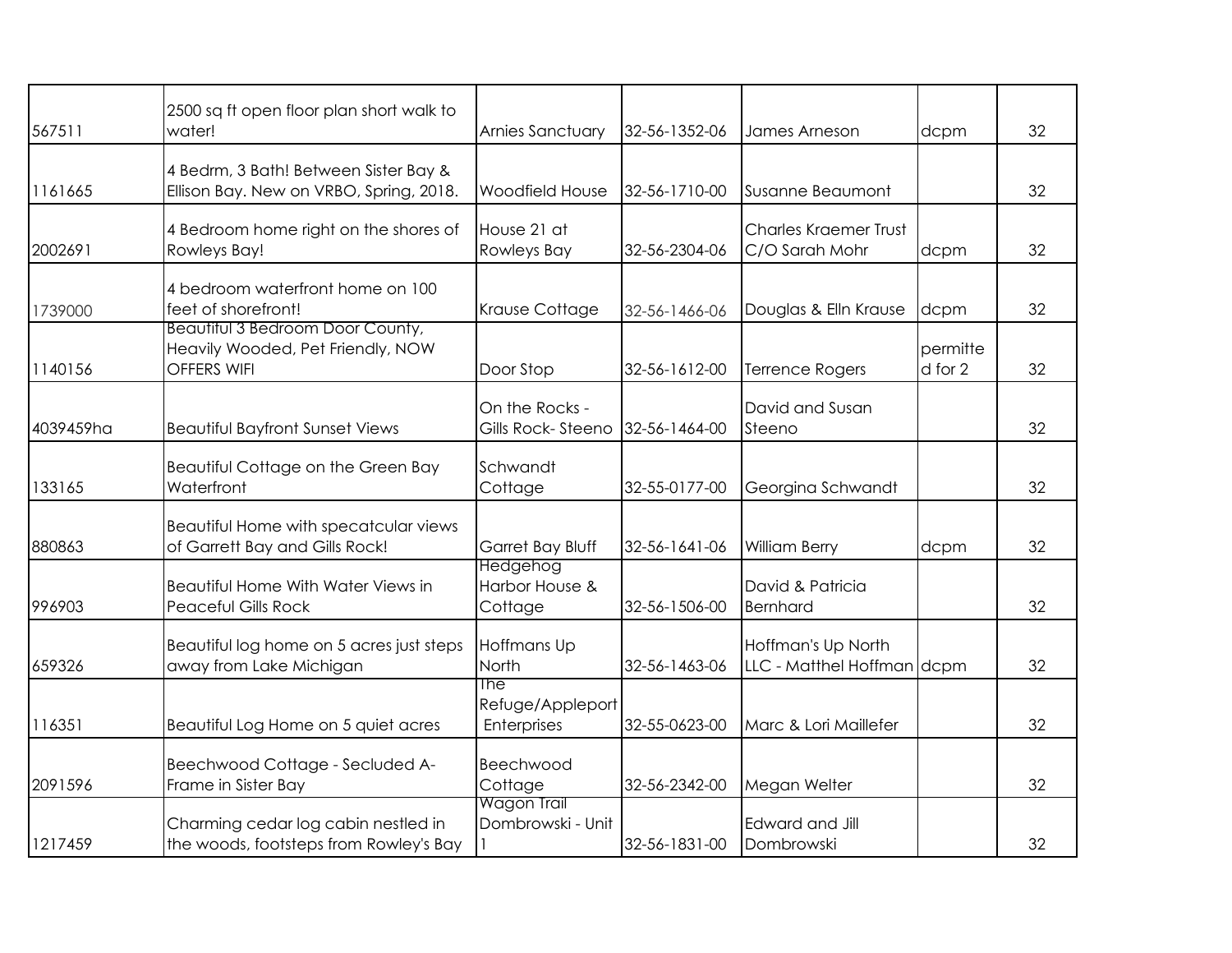| | | | | | | |
|---|---|---|---|---|---|---|
| 567511 | 2500 sq ft open floor plan short walk to water! | Arnies Sanctuary | 32-56-1352-06 | James Arneson | dcpm | 32 |
| 1161665 | 4 Bedrm, 3 Bath! Between Sister Bay & Ellison Bay. New on VRBO, Spring, 2018. | Woodfield House | 32-56-1710-00 | Susanne Beaumont | | 32 |
| 2002691 | 4 Bedroom home right on the shores of Rowleys Bay! | House 21 at Rowleys Bay | 32-56-2304-06 | Charles Kraemer Trust C/O Sarah Mohr | dcpm | 32 |
| 1739000 | 4 bedroom waterfront home on 100 feet of shorefront! | Krause Cottage | 32-56-1466-06 | Douglas & Elln Krause | dcpm | 32 |
| 1140156 | Beautiful 3 Bedroom Door County, Heavily Wooded, Pet Friendly, NOW OFFERS WIFI | Door Stop | 32-56-1612-00 | Terrence Rogers | permitted for 2 | 32 |
| 4039459ha | Beautiful Bayfront Sunset Views | On the Rocks - Gills Rock- Steeno | 32-56-1464-00 | David and Susan Steeno | | 32 |
| 133165 | Beautiful Cottage on the Green Bay Waterfront | Schwandt Cottage | 32-55-0177-00 | Georgina Schwandt | | 32 |
| 880863 | Beautiful Home with specatcular views of Garrett Bay and Gills Rock! | Garret Bay Bluff | 32-56-1641-06 | William Berry | dcpm | 32 |
| 996903 | Beautiful Home With Water Views in Peaceful Gills Rock | Hedgehog Harbor House & Cottage | 32-56-1506-00 | David & Patricia Bernhard | | 32 |
| 659326 | Beautiful log home on 5 acres just steps away from Lake Michigan | Hoffmans Up North | 32-56-1463-06 | Hoffman's Up North LLC - Matthel Hoffman | dcpm | 32 |
| 116351 | Beautiful Log Home on 5 quiet acres | The Refuge/Appleport Enterprises | 32-55-0623-00 | Marc & Lori Maillefer | | 32 |
| 2091596 | Beechwood Cottage - Secluded A-Frame in Sister Bay | Beechwood Cottage | 32-56-2342-00 | Megan Welter | | 32 |
| 1217459 | Charming cedar log cabin nestled in the woods, footsteps from Rowley's Bay | Wagon Trail Dombrowski - Unit 1 | 32-56-1831-00 | Edward and Jill Dombrowski | | 32 |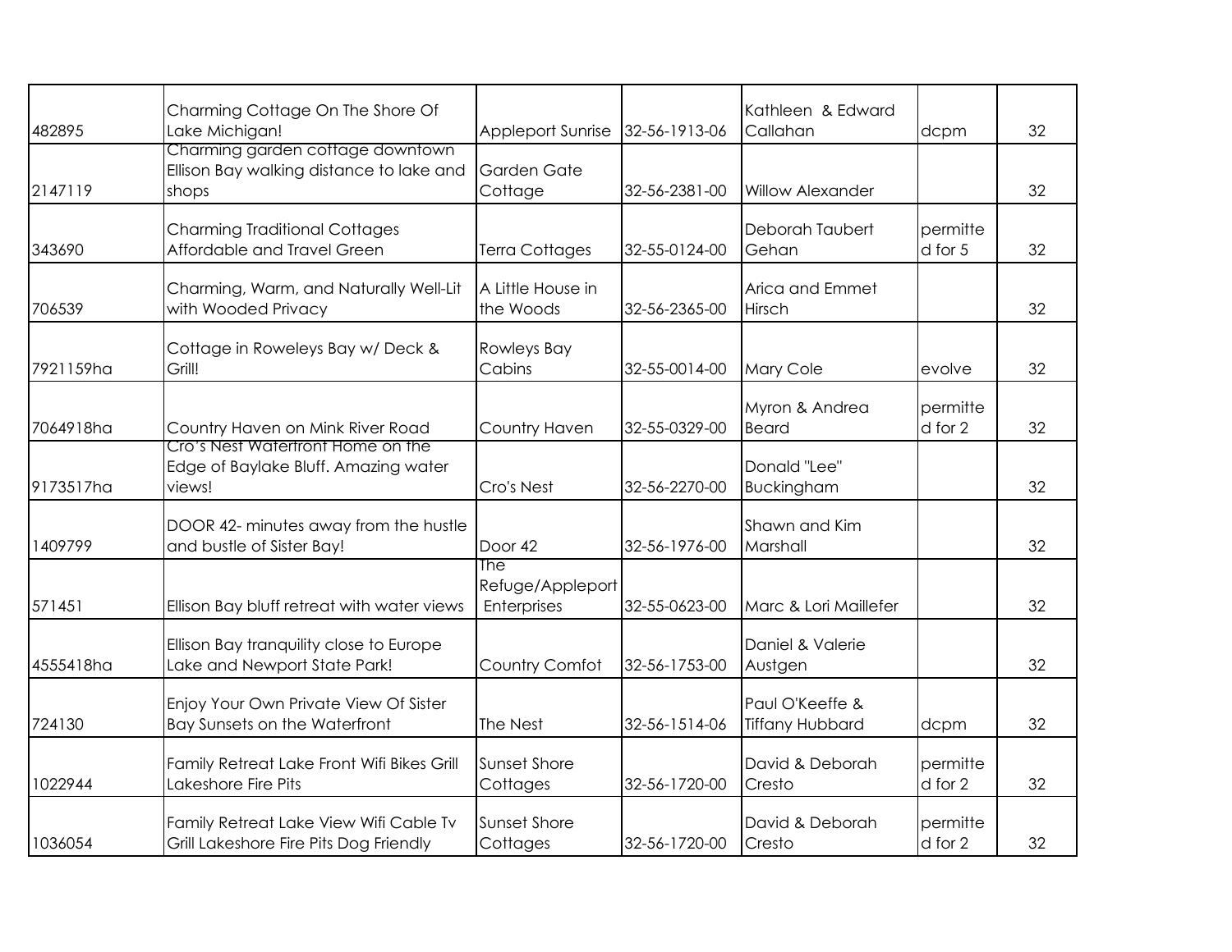| | | | | | | |
|---|---|---|---|---|---|---|
| 482895 | Charming Cottage On The Shore Of Lake Michigan! | Appleport Sunrise | 32-56-1913-06 | Kathleen & Edward Callahan | dcpm | 32 |
| 2147119 | Charming garden cottage downtown Ellison Bay walking distance to lake and shops | Garden Gate Cottage | 32-56-2381-00 | Willow Alexander | | 32 |
| 343690 | Charming Traditional Cottages Affordable and Travel Green | Terra Cottages | 32-55-0124-00 | Deborah Taubert Gehan | permitted for 5 | 32 |
| 706539 | Charming, Warm, and Naturally Well-Lit with Wooded Privacy | A Little House in the Woods | 32-56-2365-00 | Arica and Emmet Hirsch | | 32 |
| 7921159ha | Cottage in Roweleys Bay w/ Deck & Grill! | Rowleys Bay Cabins | 32-55-0014-00 | Mary Cole | evolve | 32 |
| 7064918ha | Country Haven on Mink River Road | Country Haven | 32-55-0329-00 | Myron & Andrea Beard | permitted for 2 | 32 |
| 9173517ha | Cro's Nest Waterfront Home on the Edge of Baylake Bluff. Amazing water views! | Cro's Nest | 32-56-2270-00 | Donald "Lee" Buckingham | | 32 |
| 1409799 | DOOR 42- minutes away from the hustle and bustle of Sister Bay! | Door 42 | 32-56-1976-00 | Shawn and Kim Marshall | | 32 |
| 571451 | Ellison Bay bluff retreat with water views | The Refuge/Appleport Enterprises | 32-55-0623-00 | Marc & Lori Maillefer | | 32 |
| 4555418ha | Ellison Bay tranquility close to Europe Lake and Newport State Park! | Country Comfot | 32-56-1753-00 | Daniel & Valerie Austgen | | 32 |
| 724130 | Enjoy Your Own Private View Of Sister Bay Sunsets on the Waterfront | The Nest | 32-56-1514-06 | Paul O'Keeffe & Tiffany Hubbard | dcpm | 32 |
| 1022944 | Family Retreat Lake Front Wifi Bikes Grill Lakeshore Fire Pits | Sunset Shore Cottages | 32-56-1720-00 | David & Deborah Cresto | permitted for 2 | 32 |
| 1036054 | Family Retreat Lake View Wifi Cable Tv Grill Lakeshore Fire Pits Dog Friendly | Sunset Shore Cottages | 32-56-1720-00 | David & Deborah Cresto | permitted for 2 | 32 |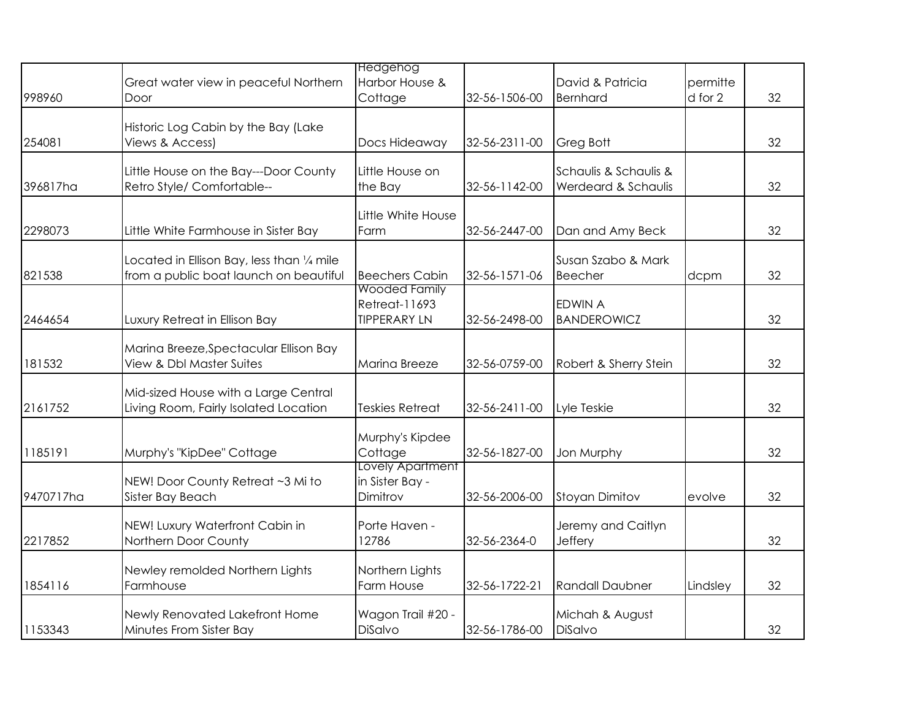| | | | | | | |
|---|---|---|---|---|---|---|
| 998960 | Great water view in peaceful Northern Door | Hedgehog Harbor House & Cottage | 32-56-1506-00 | David & Patricia Bernhard | permitted for 2 | 32 |
| 254081 | Historic Log Cabin by the Bay (Lake Views & Access) | Docs Hideaway | 32-56-2311-00 | Greg Bott | | 32 |
| 396817ha | Little House on the Bay---Door County Retro Style/ Comfortable-- | Little House on the Bay | 32-56-1142-00 | Schaulis & Schaulis & Werdeard & Schaulis | | 32 |
| 2298073 | Little White Farmhouse in Sister Bay | Little White House Farm | 32-56-2447-00 | Dan and Amy Beck | | 32 |
| 821538 | Located in Ellison Bay, less than ¼ mile from a public boat launch on beautiful | Beechers Cabin | 32-56-1571-06 | Susan Szabo & Mark Beecher | dcpm | 32 |
| 2464654 | Luxury Retreat in Ellison Bay | Wooded Family Retreat-11693 TIPPERARY LN | 32-56-2498-00 | EDWIN A BANDEROWICZ | | 32 |
| 181532 | Marina Breeze,Spectacular Ellison Bay View & Dbl Master Suites | Marina Breeze | 32-56-0759-00 | Robert & Sherry Stein | | 32 |
| 2161752 | Mid-sized House with a Large Central Living Room, Fairly Isolated Location | Teskies Retreat | 32-56-2411-00 | Lyle Teskie | | 32 |
| 1185191 | Murphy's "KipDee" Cottage | Murphy's Kipdee Cottage | 32-56-1827-00 | Jon Murphy | | 32 |
| 9470717ha | NEW! Door County Retreat ~3 Mi to Sister Bay Beach | Lovely Apartment in Sister Bay - Dimitrov | 32-56-2006-00 | Stoyan Dimitov | evolve | 32 |
| 2217852 | NEW! Luxury Waterfront Cabin in Northern Door County | Porte Haven - 12786 | 32-56-2364-0 | Jeremy and Caitlyn Jeffery | | 32 |
| 1854116 | Newley remolded Northern Lights Farmhouse | Northern Lights Farm House | 32-56-1722-21 | Randall Daubner | Lindsley | 32 |
| 1153343 | Newly Renovated Lakefront Home Minutes From Sister Bay | Wagon Trail #20 - DiSalvo | 32-56-1786-00 | Michah & August DiSalvo | | 32 |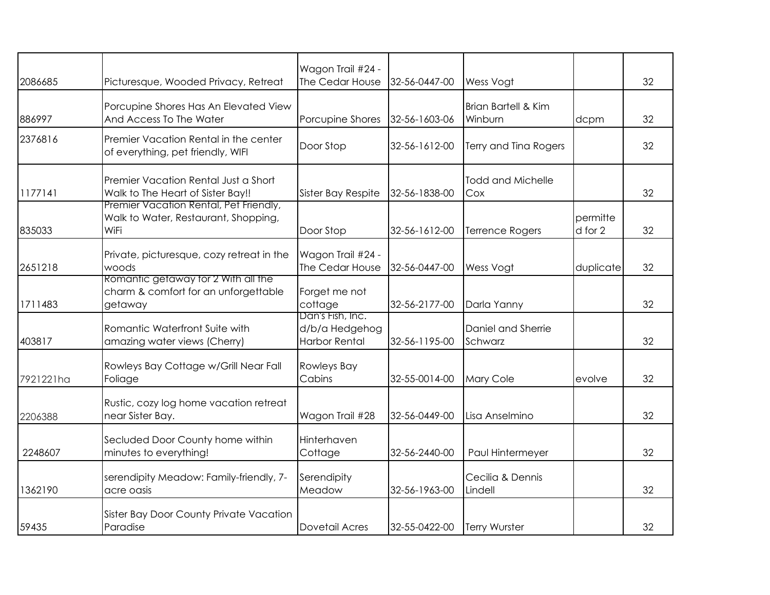| | | | | | | |
|---|---|---|---|---|---|---|
| 2086685 | Picturesque, Wooded Privacy, Retreat | Wagon Trail #24 - The Cedar House | 32-56-0447-00 | Wess Vogt | | 32 |
| 886997 | Porcupine Shores Has An Elevated View And Access To The Water | Porcupine Shores | 32-56-1603-06 | Brian Bartell & Kim Winburn | dcpm | 32 |
| 2376816 | Premier Vacation Rental in the center of everything, pet friendly, WIFI | Door Stop | 32-56-1612-00 | Terry and Tina Rogers | | 32 |
| 1177141 | Premier Vacation Rental Just a Short Walk to The Heart of Sister Bay!! | Sister Bay Respite | 32-56-1838-00 | Todd and Michelle Cox | | 32 |
| 835033 | Premier Vacation Rental, Pet Friendly, Walk to Water, Restaurant, Shopping, WiFi | Door Stop | 32-56-1612-00 | Terrence Rogers | permitted for 2 | 32 |
| 2651218 | Private, picturesque, cozy retreat in the woods | Wagon Trail #24 - The Cedar House | 32-56-0447-00 | Wess Vogt | duplicate | 32 |
| 1711483 | Romantic getaway for 2 With all the charm & comfort for an unforgettable getaway | Forget me not cottage | 32-56-2177-00 | Darla Yanny | | 32 |
| 403817 | Romantic Waterfront Suite with amazing water views (Cherry) | Dan's Fish, Inc. d/b/a Hedgehog Harbor Rental | 32-56-1195-00 | Daniel and Sherrie Schwarz | | 32 |
| 7921221ha | Rowleys Bay Cottage w/Grill Near Fall Foliage | Rowleys Bay Cabins | 32-55-0014-00 | Mary Cole | evolve | 32 |
| 2206388 | Rustic, cozy log home vacation retreat near Sister Bay. | Wagon Trail #28 | 32-56-0449-00 | Lisa Anselmino | | 32 |
| 2248607 | Secluded Door County home within minutes to everything! | Hinterhaven Cottage | 32-56-2440-00 | Paul Hintermeyer | | 32 |
| 1362190 | serendipity Meadow: Family-friendly, 7-acre oasis | Serendipity Meadow | 32-56-1963-00 | Cecilia & Dennis Lindell | | 32 |
| 59435 | Sister Bay Door County Private Vacation Paradise | Dovetail Acres | 32-55-0422-00 | Terry Wurster | | 32 |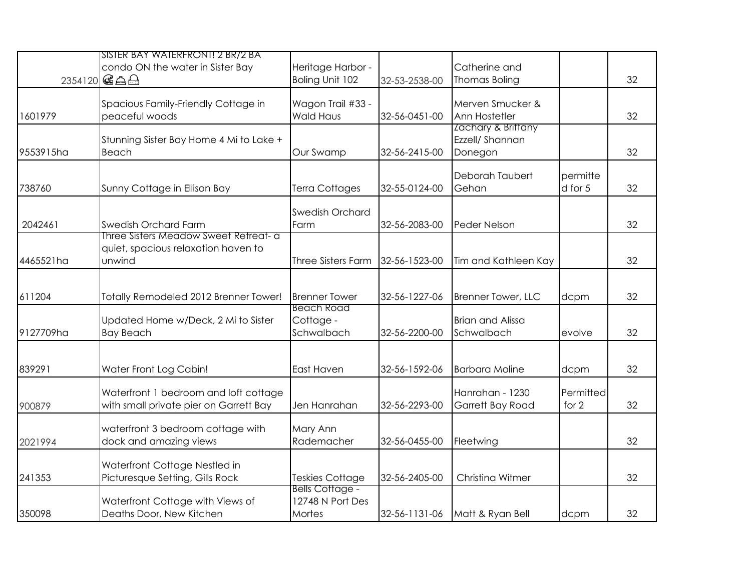|  |  |  |  |  |  |  |
|---|---|---|---|---|---|---|
| 2354120 | SISTER BAY WATERFRONT! 2 BR/2 BA condo ON the water in Sister Bay 🏖🏠🏠 | Heritage Harbor - Boling Unit 102 | 32-53-2538-00 | Catherine and Thomas Boling |  | 32 |
| 1601979 | Spacious Family-Friendly Cottage in peaceful woods | Wagon Trail #33 - Wald Haus | 32-56-0451-00 | Merven Smucker & Ann Hostetler |  | 32 |
| 9553915ha | Stunning Sister Bay Home 4 Mi to Lake + Beach | Our Swamp | 32-56-2415-00 | Zachary & Brittany Ezzell/ Shannan Donegon |  | 32 |
| 738760 | Sunny Cottage in Ellison Bay | Terra Cottages | 32-55-0124-00 | Deborah Taubert Gehan | permitted for 5 | 32 |
| 2042461 | Swedish Orchard Farm | Swedish Orchard Farm | 32-56-2083-00 | Peder Nelson |  | 32 |
| 4465521ha | Three Sisters Meadow Sweet Retreat- a quiet, spacious relaxation haven to unwind | Three Sisters Farm | 32-56-1523-00 | Tim and Kathleen Kay |  | 32 |
| 611204 | Totally Remodeled 2012 Brenner Tower! | Brenner Tower | 32-56-1227-06 | Brenner Tower, LLC | dcpm | 32 |
| 9127709ha | Updated Home w/Deck, 2 Mi to Sister Bay Beach | Beach Road Cottage - Schwalbach | 32-56-2200-00 | Brian and Alissa Schwalbach | evolve | 32 |
| 839291 | Water Front Log Cabin! | East Haven | 32-56-1592-06 | Barbara Moline | dcpm | 32 |
| 900879 | Waterfront 1 bedroom and loft cottage with small private pier on Garrett Bay | Jen Hanrahan | 32-56-2293-00 | Hanrahan - 1230 Garrett Bay Road | Permitted for 2 | 32 |
| 2021994 | waterfront 3 bedroom cottage with dock and amazing views | Mary Ann Rademacher | 32-56-0455-00 | Fleetwing |  | 32 |
| 241353 | Waterfront Cottage Nestled in Picturesque Setting, Gills Rock | Teskies Cottage | 32-56-2405-00 | Christina Witmer |  | 32 |
| 350098 | Waterfront Cottage with Views of Deaths Door, New Kitchen | Bells Cottage - 12748 N Port Des Mortes | 32-56-1131-06 | Matt & Ryan Bell | dcpm | 32 |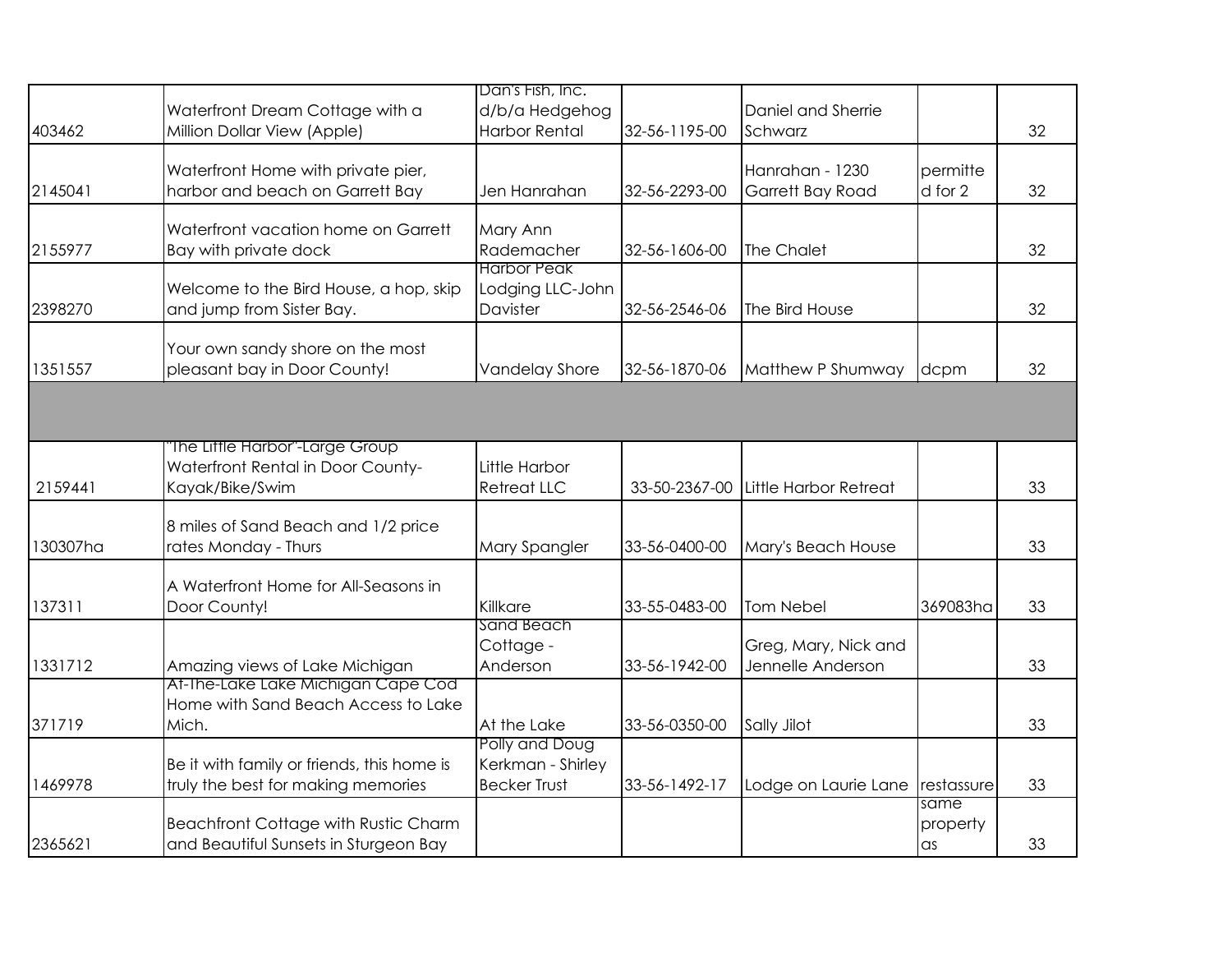| | | | | | | |
|---|---|---|---|---|---|---|
| 403462 | Waterfront Dream Cottage with a Million Dollar View (Apple) | Dan's Fish, Inc. d/b/a Hedgehog Harbor Rental | 32-56-1195-00 | Daniel and Sherrie Schwarz | | 32 |
| 2145041 | Waterfront Home with private pier, harbor and beach on Garrett Bay | Jen Hanrahan | 32-56-2293-00 | Hanrahan - 1230 Garrett Bay Road | permitted for 2 | 32 |
| 2155977 | Waterfront vacation home on Garrett Bay with private dock | Mary Ann Rademacher | 32-56-1606-00 | The Chalet | | 32 |
| 2398270 | Welcome to the Bird House, a hop, skip and jump from Sister Bay. | Harbor Peak Lodging LLC-John Davister | 32-56-2546-06 | The Bird House | | 32 |
| 1351557 | Your own sandy shore on the most pleasant bay in Door County! | Vandelay Shore | 32-56-1870-06 | Matthew P Shumway | dcpm | 32 |
| | | | | | | |
| 2159441 | "The Little Harbor"-Large Group Waterfront Rental in Door County-Kayak/Bike/Swim | Little Harbor Retreat LLC | 33-50-2367-00 | Little Harbor Retreat | | 33 |
| 130307ha | 8 miles of Sand Beach and 1/2 price rates Monday - Thurs | Mary Spangler | 33-56-0400-00 | Mary's Beach House | | 33 |
| 137311 | A Waterfront Home for All-Seasons in Door County! | Killkare | 33-55-0483-00 | Tom Nebel | 369083ha | 33 |
| 1331712 | Amazing views of Lake Michigan | Sand Beach Cottage - Anderson | 33-56-1942-00 | Greg, Mary, Nick and Jennelle Anderson | | 33 |
| 371719 | At-The-Lake Lake Michigan Cape Cod Home with Sand Beach Access to Lake Mich. | At the Lake | 33-56-0350-00 | Sally Jilot | | 33 |
| 1469978 | Be it with family or friends, this home is truly the best for making memories | Polly and Doug Kerkman - Shirley Becker Trust | 33-56-1492-17 | Lodge on Laurie Lane | restassure | 33 |
| 2365621 | Beachfront Cottage with Rustic Charm and Beautiful Sunsets in Sturgeon Bay | | | | same property as | 33 |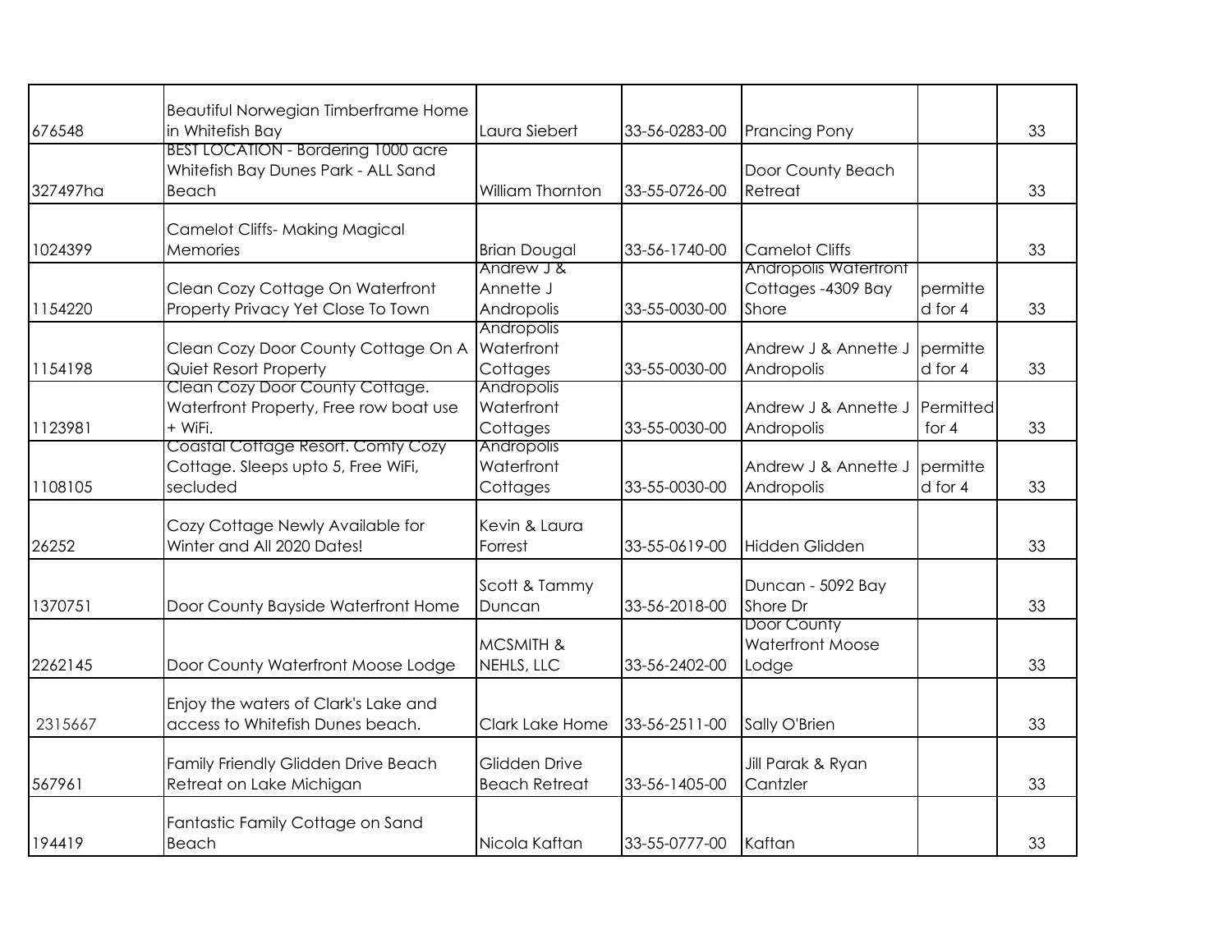|  |  |  |  |  |  |  |
|---|---|---|---|---|---|---|
| 676548 | Beautiful Norwegian Timberframe Home in Whitefish Bay | Laura Siebert | 33-56-0283-00 | Prancing Pony |  | 33 |
| 327497ha | BEST LOCATION - Bordering 1000 acre Whitefish Bay Dunes Park - ALL Sand Beach | William Thornton | 33-55-0726-00 | Door County Beach Retreat |  | 33 |
| 1024399 | Camelot Cliffs- Making Magical Memories | Brian Dougal | 33-56-1740-00 | Camelot Cliffs |  | 33 |
| 1154220 | Clean Cozy Cottage On Waterfront Property Privacy Yet Close To Town | Andrew J & Annette J Andropolis | 33-55-0030-00 | Andropolis Waterfront Cottages -4309 Bay Shore | permitted for 4 | 33 |
| 1154198 | Clean Cozy Door County Cottage On A Quiet Resort Property | Andropolis Waterfront Cottages | 33-55-0030-00 | Andrew J & Annette J Andropolis | permitted for 4 | 33 |
| 1123981 | Clean Cozy Door County Cottage. Waterfront Property, Free row boat use + WiFi. | Andropolis Waterfront Cottages | 33-55-0030-00 | Andrew J & Annette J Andropolis | Permitted for 4 | 33 |
| 1108105 | Coastal Cottage Resort. Comfy Cozy Cottage. Sleeps upto 5, Free WiFi, secluded | Andropolis Waterfront Cottages | 33-55-0030-00 | Andrew J & Annette J Andropolis | permitted for 4 | 33 |
| 26252 | Cozy Cottage Newly Available for Winter and All 2020 Dates! | Kevin & Laura Forrest | 33-55-0619-00 | Hidden Glidden |  | 33 |
| 1370751 | Door County Bayside Waterfront Home | Scott & Tammy Duncan | 33-56-2018-00 | Duncan - 5092 Bay Shore Dr |  | 33 |
| 2262145 | Door County Waterfront Moose Lodge | MCSMITH & NEHLS, LLC | 33-56-2402-00 | Door County Waterfront Moose Lodge |  | 33 |
| 2315667 | Enjoy the waters of Clark's Lake and access to Whitefish Dunes beach. | Clark Lake Home | 33-56-2511-00 | Sally O'Brien |  | 33 |
| 567961 | Family Friendly Glidden Drive Beach Retreat on Lake Michigan | Glidden Drive Beach Retreat | 33-56-1405-00 | Jill Parak & Ryan Cantzler |  | 33 |
| 194419 | Fantastic Family Cottage on Sand Beach | Nicola Kaftan | 33-55-0777-00 | Kaftan |  | 33 |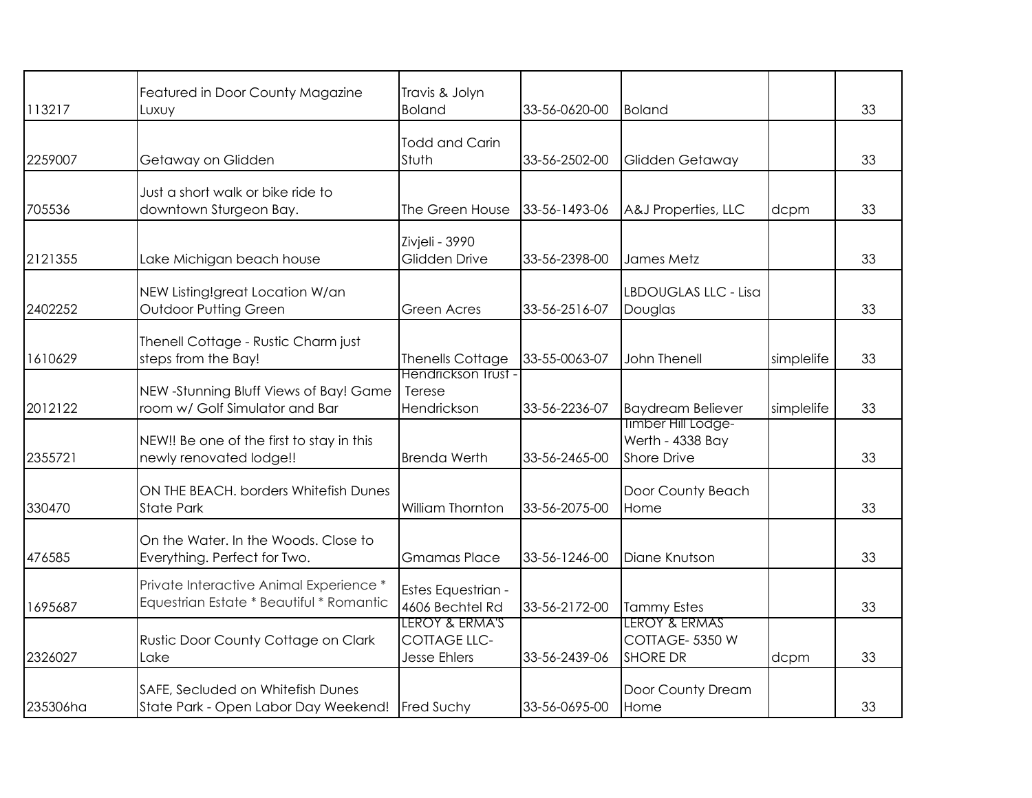| | | | | | | |
|---|---|---|---|---|---|---|
| 113217 | Featured in Door County Magazine Luxuy | Travis & Jolyn Boland | 33-56-0620-00 | Boland | | 33 |
| 2259007 | Getaway on Glidden | Todd and Carin Stuth | 33-56-2502-00 | Glidden Getaway | | 33 |
| 705536 | Just a short walk or bike ride to downtown Sturgeon Bay. | The Green House | 33-56-1493-06 | A&J Properties, LLC | dcpm | 33 |
| 2121355 | Lake Michigan beach house | Zivjeli - 3990 Glidden Drive | 33-56-2398-00 | James Metz | | 33 |
| 2402252 | NEW Listing!great Location W/an Outdoor Putting Green | Green Acres | 33-56-2516-07 | LBDOUGLAS LLC - Lisa Douglas | | 33 |
| 1610629 | Thenell Cottage - Rustic Charm just steps from the Bay! | Thenells Cottage | 33-55-0063-07 | John Thenell | simplelife | 33 |
| 2012122 | NEW -Stunning Bluff Views of Bay! Game room w/ Golf Simulator and Bar | Hendrickson Trust - Terese Hendrickson | 33-56-2236-07 | Baydream Believer | simplelife | 33 |
| 2355721 | NEW!! Be one of the first to stay in this newly renovated lodge!! | Brenda Werth | 33-56-2465-00 | Timber Hill Lodge- Werth - 4338 Bay Shore Drive | | 33 |
| 330470 | ON THE BEACH. borders Whitefish Dunes State Park | William Thornton | 33-56-2075-00 | Door County Beach Home | | 33 |
| 476585 | On the Water. In the Woods. Close to Everything. Perfect for Two. | Gmamas Place | 33-56-1246-00 | Diane Knutson | | 33 |
| 1695687 | Private Interactive Animal Experience * Equestrian Estate * Beautiful * Romantic | Estes Equestrian - 4606 Bechtel Rd | 33-56-2172-00 | Tammy Estes | | 33 |
| 2326027 | Rustic Door County Cottage on Clark Lake | LEROY & ERMA'S COTTAGE LLC- Jesse Ehlers | 33-56-2439-06 | LEROY & ERMAS COTTAGE- 5350 W SHORE DR | dcpm | 33 |
| 235306ha | SAFE, Secluded on Whitefish Dunes State Park - Open Labor Day Weekend! | Fred Suchy | 33-56-0695-00 | Door County Dream Home | | 33 |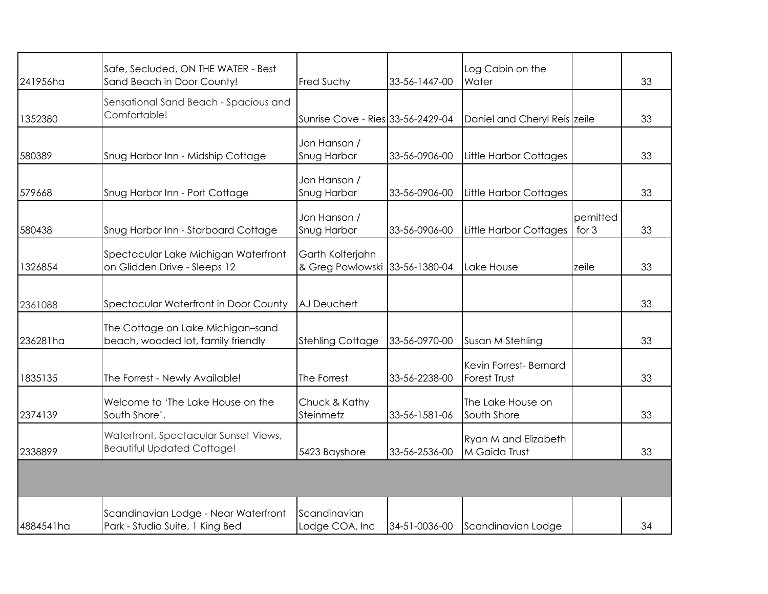| | | | | | | |
|---|---|---|---|---|---|---|
| 241956ha | Safe, Secluded, ON THE WATER - Best Sand Beach in Door County! | Fred Suchy | 33-56-1447-00 | Log Cabin on the Water | | 33 |
| 1352380 | Sensational Sand Beach - Spacious and Comfortable! | Sunrise Cove - Ries | 33-56-2429-04 | Daniel and Cheryl Reis | zeile | 33 |
| 580389 | Snug Harbor Inn - Midship Cottage | Jon Hanson / Snug Harbor | 33-56-0906-00 | Little Harbor Cottages | | 33 |
| 579668 | Snug Harbor Inn - Port Cottage | Jon Hanson / Snug Harbor | 33-56-0906-00 | Little Harbor Cottages | | 33 |
| 580438 | Snug Harbor Inn - Starboard Cottage | Jon Hanson / Snug Harbor | 33-56-0906-00 | Little Harbor Cottages | pemitted for 3 | 33 |
| 1326854 | Spectacular Lake Michigan Waterfront on Glidden Drive - Sleeps 12 | Garth Kolterjahn & Greg Powlowski | 33-56-1380-04 | Lake House | zeile | 33 |
| 2361088 | Spectacular Waterfront in Door County | AJ Deuchert | | | | 33 |
| 236281ha | The Cottage on Lake Michigan–sand beach, wooded lot, family friendly | Stehling Cottage | 33-56-0970-00 | Susan M Stehling | | 33 |
| 1835135 | The Forrest - Newly Available! | The Forrest | 33-56-2238-00 | Kevin Forrest- Bernard Forest Trust | | 33 |
| 2374139 | Welcome to 'The Lake House on the South Shore'. | Chuck & Kathy Steinmetz | 33-56-1581-06 | The Lake House on South Shore | | 33 |
| 2338899 | Waterfront, Spectacular Sunset Views, Beautiful Updated Cottage! | 5423 Bayshore | 33-56-2536-00 | Ryan M and Elizabeth M Gaida Trust | | 33 |
| | | | | | | |
| 4884541ha | Scandinavian Lodge - Near Waterfront Park - Studio Suite, 1 King Bed | Scandinavian Lodge COA, Inc | 34-51-0036-00 | Scandinavian Lodge | | 34 |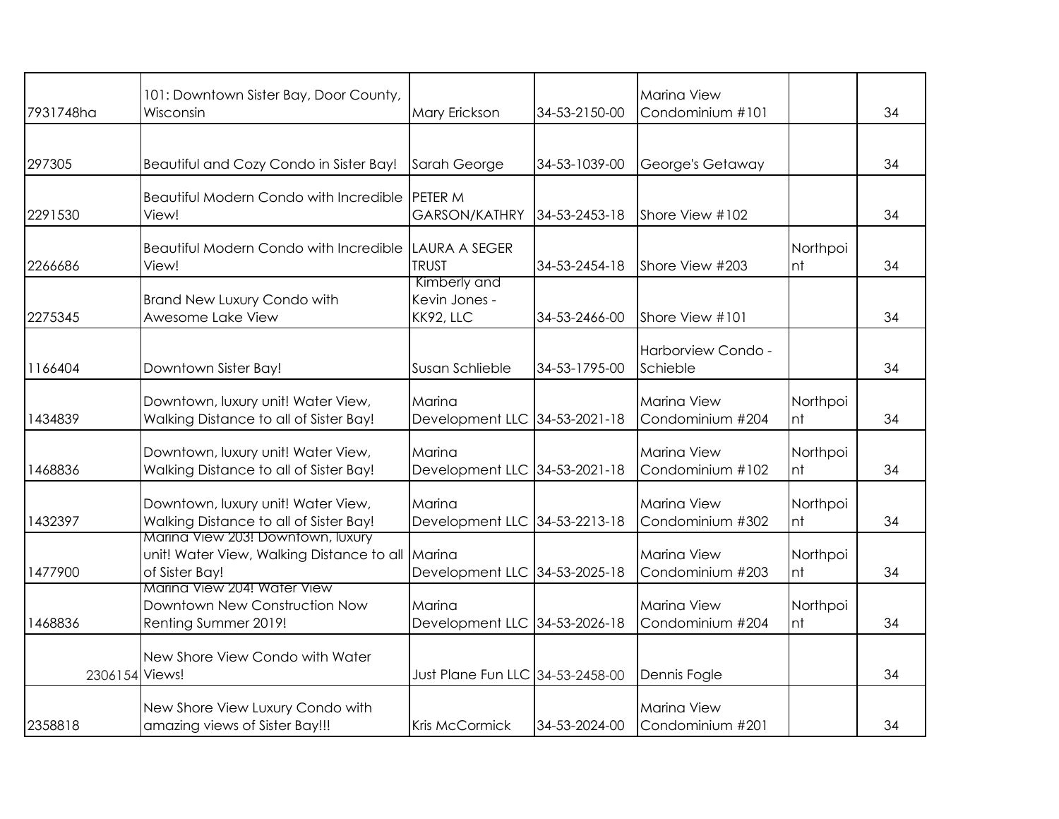| | | | | | | |
|---|---|---|---|---|---|---|
| 7931748ha | 101: Downtown Sister Bay, Door County, Wisconsin | Mary Erickson | 34-53-2150-00 | Marina View Condominium #101 | | 34 |
| 297305 | Beautiful and Cozy Condo in Sister Bay! | Sarah George | 34-53-1039-00 | George's Getaway | | 34 |
| 2291530 | Beautiful Modern Condo with Incredible View! | PETER M GARSON/KATHRY | 34-53-2453-18 | Shore View #102 | | 34 |
| 2266686 | Beautiful Modern Condo with Incredible View! | LAURA A SEGER TRUST | 34-53-2454-18 | Shore View #203 | Northpoint | 34 |
| 2275345 | Brand New Luxury Condo with Awesome Lake View | Kimberly and Kevin Jones - KK92, LLC | 34-53-2466-00 | Shore View #101 | | 34 |
| 1166404 | Downtown Sister Bay! | Susan Schlieble | 34-53-1795-00 | Harborview Condo - Schieble | | 34 |
| 1434839 | Downtown, luxury unit! Water View, Walking Distance to all of Sister Bay! | Marina Development LLC | 34-53-2021-18 | Marina View Condominium #204 | Northpoint | 34 |
| 1468836 | Downtown, luxury unit! Water View, Walking Distance to all of Sister Bay! | Marina Development LLC | 34-53-2021-18 | Marina View Condominium #102 | Northpoint | 34 |
| 1432397 | Downtown, luxury unit! Water View, Walking Distance to all of Sister Bay! | Marina Development LLC | 34-53-2213-18 | Marina View Condominium #302 | Northpoint | 34 |
| 1477900 | Marina View 203! Downtown, luxury unit! Water View, Walking Distance to all of Sister Bay! | Marina Development LLC | 34-53-2025-18 | Marina View Condominium #203 | Northpoint | 34 |
| 1468836 | Marina View 204! Water View Downtown New Construction Now Renting Summer 2019! | Marina Development LLC | 34-53-2026-18 | Marina View Condominium #204 | Northpoint | 34 |
| 2306154 | New Shore View Condo with Water Views! | Just Plane Fun LLC | 34-53-2458-00 | Dennis Fogle | | 34 |
| 2358818 | New Shore View Luxury Condo with amazing views of Sister Bay!!! | Kris McCormick | 34-53-2024-00 | Marina View Condominium #201 | | 34 |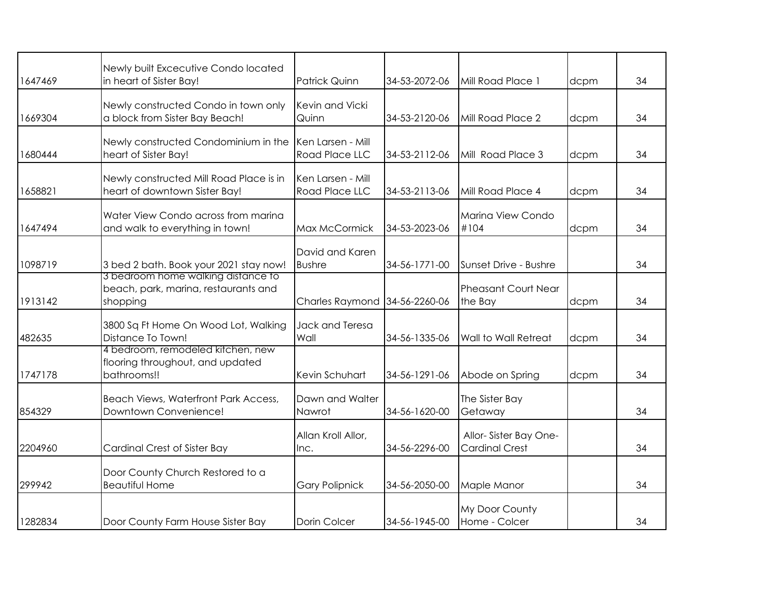| | | | | | | |
|---|---|---|---|---|---|---|
| 1647469 | Newly built Excecutive Condo located in heart of Sister Bay! | Patrick Quinn | 34-53-2072-06 | Mill Road Place 1 | dcpm | 34 |
| 1669304 | Newly constructed Condo in town only a block from Sister Bay Beach! | Kevin and Vicki Quinn | 34-53-2120-06 | Mill Road Place 2 | dcpm | 34 |
| 1680444 | Newly constructed Condominium in the heart of Sister Bay! | Ken Larsen - Mill Road Place LLC | 34-53-2112-06 | Mill Road Place 3 | dcpm | 34 |
| 1658821 | Newly constructed Mill Road Place is in heart of downtown Sister Bay! | Ken Larsen - Mill Road Place LLC | 34-53-2113-06 | Mill Road Place 4 | dcpm | 34 |
| 1647494 | Water View Condo across from marina and walk to everything in town! | Max McCormick | 34-53-2023-06 | Marina View Condo #104 | dcpm | 34 |
| 1098719 | 3 bed 2 bath. Book your 2021 stay now! | David and Karen Bushre | 34-56-1771-00 | Sunset Drive - Bushre | | 34 |
| 1913142 | 3 bedroom home walking distance to beach, park, marina, restaurants and shopping | Charles Raymond | 34-56-2260-06 | Pheasant Court Near the Bay | dcpm | 34 |
| 482635 | 3800 Sq Ft Home On Wood Lot, Walking Distance To Town! | Jack and Teresa Wall | 34-56-1335-06 | Wall to Wall Retreat | dcpm | 34 |
| 1747178 | 4 bedroom, remodeled kitchen, new flooring throughout, and updated bathrooms!! | Kevin Schuhart | 34-56-1291-06 | Abode on Spring | dcpm | 34 |
| 854329 | Beach Views, Waterfront Park Access, Downtown Convenience! | Dawn and Walter Nawrot | 34-56-1620-00 | The Sister Bay Getaway | | 34 |
| 2204960 | Cardinal Crest of Sister Bay | Allan Kroll Allor, Inc. | 34-56-2296-00 | Allor- Sister Bay One-Cardinal Crest | | 34 |
| 299942 | Door County Church Restored to a Beautiful Home | Gary Polipnick | 34-56-2050-00 | Maple Manor | | 34 |
| 1282834 | Door County Farm House Sister Bay | Dorin Colcer | 34-56-1945-00 | My Door County Home - Colcer | | 34 |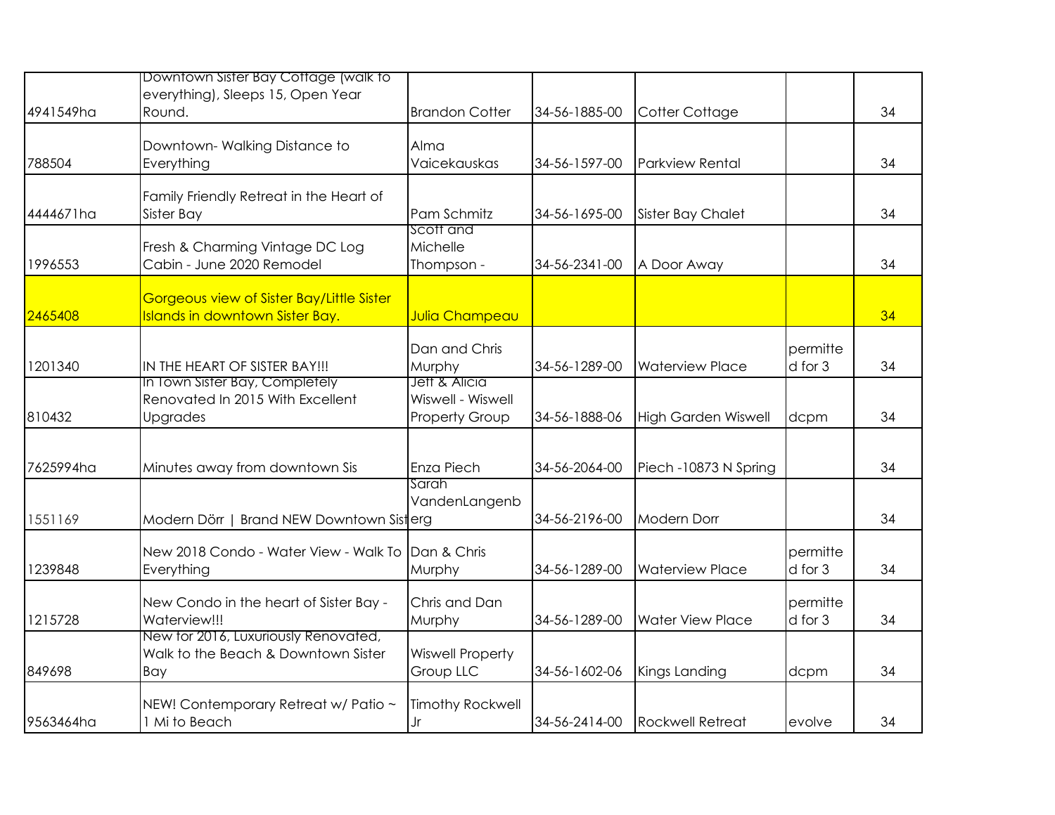| | | | | | | |
|---|---|---|---|---|---|---|
| 4941549ha | Downtown Sister Bay Cottage (walk to everything), Sleeps 15, Open Year Round. | Brandon Cotter | 34-56-1885-00 | Cotter Cottage | | 34 |
| 788504 | Downtown- Walking Distance to Everything | Alma Vaicekauskas | 34-56-1597-00 | Parkview Rental | | 34 |
| 4444671ha | Family Friendly Retreat in the Heart of Sister Bay | Pam Schmitz | 34-56-1695-00 | Sister Bay Chalet | | 34 |
| 1996553 | Fresh & Charming Vintage DC Log Cabin - June 2020 Remodel | Scott and Michelle Thompson - | 34-56-2341-00 | A Door Away | | 34 |
| 2465408 | Gorgeous view of Sister Bay/Little Sister Islands in downtown Sister Bay. | Julia Champeau | | | | 34 |
| 1201340 | IN THE HEART OF SISTER BAY!!! | Dan and Chris Murphy | 34-56-1289-00 | Waterview Place | permitted for 3 | 34 |
| 810432 | In Town Sister Bay, Completely Renovated In 2015 With Excellent Upgrades | Jeff & Alicia Wiswell - Wiswell Property Group | 34-56-1888-06 | High Garden Wiswell | dcpm | 34 |
| 7625994ha | Minutes away from downtown Sis | Enza Piech | 34-56-2064-00 | Piech -10873 N Spring | | 34 |
| 1551169 | Modern Dörr \| Brand NEW Downtown Sist | Sarah VandenLangenberg | 34-56-2196-00 | Modern Dorr | | 34 |
| 1239848 | New 2018 Condo - Water View - Walk To Everything | Dan & Chris Murphy | 34-56-1289-00 | Waterview Place | permitted for 3 | 34 |
| 1215728 | New Condo in the heart of Sister Bay - Waterview!!! | Chris and Dan Murphy | 34-56-1289-00 | Water View Place | permitted for 3 | 34 |
| 849698 | New for 2016, Luxuriously Renovated, Walk to the Beach & Downtown Sister Bay | Wiswell Property Group LLC | 34-56-1602-06 | Kings Landing | dcpm | 34 |
| 9563464ha | NEW! Contemporary Retreat w/ Patio ~ 1 Mi to Beach | Timothy Rockwell Jr | 34-56-2414-00 | Rockwell Retreat | evolve | 34 |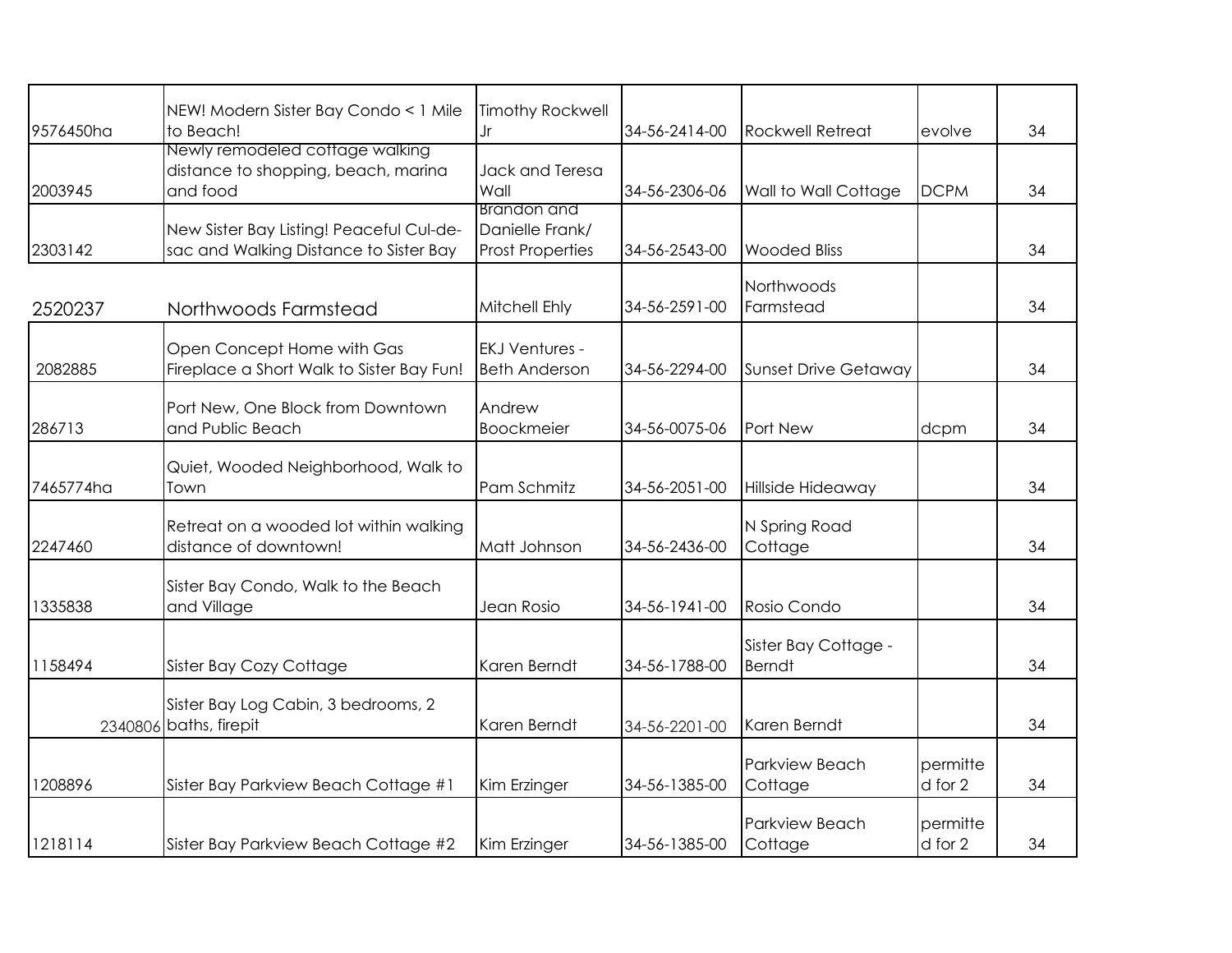| | | | | | | |
|---|---|---|---|---|---|---|
| 9576450ha | NEW! Modern Sister Bay Condo < 1 Mile to Beach! | Timothy Rockwell Jr | 34-56-2414-00 | Rockwell Retreat | evolve | 34 |
| 2003945 | Newly remodeled cottage walking distance to shopping, beach, marina and food | Jack and Teresa Wall | 34-56-2306-06 | Wall to Wall Cottage | DCPM | 34 |
| 2303142 | New Sister Bay Listing! Peaceful Cul-de-sac and Walking Distance to Sister Bay | Brandon and Danielle Frank/ Prost Properties | 34-56-2543-00 | Wooded Bliss | | 34 |
| 2520237 | Northwoods Farmstead | Mitchell Ehly | 34-56-2591-00 | Northwoods Farmstead | | 34 |
| 2082885 | Open Concept Home with Gas Fireplace a Short Walk to Sister Bay Fun! | EKJ Ventures - Beth Anderson | 34-56-2294-00 | Sunset Drive Getaway | | 34 |
| 286713 | Port New, One Block from Downtown and Public Beach | Andrew Boockmeier | 34-56-0075-06 | Port New | dcpm | 34 |
| 7465774ha | Quiet, Wooded Neighborhood, Walk to Town | Pam Schmitz | 34-56-2051-00 | Hillside Hideaway | | 34 |
| 2247460 | Retreat on a wooded lot within walking distance of downtown! | Matt Johnson | 34-56-2436-00 | N Spring Road Cottage | | 34 |
| 1335838 | Sister Bay Condo, Walk to the Beach and Village | Jean Rosio | 34-56-1941-00 | Rosio Condo | | 34 |
| 1158494 | Sister Bay Cozy Cottage | Karen Berndt | 34-56-1788-00 | Sister Bay Cottage - Berndt | | 34 |
| 2340806 | Sister Bay Log Cabin, 3 bedrooms, 2 baths, firepit | Karen Berndt | 34-56-2201-00 | Karen Berndt | | 34 |
| 1208896 | Sister Bay Parkview Beach Cottage #1 | Kim Erzinger | 34-56-1385-00 | Parkview Beach Cottage | permitted for 2 | 34 |
| 1218114 | Sister Bay Parkview Beach Cottage #2 | Kim Erzinger | 34-56-1385-00 | Parkview Beach Cottage | permitted for 2 | 34 |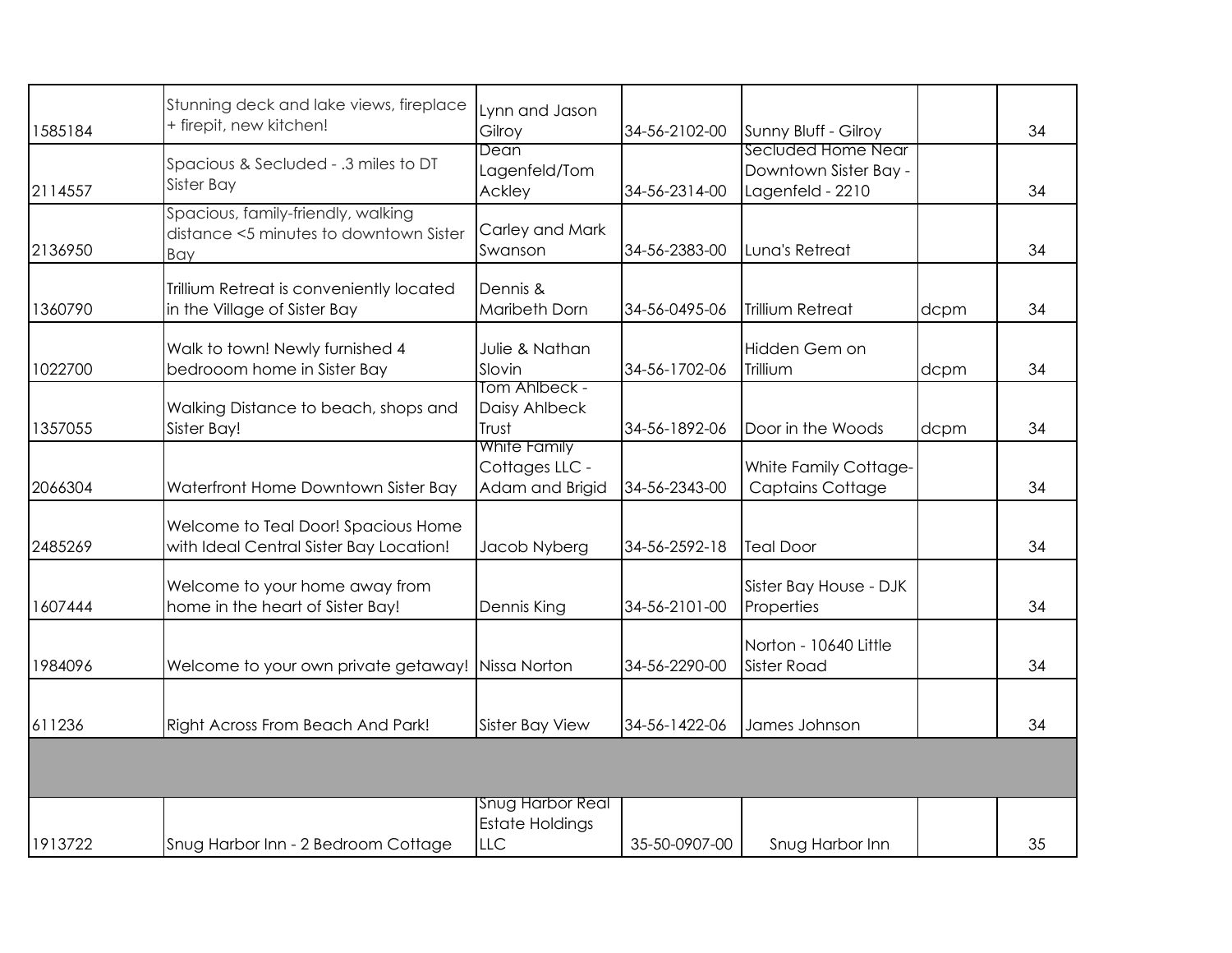| | | | | | | |
|---|---|---|---|---|---|---|
| 1585184 | Stunning deck and lake views, fireplace + firepit, new kitchen! | Lynn and Jason Gilroy | 34-56-2102-00 | Sunny Bluff - Gilroy | | 34 |
| 2114557 | Spacious & Secluded - .3 miles to DT Sister Bay | Dean Lagenfeld/Tom Ackley | 34-56-2314-00 | Secluded Home Near Downtown Sister Bay - Lagenfeld - 2210 | | 34 |
| 2136950 | Spacious, family-friendly, walking distance <5 minutes to downtown Sister Bay | Carley and Mark Swanson | 34-56-2383-00 | Luna's Retreat | | 34 |
| 1360790 | Trillium Retreat is conveniently located in the Village of Sister Bay | Dennis & Maribeth Dorn | 34-56-0495-06 | Trillium Retreat | dcpm | 34 |
| 1022700 | Walk to town! Newly furnished 4 bedrooom home in Sister Bay | Julie & Nathan Slovin | 34-56-1702-06 | Hidden Gem on Trillium | dcpm | 34 |
| 1357055 | Walking Distance to beach, shops and Sister Bay! | Tom Ahlbeck - Daisy Ahlbeck Trust | 34-56-1892-06 | Door in the Woods | dcpm | 34 |
| 2066304 | Waterfront Home Downtown Sister Bay | White Family Cottages LLC - Adam and Brigid | 34-56-2343-00 | White Family Cottage- Captains Cottage | | 34 |
| 2485269 | Welcome to Teal Door! Spacious Home with Ideal Central Sister Bay Location! | Jacob Nyberg | 34-56-2592-18 | Teal Door | | 34 |
| 1607444 | Welcome to your home away from home in the heart of Sister Bay! | Dennis King | 34-56-2101-00 | Sister Bay House - DJK Properties | | 34 |
| 1984096 | Welcome to your own private getaway! | Nissa Norton | 34-56-2290-00 | Norton - 10640 Little Sister Road | | 34 |
| 611236 | Right Across From Beach And Park! | Sister Bay View | 34-56-1422-06 | James Johnson | | 34 |
| | | | | | | |
| 1913722 | Snug Harbor Inn - 2 Bedroom Cottage | Snug Harbor Real Estate Holdings LLC | 35-50-0907-00 | Snug Harbor Inn | | 35 |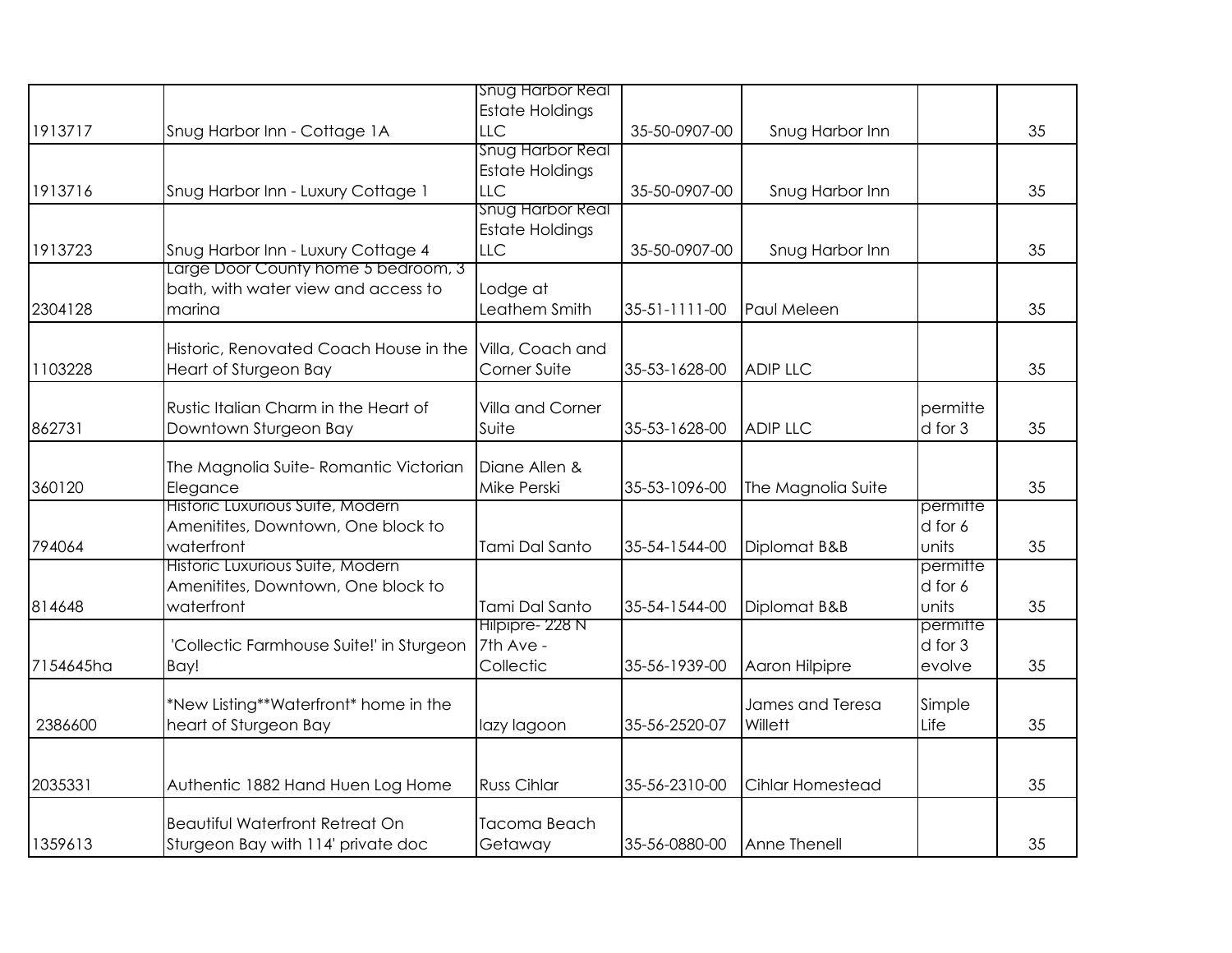| | | | | | | |
|---|---|---|---|---|---|---|
| 1913717 | Snug Harbor Inn - Cottage 1A | Snug Harbor Real Estate Holdings LLC | 35-50-0907-00 | Snug Harbor Inn | | 35 |
| 1913716 | Snug Harbor Inn - Luxury Cottage 1 | Snug Harbor Real Estate Holdings LLC | 35-50-0907-00 | Snug Harbor Inn | | 35 |
| 1913723 | Snug Harbor Inn - Luxury Cottage 4 | Snug Harbor Real Estate Holdings LLC | 35-50-0907-00 | Snug Harbor Inn | | 35 |
| 2304128 | Large Door County home 5 bedroom, 3 bath, with water view and access to marina | Lodge at Leathem Smith | 35-51-1111-00 | Paul Meleen | | 35 |
| 1103228 | Historic, Renovated Coach House in the Heart of Sturgeon Bay | Villa, Coach and Corner Suite | 35-53-1628-00 | ADIP LLC | | 35 |
| 862731 | Rustic Italian Charm in the Heart of Downtown Sturgeon Bay | Villa and Corner Suite | 35-53-1628-00 | ADIP LLC | permitted for 3 | 35 |
| 360120 | The Magnolia Suite- Romantic Victorian Elegance | Diane Allen & Mike Perski | 35-53-1096-00 | The Magnolia Suite | | 35 |
| 794064 | Historic Luxurious Suite, Modern Amenitites, Downtown, One block to waterfront | Tami Dal Santo | 35-54-1544-00 | Diplomat B&B | permitted for 6 units | 35 |
| 814648 | Historic Luxurious Suite, Modern Amenitites, Downtown, One block to waterfront | Tami Dal Santo | 35-54-1544-00 | Diplomat B&B | permitted for 6 units | 35 |
| 7154645ha | 'Collectic Farmhouse Suite!' in Sturgeon Bay! | Hilpipre- 228 N 7th Ave - Collectic | 35-56-1939-00 | Aaron Hilpipre | permitted for 3 evolve | 35 |
| 2386600 | *New Listing**Waterfront* home in the heart of Sturgeon Bay | lazy lagoon | 35-56-2520-07 | James and Teresa Willett | Simple Life | 35 |
| 2035331 | Authentic 1882 Hand Huen Log Home | Russ Cihlar | 35-56-2310-00 | Cihlar Homestead | | 35 |
| 1359613 | Beautiful Waterfront Retreat On Sturgeon Bay with 114' private doc | Tacoma Beach Getaway | 35-56-0880-00 | Anne Thenell | | 35 |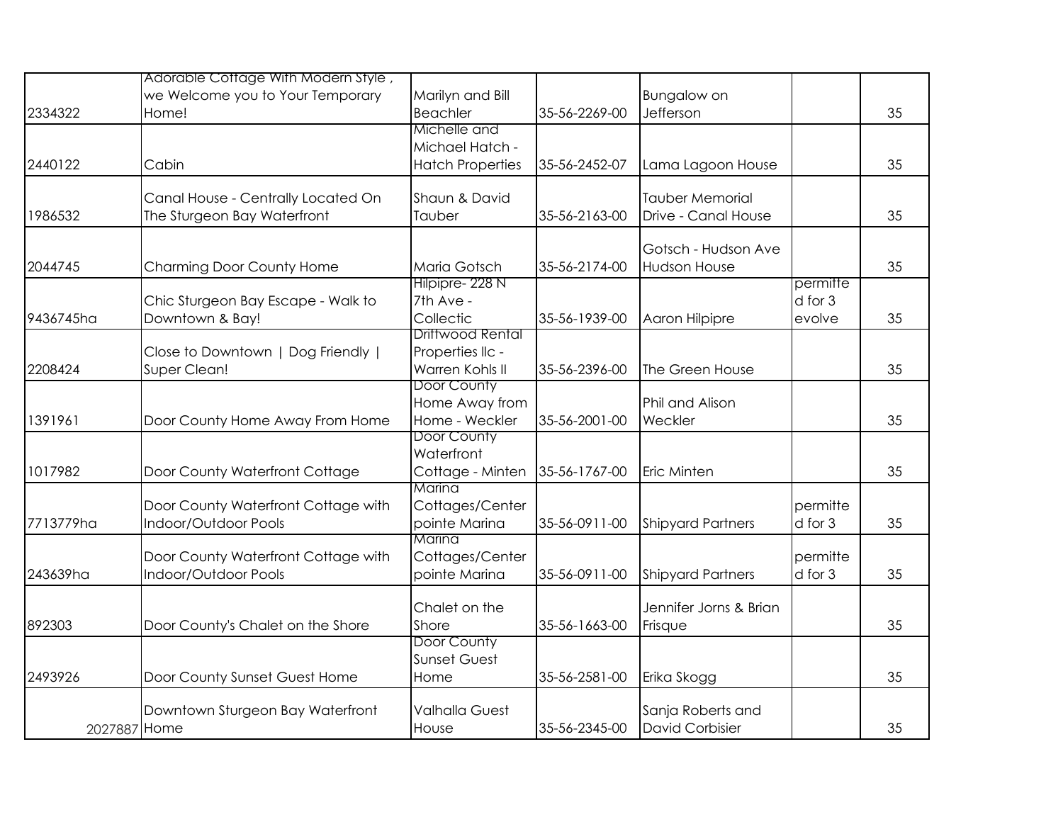| | | | | | | |
|---|---|---|---|---|---|---|
| 2334322 | Adorable Cottage With Modern Style , we Welcome you to Your Temporary Home! | Marilyn and Bill Beachler | 35-56-2269-00 | Bungalow on Jefferson | | 35 |
| 2440122 | Cabin | Michelle and Michael Hatch - Hatch Properties | 35-56-2452-07 | Lama Lagoon House | | 35 |
| 1986532 | Canal House - Centrally Located On The Sturgeon Bay Waterfront | Shaun & David Tauber | 35-56-2163-00 | Tauber Memorial Drive - Canal House | | 35 |
| 2044745 | Charming Door County Home | Maria Gotsch | 35-56-2174-00 | Gotsch - Hudson Ave Hudson House | | 35 |
| 9436745ha | Chic Sturgeon Bay Escape - Walk to Downtown & Bay! | Hilpipre- 228 N 7th Ave - Collectic | 35-56-1939-00 | Aaron Hilpipre | permitted for 3 evolve | 35 |
| 2208424 | Close to Downtown \| Dog Friendly \| Super Clean! | Driftwood Rental Properties llc - Warren Kohls II | 35-56-2396-00 | The Green House | | 35 |
| 1391961 | Door County Home Away From Home | Door County Home Away from Home - Weckler | 35-56-2001-00 | Phil and Alison Weckler | | 35 |
| 1017982 | Door County Waterfront Cottage | Door County Waterfront Cottage - Minten | 35-56-1767-00 | Eric Minten | | 35 |
| 7713779ha | Door County Waterfront Cottage with Indoor/Outdoor Pools | Marina Cottages/Center pointe Marina | 35-56-0911-00 | Shipyard Partners | permitted for 3 | 35 |
| 243639ha | Door County Waterfront Cottage with Indoor/Outdoor Pools | Marina Cottages/Center pointe Marina | 35-56-0911-00 | Shipyard Partners | permitted for 3 | 35 |
| 892303 | Door County's Chalet on the Shore | Chalet on the Shore | 35-56-1663-00 | Jennifer Jorns & Brian Frisque | | 35 |
| 2493926 | Door County Sunset Guest Home | Door County Sunset Guest Home | 35-56-2581-00 | Erika Skogg | | 35 |
| 2027887 | Downtown Sturgeon Bay Waterfront Home | Valhalla Guest House | 35-56-2345-00 | Sanja Roberts and David Corbisier | | 35 |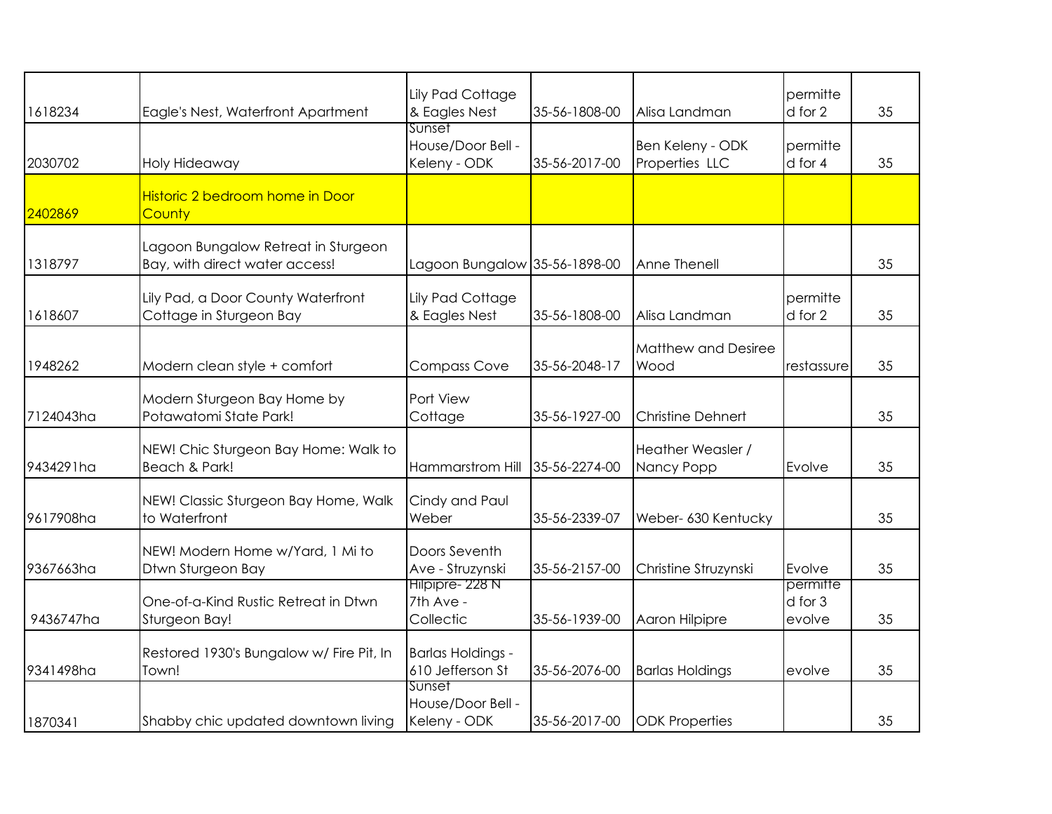| | | | | | | |
|---|---|---|---|---|---|---|
| 1618234 | Eagle's Nest, Waterfront Apartment | Lily Pad Cottage & Eagles Nest | 35-56-1808-00 | Alisa Landman | permitted for 2 | 35 |
| 2030702 | Holy Hideaway | Sunset House/Door Bell - Keleny - ODK | 35-56-2017-00 | Ben Keleny - ODK Properties LLC | permitted for 4 | 35 |
| 2402869 | Historic 2 bedroom home in Door County | | | | | |
| 1318797 | Lagoon Bungalow Retreat in Sturgeon Bay, with direct water access! | Lagoon Bungalow | 35-56-1898-00 | Anne Thenell | | 35 |
| 1618607 | Lily Pad, a Door County Waterfront Cottage in Sturgeon Bay | Lily Pad Cottage & Eagles Nest | 35-56-1808-00 | Alisa Landman | permitted for 2 | 35 |
| 1948262 | Modern clean style + comfort | Compass Cove | 35-56-2048-17 | Matthew and Desiree Wood | restassure | 35 |
| 7124043ha | Modern Sturgeon Bay Home by Potawatomi State Park! | Port View Cottage | 35-56-1927-00 | Christine Dehnert | | 35 |
| 9434291ha | NEW! Chic Sturgeon Bay Home: Walk to Beach & Park! | Hammarstrom Hill | 35-56-2274-00 | Heather Weasler / Nancy Popp | Evolve | 35 |
| 9617908ha | NEW! Classic Sturgeon Bay Home, Walk to Waterfront | Cindy and Paul Weber | 35-56-2339-07 | Weber- 630 Kentucky | | 35 |
| 9367663ha | NEW! Modern Home w/Yard, 1 Mi to Dtwn Sturgeon Bay | Doors Seventh Ave - Struzynski | 35-56-2157-00 | Christine Struzynski | Evolve | 35 |
| 9436747ha | One-of-a-Kind Rustic Retreat in Dtwn Sturgeon Bay! | Hilpipre- 228 N 7th Ave - Collectic | 35-56-1939-00 | Aaron Hilpipre | permitted for 3 evolve | 35 |
| 9341498ha | Restored 1930's Bungalow w/ Fire Pit, In Town! | Barlas Holdings - 610 Jefferson St | 35-56-2076-00 | Barlas Holdings | evolve | 35 |
| 1870341 | Shabby chic updated downtown living | Sunset House/Door Bell - Keleny - ODK | 35-56-2017-00 | ODK Properties | | 35 |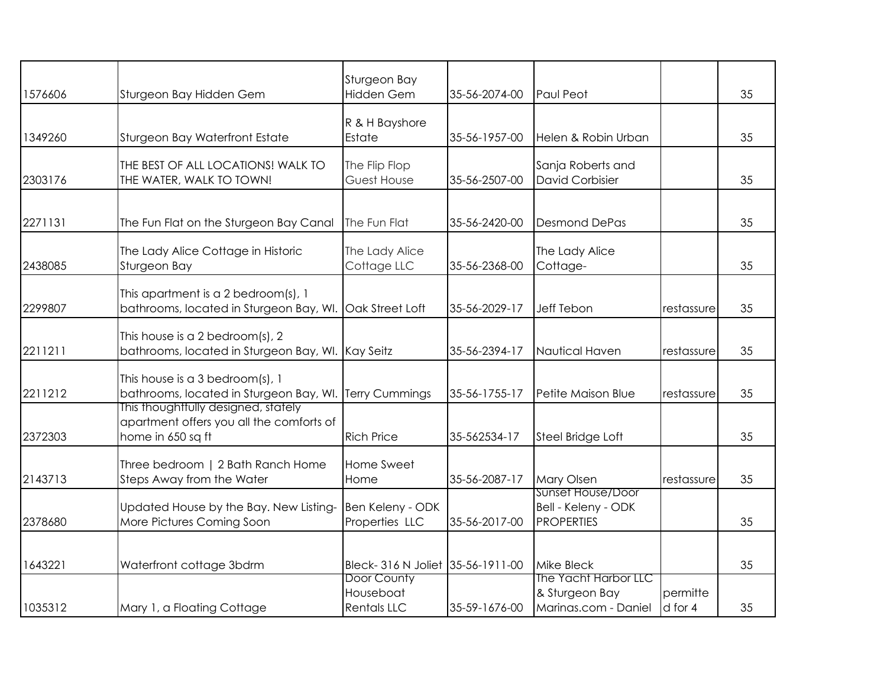| | | | | | | |
|---|---|---|---|---|---|---|
| 1576606 | Sturgeon Bay Hidden Gem | Sturgeon Bay Hidden Gem | 35-56-2074-00 | Paul Peot | | 35 |
| 1349260 | Sturgeon Bay Waterfront Estate | R & H Bayshore Estate | 35-56-1957-00 | Helen & Robin Urban | | 35 |
| 2303176 | THE BEST OF ALL LOCATIONS! WALK TO THE WATER, WALK TO TOWN! | The Flip Flop Guest House | 35-56-2507-00 | Sanja Roberts and David Corbisier | | 35 |
| 2271131 | The Fun Flat on the Sturgeon Bay Canal | The Fun Flat | 35-56-2420-00 | Desmond DePas | | 35 |
| 2438085 | The Lady Alice Cottage in Historic Sturgeon Bay | The Lady Alice Cottage LLC | 35-56-2368-00 | The Lady Alice Cottage- | | 35 |
| 2299807 | This apartment is a 2 bedroom(s), 1 bathrooms, located in Sturgeon Bay, WI. | Oak Street Loft | 35-56-2029-17 | Jeff Tebon | restassure | 35 |
| 2211211 | This house is a 2 bedroom(s), 2 bathrooms, located in Sturgeon Bay, WI. | Kay Seitz | 35-56-2394-17 | Nautical Haven | restassure | 35 |
| 2211212 | This house is a 3 bedroom(s), 1 bathrooms, located in Sturgeon Bay, WI. | Terry Cummings | 35-56-1755-17 | Petite Maison Blue | restassure | 35 |
| 2372303 | This thoughtfully designed, stately apartment offers you all the comforts of home in 650 sq ft | Rich Price | 35-562534-17 | Steel Bridge Loft | | 35 |
| 2143713 | Three bedroom \| 2 Bath Ranch Home Steps Away from the Water | Home Sweet Home | 35-56-2087-17 | Mary Olsen | restassure | 35 |
| 2378680 | Updated House by the Bay. New Listing-More Pictures Coming Soon | Ben Keleny - ODK Properties LLC | 35-56-2017-00 | Sunset House/Door Bell - Keleny - ODK PROPERTIES | | 35 |
| 1643221 | Waterfront cottage 3bdrm | Bleck- 316 N Joliet | 35-56-1911-00 | Mike Bleck | | 35 |
| 1035312 | Mary 1, a Floating Cottage | Door County Houseboat Rentals LLC | 35-59-1676-00 | The Yacht Harbor LLC & Sturgeon Bay Marinas.com - Daniel | permitted for 4 | 35 |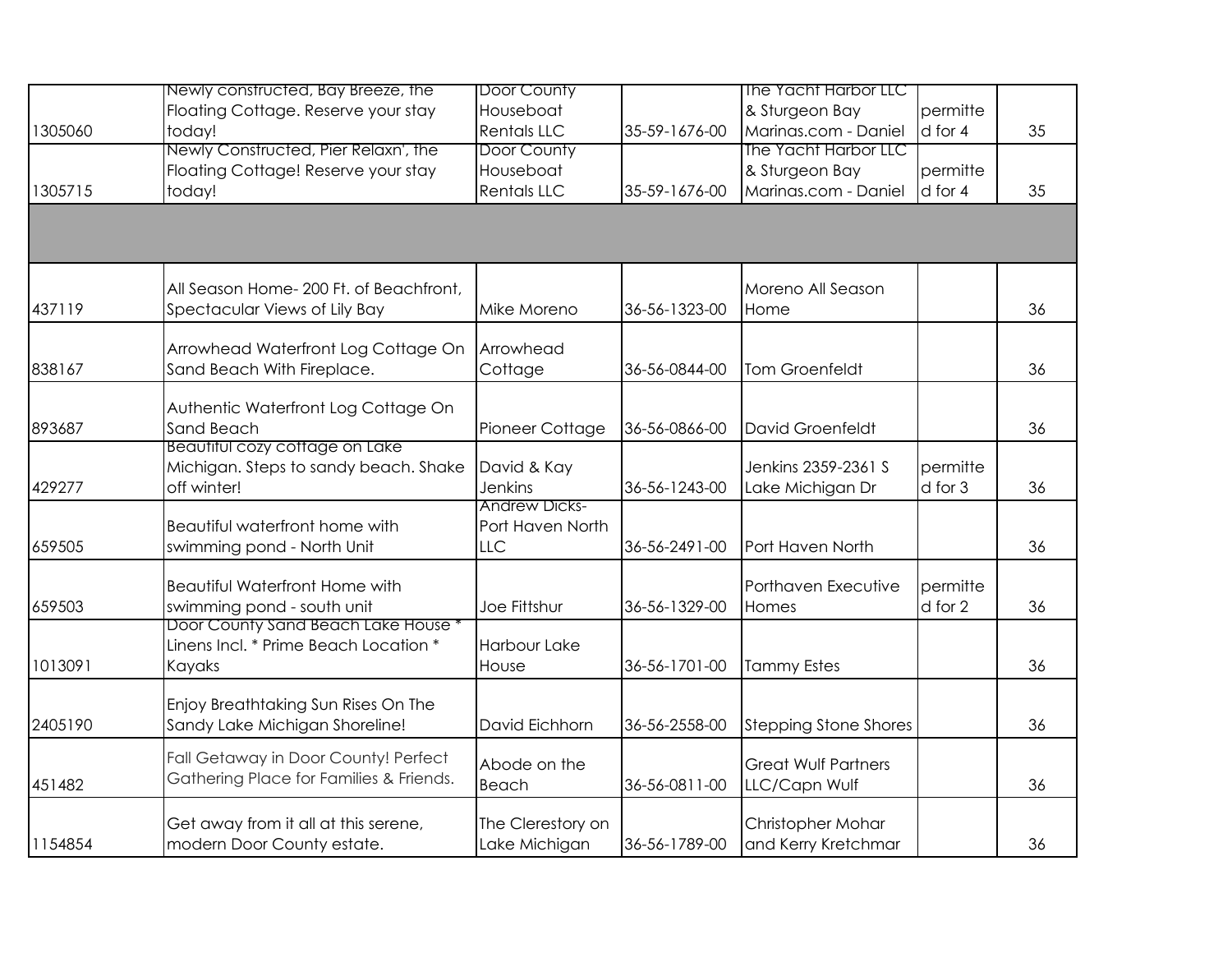| | | | | | | |
|---|---|---|---|---|---|---|
| 1305060 | Newly constructed, Bay Breeze, the Floating Cottage. Reserve your stay today! | Door County Houseboat Rentals LLC | 35-59-1676-00 | The Yacht Harbor LLC & Sturgeon Bay Marinas.com - Daniel | permitted for 4 | 35 |
| 1305715 | Newly Constructed, Pier Relaxn', the Floating Cottage! Reserve your stay today! | Door County Houseboat Rentals LLC | 35-59-1676-00 | The Yacht Harbor LLC & Sturgeon Bay Marinas.com - Daniel | permitted for 4 | 35 |
| | | | | | | |
| 437119 | All Season Home- 200 Ft. of Beachfront, Spectacular Views of Lily Bay | Mike Moreno | 36-56-1323-00 | Moreno All Season Home | | 36 |
| 838167 | Arrowhead Waterfront Log Cottage On Sand Beach With Fireplace. | Arrowhead Cottage | 36-56-0844-00 | Tom Groenfeldt | | 36 |
| 893687 | Authentic Waterfront Log Cottage On Sand Beach | Pioneer Cottage | 36-56-0866-00 | David Groenfeldt | | 36 |
| 429277 | Beautiful cozy cottage on Lake Michigan. Steps to sandy beach. Shake off winter! | David & Kay Jenkins | 36-56-1243-00 | Jenkins 2359-2361 S Lake Michigan Dr | permitted for 3 | 36 |
| 659505 | Beautiful waterfront home with swimming pond - North Unit | Andrew Dicks-Port Haven North LLC | 36-56-2491-00 | Port Haven North | | 36 |
| 659503 | Beautiful Waterfront Home with swimming pond - south unit | Joe Fittshur | 36-56-1329-00 | Porthaven Executive Homes | permitted for 2 | 36 |
| 1013091 | Door County Sand Beach Lake House * Linens Incl. * Prime Beach Location * Kayaks | Harbour Lake House | 36-56-1701-00 | Tammy Estes | | 36 |
| 2405190 | Enjoy Breathtaking Sun Rises On The Sandy Lake Michigan Shoreline! | David Eichhorn | 36-56-2558-00 | Stepping Stone Shores | | 36 |
| 451482 | Fall Getaway in Door County! Perfect Gathering Place for Families & Friends. | Abode on the Beach | 36-56-0811-00 | Great Wulf Partners LLC/Capn Wulf | | 36 |
| 1154854 | Get away from it all at this serene, modern Door County estate. | The Clerestory on Lake Michigan | 36-56-1789-00 | Christopher Mohar and Kerry Kretchmar | | 36 |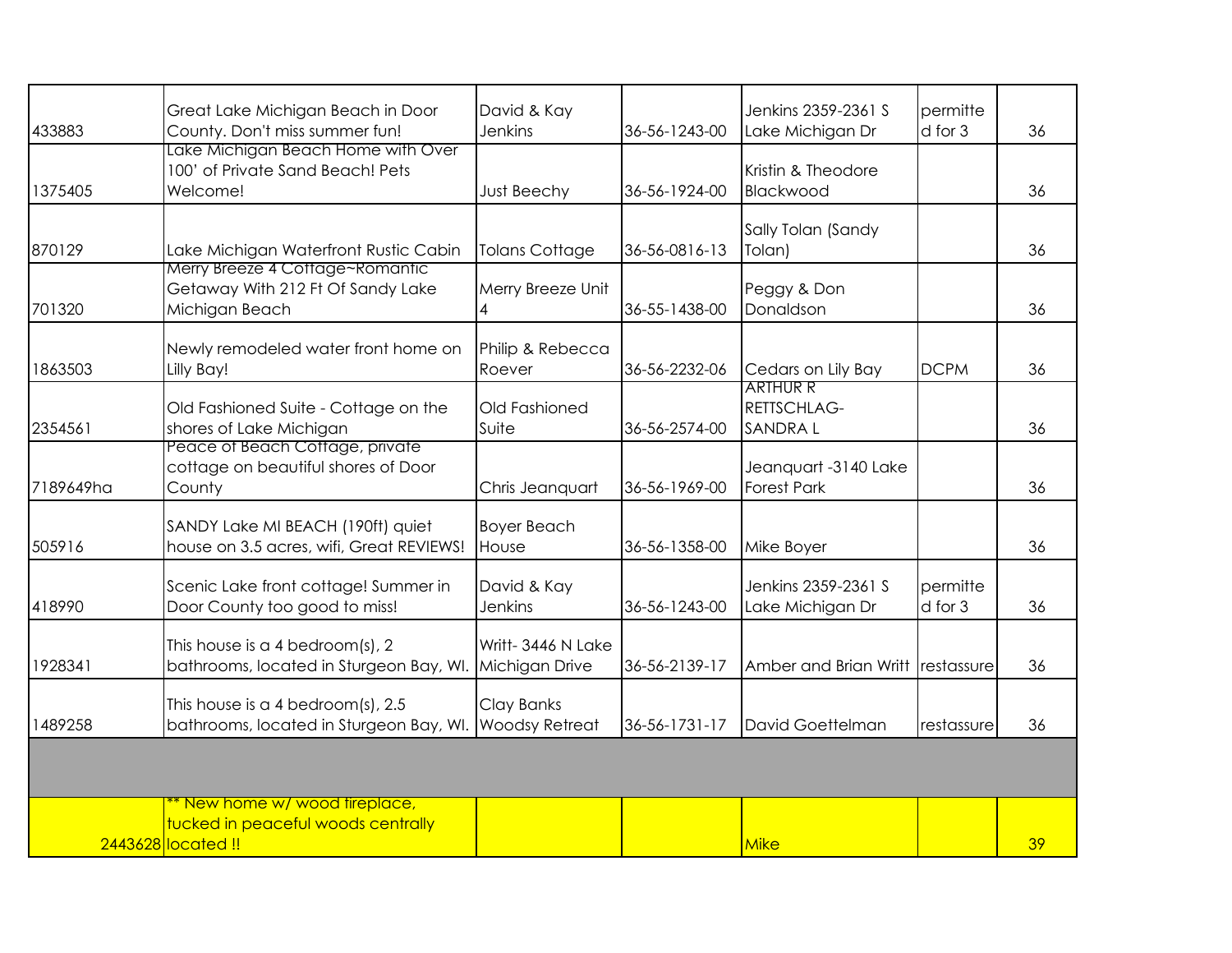| | | | | | | |
|---|---|---|---|---|---|---|
| 433883 | Great Lake Michigan Beach in Door County. Don't miss summer fun! | David & Kay Jenkins | 36-56-1243-00 | Jenkins 2359-2361 S Lake Michigan Dr | permitted for 3 | 36 |
| 1375405 | Lake Michigan Beach Home with Over 100' of Private Sand Beach! Pets Welcome! | Just Beechy | 36-56-1924-00 | Kristin & Theodore Blackwood | | 36 |
| 870129 | Lake Michigan Waterfront Rustic Cabin | Tolans Cottage | 36-56-0816-13 | Sally Tolan (Sandy Tolan) | | 36 |
| 701320 | Merry Breeze 4 Cottage~Romantic Getaway With 212 Ft Of Sandy Lake Michigan Beach | Merry Breeze Unit 4 | 36-55-1438-00 | Peggy & Don Donaldson | | 36 |
| 1863503 | Newly remodeled water front home on Lilly Bay! | Philip & Rebecca Roever | 36-56-2232-06 | Cedars on Lily Bay | DCPM | 36 |
| 2354561 | Old Fashioned Suite - Cottage on the shores of Lake Michigan | Old Fashioned Suite | 36-56-2574-00 | ARTHUR R RETTSCHLAG-SANDRA L | | 36 |
| 7189649ha | Peace of Beach Cottage, private cottage on beautiful shores of Door County | Chris Jeanquart | 36-56-1969-00 | Jeanquart -3140 Lake Forest Park | | 36 |
| 505916 | SANDY Lake MI BEACH (190ft) quiet house on 3.5 acres, wifi, Great REVIEWS! | Boyer Beach House | 36-56-1358-00 | Mike Boyer | | 36 |
| 418990 | Scenic Lake front cottage! Summer in Door County too good to miss! | David & Kay Jenkins | 36-56-1243-00 | Jenkins 2359-2361 S Lake Michigan Dr | permitted for 3 | 36 |
| 1928341 | This house is a 4 bedroom(s), 2 bathrooms, located in Sturgeon Bay, WI. | Writt- 3446 N Lake Michigan Drive | 36-56-2139-17 | Amber and Brian Writt | restassure | 36 |
| 1489258 | This house is a 4 bedroom(s), 2.5 bathrooms, located in Sturgeon Bay, WI. | Clay Banks Woodsy Retreat | 36-56-1731-17 | David Goettelman | restassure | 36 |
| | | | | | | |
| 2443628 | ** New home w/ wood fireplace, tucked in peaceful woods centrally located !! | | | Mike | | 39 |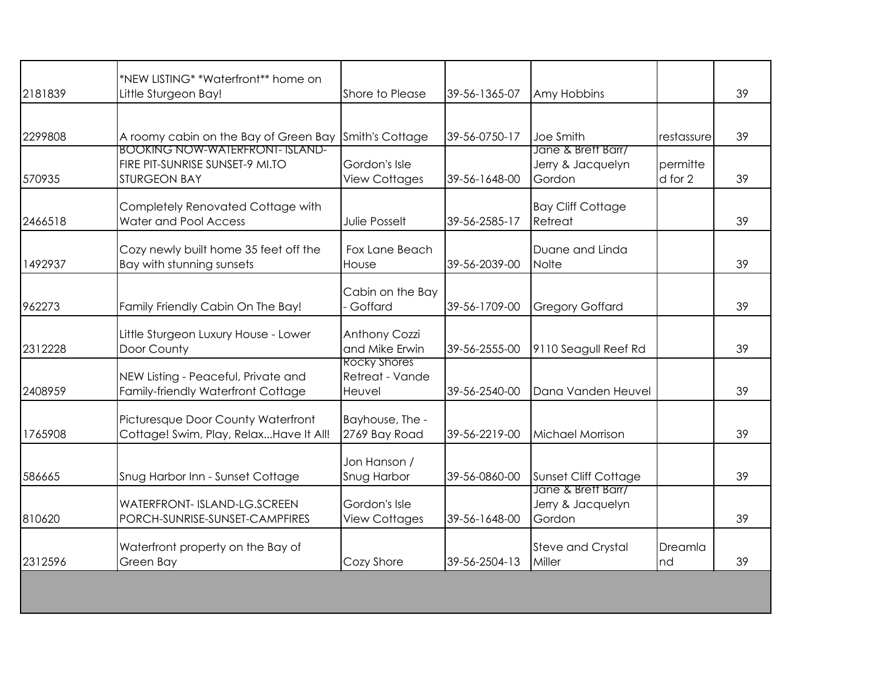| | | | | | | |
|---|---|---|---|---|---|---|
| 2181839 | *NEW LISTING* *Waterfront** home on Little Sturgeon Bay! | Shore to Please | 39-56-1365-07 | Amy Hobbins | | 39 |
| 2299808 | A roomy cabin on the Bay of Green Bay | Smith's Cottage | 39-56-0750-17 | Joe Smith | restassure | 39 |
| 570935 | BOOKING NOW-WATERFRONT- ISLAND-FIRE PIT-SUNRISE SUNSET-9 MI.TO STURGEON BAY | Gordon's Isle View Cottages | 39-56-1648-00 | Jane & Brett Barr/ Jerry & Jacquelyn Gordon | permitted for 2 | 39 |
| 2466518 | Completely Renovated Cottage with Water and Pool Access | Julie Posselt | 39-56-2585-17 | Bay Cliff Cottage Retreat | | 39 |
| 1492937 | Cozy newly built home 35 feet off the Bay with stunning sunsets | Fox Lane Beach House | 39-56-2039-00 | Duane and Linda Nolte | | 39 |
| 962273 | Family Friendly Cabin On The Bay! | Cabin on the Bay - Goffard | 39-56-1709-00 | Gregory Goffard | | 39 |
| 2312228 | Little Sturgeon Luxury House - Lower Door County | Anthony Cozzi and Mike Erwin | 39-56-2555-00 | 9110 Seagull Reef Rd | | 39 |
| 2408959 | NEW Listing - Peaceful, Private and Family-friendly Waterfront Cottage | Rocky Shores Retreat - Vande Heuvel | 39-56-2540-00 | Dana Vanden Heuvel | | 39 |
| 1765908 | Picturesque Door County Waterfront Cottage! Swim, Play, Relax...Have It All! | Bayhouse, The - 2769 Bay Road | 39-56-2219-00 | Michael Morrison | | 39 |
| 586665 | Snug Harbor Inn - Sunset Cottage | Jon Hanson / Snug Harbor | 39-56-0860-00 | Sunset Cliff Cottage | | 39 |
| 810620 | WATERFRONT- ISLAND-LG.SCREEN PORCH-SUNRISE-SUNSET-CAMPFIRES | Gordon's Isle View Cottages | 39-56-1648-00 | Jane & Brett Barr/ Jerry & Jacquelyn Gordon | | 39 |
| 2312596 | Waterfront property on the Bay of Green Bay | Cozy Shore | 39-56-2504-13 | Steve and Crystal Miller | Dreamland | 39 |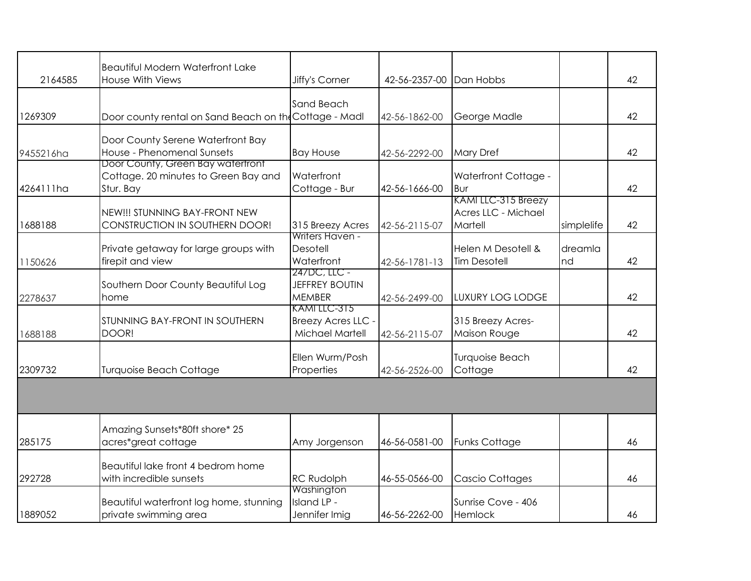| | | | | | | |
|---|---|---|---|---|---|---|
| 2164585 | Beautiful Modern Waterfront Lake House With Views | Jiffy's Corner | 42-56-2357-00 | Dan Hobbs | | 42 |
| 1269309 | Door county rental on Sand Beach on the | Sand Beach Cottage - Madl | 42-56-1862-00 | George Madle | | 42 |
| 9455216ha | Door County Serene Waterfront Bay House - Phenomenal Sunsets | Bay House | 42-56-2292-00 | Mary Dref | | 42 |
| 4264111ha | Door County, Green Bay waterfront Cottage. 20 minutes to Green Bay and Stur. Bay | Waterfront Cottage - Bur | 42-56-1666-00 | Waterfront Cottage - Bur | | 42 |
| 1688188 | NEW!!! STUNNING BAY-FRONT NEW CONSTRUCTION IN SOUTHERN DOOR! | 315 Breezy Acres | 42-56-2115-07 | KAMI LLC-315 Breezy Acres LLC - Michael Martell | simplelife | 42 |
| 1150626 | Private getaway for large groups with firepit and view | Writers Haven - Desotell Waterfront | 42-56-1781-13 | Helen M Desotell & Tim Desotell | dreamland | 42 |
| 2278637 | Southern Door County Beautiful Log home | 247DC, LLC - JEFFREY BOUTIN MEMBER | 42-56-2499-00 | LUXURY LOG LODGE | | 42 |
| 1688188 | STUNNING BAY-FRONT IN SOUTHERN DOOR! | KAMI LLC-315 Breezy Acres LLC - Michael Martell | 42-56-2115-07 | 315 Breezy Acres-Maison Rouge | | 42 |
| 2309732 | Turquoise Beach Cottage | Ellen Wurm/Posh Properties | 42-56-2526-00 | Turquoise Beach Cottage | | 42 |
| | | | | | | |
| 285175 | Amazing Sunsets*80ft shore* 25 acres*great cottage | Amy Jorgenson | 46-56-0581-00 | Funks Cottage | | 46 |
| 292728 | Beautiful lake front 4 bedrom home with incredible sunsets | RC Rudolph | 46-55-0566-00 | Cascio Cottages | | 46 |
| 1889052 | Beautiful waterfront log home, stunning private swimming area | Washington Island LP - Jennifer Imig | 46-56-2262-00 | Sunrise Cove - 406 Hemlock | | 46 |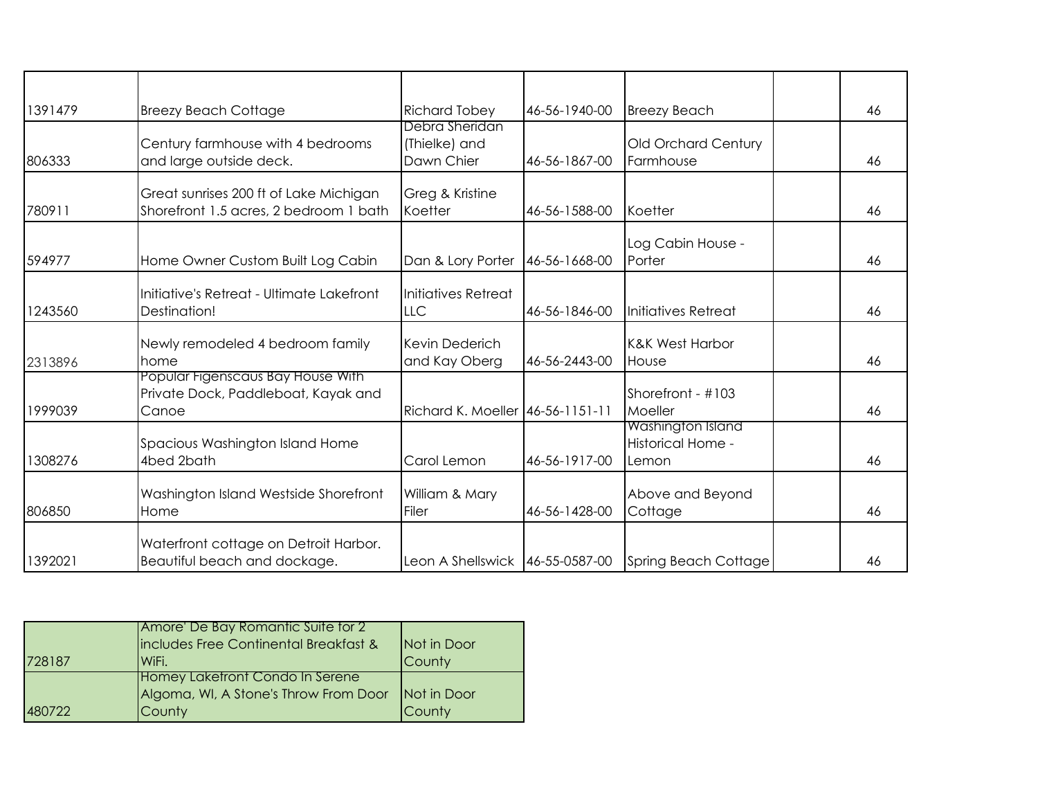| | | | | | | |
|---|---|---|---|---|---|---|
| 1391479 | Breezy Beach Cottage | Richard Tobey | 46-56-1940-00 | Breezy Beach | | 46 |
| 806333 | Century farmhouse with 4 bedrooms and large outside deck. | Debra Sheridan (Thielke) and Dawn Chier | 46-56-1867-00 | Old Orchard Century Farmhouse | | 46 |
| 780911 | Great sunrises 200 ft of Lake Michigan Shorefront 1.5 acres, 2 bedroom 1 bath | Greg & Kristine Koetter | 46-56-1588-00 | Koetter | | 46 |
| 594977 | Home Owner Custom Built Log Cabin | Dan & Lory Porter | 46-56-1668-00 | Log Cabin House - Porter | | 46 |
| 1243560 | Initiative's Retreat - Ultimate Lakefront Destination! | Initiatives Retreat LLC | 46-56-1846-00 | Initiatives Retreat | | 46 |
| 2313896 | Newly remodeled 4 bedroom family home | Kevin Dederich and Kay Oberg | 46-56-2443-00 | K&K West Harbor House | | 46 |
| 1999039 | Popular Figenscaus Bay House With Private Dock, Paddleboat, Kayak and Canoe | Richard K. Moeller | 46-56-1151-11 | Shorefront - #103 Moeller | | 46 |
| 1308276 | Spacious Washington Island Home 4bed 2bath | Carol Lemon | 46-56-1917-00 | Washington Island Historical Home - Lemon | | 46 |
| 806850 | Washington Island Westside Shorefront Home | William & Mary Filer | 46-56-1428-00 | Above and Beyond Cottage | | 46 |
| 1392021 | Waterfront cottage on Detroit Harbor. Beautiful beach and dockage. | Leon A Shellswick | 46-55-0587-00 | Spring Beach Cottage | | 46 |

| | | |
|---|---|---|
| 728187 | Amore' De Bay Romantic Suite for 2 includes Free Continental Breakfast & WiFi. | Not in Door County |
| 480722 | Homey Lakefront Condo In Serene Algoma, WI, A Stone's Throw From Door County | Not in Door County |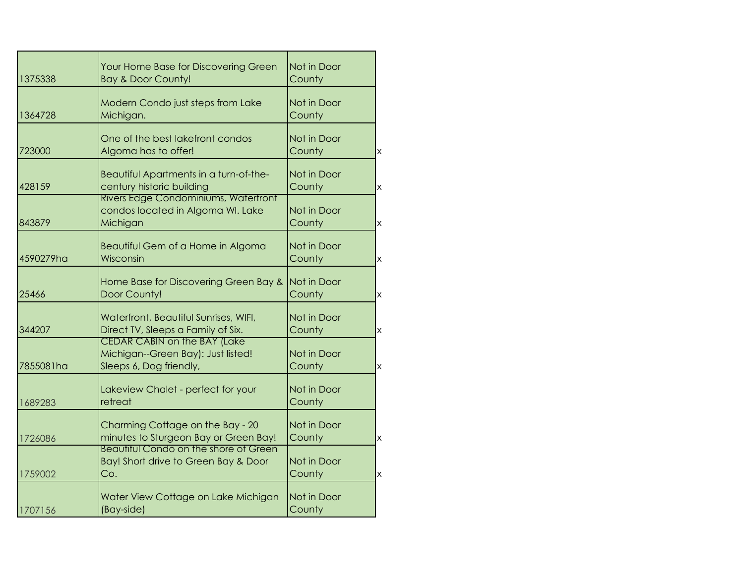| | | | |
|---|---|---|---|
| 1375338 | Your Home Base for Discovering Green Bay & Door County! | Not in Door County | |
| 1364728 | Modern Condo just steps from Lake Michigan. | Not in Door County | |
| 723000 | One of the best lakefront condos Algoma has to offer! | Not in Door County | x |
| 428159 | Beautiful Apartments in a turn-of-the-century historic building | Not in Door County | x |
| 843879 | Rivers Edge Condominiums, Waterfront condos located in Algoma WI. Lake Michigan | Not in Door County | x |
| 4590279ha | Beautiful Gem of a Home in Algoma Wisconsin | Not in Door County | x |
| 25466 | Home Base for Discovering Green Bay & Door County! | Not in Door County | x |
| 344207 | Waterfront, Beautiful Sunrises, WIFI, Direct TV, Sleeps a Family of Six. | Not in Door County | x |
| 7855081ha | CEDAR CABIN on the BAY (Lake Michigan--Green Bay): Just listed! Sleeps 6, Dog friendly, | Not in Door County | x |
| 1689283 | Lakeview Chalet - perfect for your retreat | Not in Door County | |
| 1726086 | Charming Cottage on the Bay - 20 minutes to Sturgeon Bay or Green Bay! | Not in Door County | x |
| 1759002 | Beautiful Condo on the shore of Green Bay! Short drive to Green Bay & Door Co. | Not in Door County | x |
| 1707156 | Water View Cottage on Lake Michigan (Bay-side) | Not in Door County | |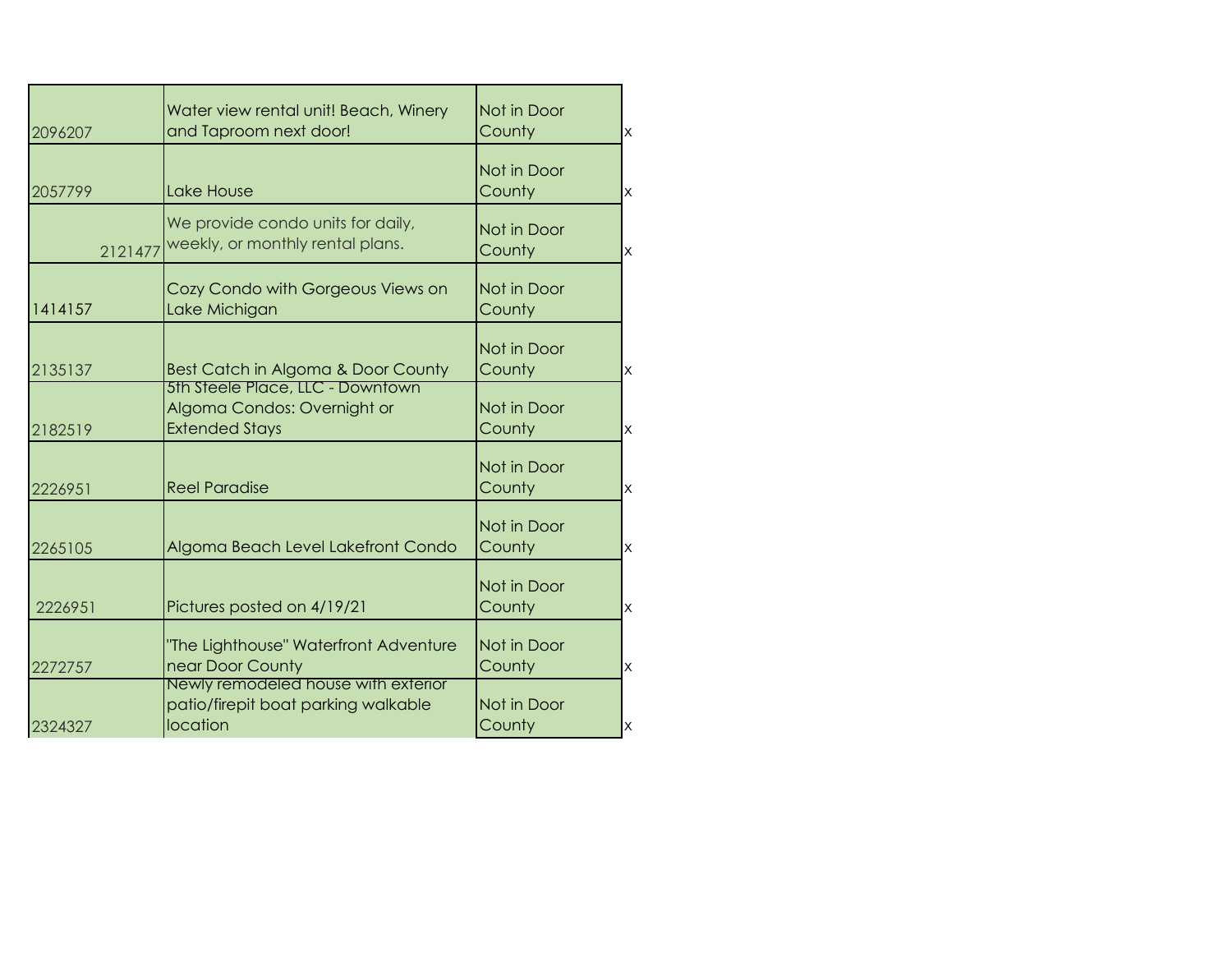| | | | |
|---|---|---|---|
| 2096207 | Water view rental unit! Beach, Winery and Taproom next door! | Not in Door County | x |
| 2057799 | Lake House | Not in Door County | x |
| 2121477 | We provide condo units for daily, weekly, or monthly rental plans. | Not in Door County | x |
| 1414157 | Cozy Condo with Gorgeous Views on Lake Michigan | Not in Door County | |
| 2135137 | Best Catch in Algoma & Door County | Not in Door County | x |
| 2182519 | 5th Steele Place, LLC - Downtown Algoma Condos: Overnight or Extended Stays | Not in Door County | x |
| 2226951 | Reel Paradise | Not in Door County | x |
| 2265105 | Algoma Beach Level Lakefront Condo | Not in Door County | x |
| 2226951 | Pictures posted on 4/19/21 | Not in Door County | x |
| 2272757 | "The Lighthouse" Waterfront Adventure near Door County | Not in Door County | x |
| 2324327 | Newly remodeled house with exterior patio/firepit boat parking walkable location | Not in Door County | x |